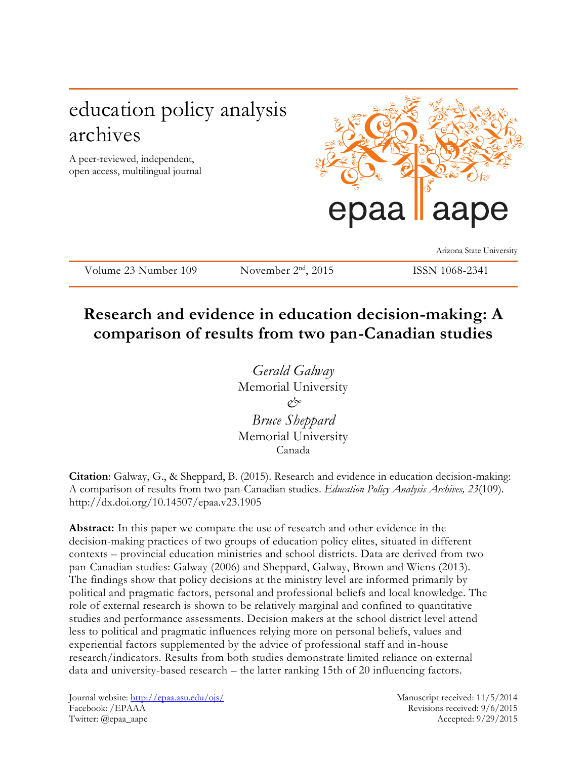education policy analysis archives

A peer-reviewed, independent, open access, multilingual journal

epaa | aape

Arizona State University

Volume 23 Number 109 November 2nd, 2015 ISSN 1068-2341

# Research and evidence in education decision-making: A comparison of results from two pan-Canadian studies

*Gerald Galway*
Memorial University
*&*
*Bruce Sheppard*
Memorial University
Canada

**Citation**: Galway, G., & Sheppard, B. (2015). Research and evidence in education decision-making: A comparison of results from two pan-Canadian studies. *Education Policy Analysis Archives, 23*(109). http://dx.doi.org/10.14507/epaa.v23.1905

**Abstract:** In this paper we compare the use of research and other evidence in the decision-making practices of two groups of education policy elites, situated in different contexts – provincial education ministries and school districts. Data are derived from two pan-Canadian studies: Galway (2006) and Sheppard, Galway, Brown and Wiens (2013). The findings show that policy decisions at the ministry level are informed primarily by political and pragmatic factors, personal and professional beliefs and local knowledge. The role of external research is shown to be relatively marginal and confined to quantitative studies and performance assessments. Decision makers at the school district level attend less to political and pragmatic influences relying more on personal beliefs, values and experiential factors supplemented by the advice of professional staff and in-house research/indicators. Results from both studies demonstrate limited reliance on external data and university-based research – the latter ranking 15th of 20 influencing factors.

Journal website: http://epaa.asu.edu/ojs/
Facebook: /EPAAA
Twitter: @epaa_aape

Manuscript received: 11/5/2014
Revisions received: 9/6/2015
Accepted: 9/29/2015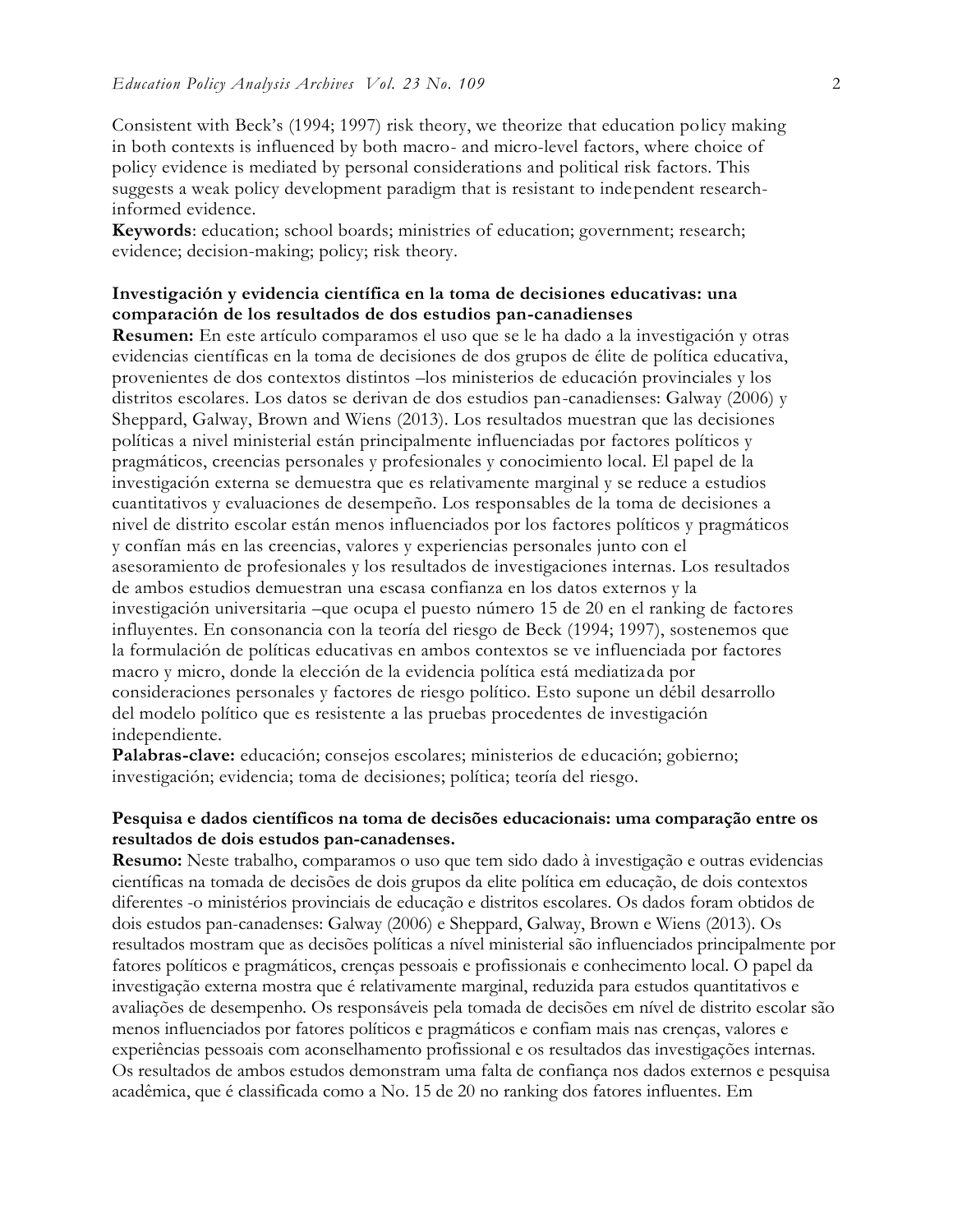Consistent with Beck's (1994; 1997) risk theory, we theorize that education policy making in both contexts is influenced by both macro- and micro-level factors, where choice of policy evidence is mediated by personal considerations and political risk factors. This suggests a weak policy development paradigm that is resistant to independent research-informed evidence.

**Keywords**: education; school boards; ministries of education; government; research; evidence; decision-making; policy; risk theory.

**Investigación y evidencia científica en la toma de decisiones educativas: una comparación de los resultados de dos estudios pan-canadienses**

**Resumen:** En este artículo comparamos el uso que se le ha dado a la investigación y otras evidencias científicas en la toma de decisiones de dos grupos de élite de política educativa, provenientes de dos contextos distintos –los ministerios de educación provinciales y los distritos escolares. Los datos se derivan de dos estudios pan-canadienses: Galway (2006) y Sheppard, Galway, Brown and Wiens (2013). Los resultados muestran que las decisiones políticas a nivel ministerial están principalmente influenciadas por factores políticos y pragmáticos, creencias personales y profesionales y conocimiento local. El papel de la investigación externa se demuestra que es relativamente marginal y se reduce a estudios cuantitativos y evaluaciones de desempeño. Los responsables de la toma de decisiones a nivel de distrito escolar están menos influenciados por los factores políticos y pragmáticos y confían más en las creencias, valores y experiencias personales junto con el asesoramiento de profesionales y los resultados de investigaciones internas. Los resultados de ambos estudios demuestran una escasa confianza en los datos externos y la investigación universitaria –que ocupa el puesto número 15 de 20 en el ranking de factores influyentes. En consonancia con la teoría del riesgo de Beck (1994; 1997), sostenemos que la formulación de políticas educativas en ambos contextos se ve influenciada por factores macro y micro, donde la elección de la evidencia política está mediatizada por consideraciones personales y factores de riesgo político. Esto supone un débil desarrollo del modelo político que es resistente a las pruebas procedentes de investigación independiente.

**Palabras-clave:** educación; consejos escolares; ministerios de educación; gobierno; investigación; evidencia; toma de decisiones; política; teoría del riesgo.

**Pesquisa e dados científicos na toma de decisões educacionais: uma comparação entre os resultados de dois estudos pan-canadenses.**

**Resumo:** Neste trabalho, comparamos o uso que tem sido dado à investigação e outras evidencias científicas na tomada de decisões de dois grupos da elite política em educação, de dois contextos diferentes -o ministérios provinciais de educação e distritos escolares. Os dados foram obtidos de dois estudos pan-canadenses: Galway (2006) e Sheppard, Galway, Brown e Wiens (2013). Os resultados mostram que as decisões políticas a nível ministerial são influenciados principalmente por fatores políticos e pragmáticos, crenças pessoais e profissionais e conhecimento local. O papel da investigação externa mostra que é relativamente marginal, reduzida para estudos quantitativos e avaliações de desempenho. Os responsáveis pela tomada de decisões em nível de distrito escolar são menos influenciados por fatores políticos e pragmáticos e confiam mais nas crenças, valores e experiências pessoais com aconselhamento profissional e os resultados das investigações internas. Os resultados de ambos estudos demonstram uma falta de confiança nos dados externos e pesquisa acadêmica, que é classificada como a No. 15 de 20 no ranking dos fatores influentes. Em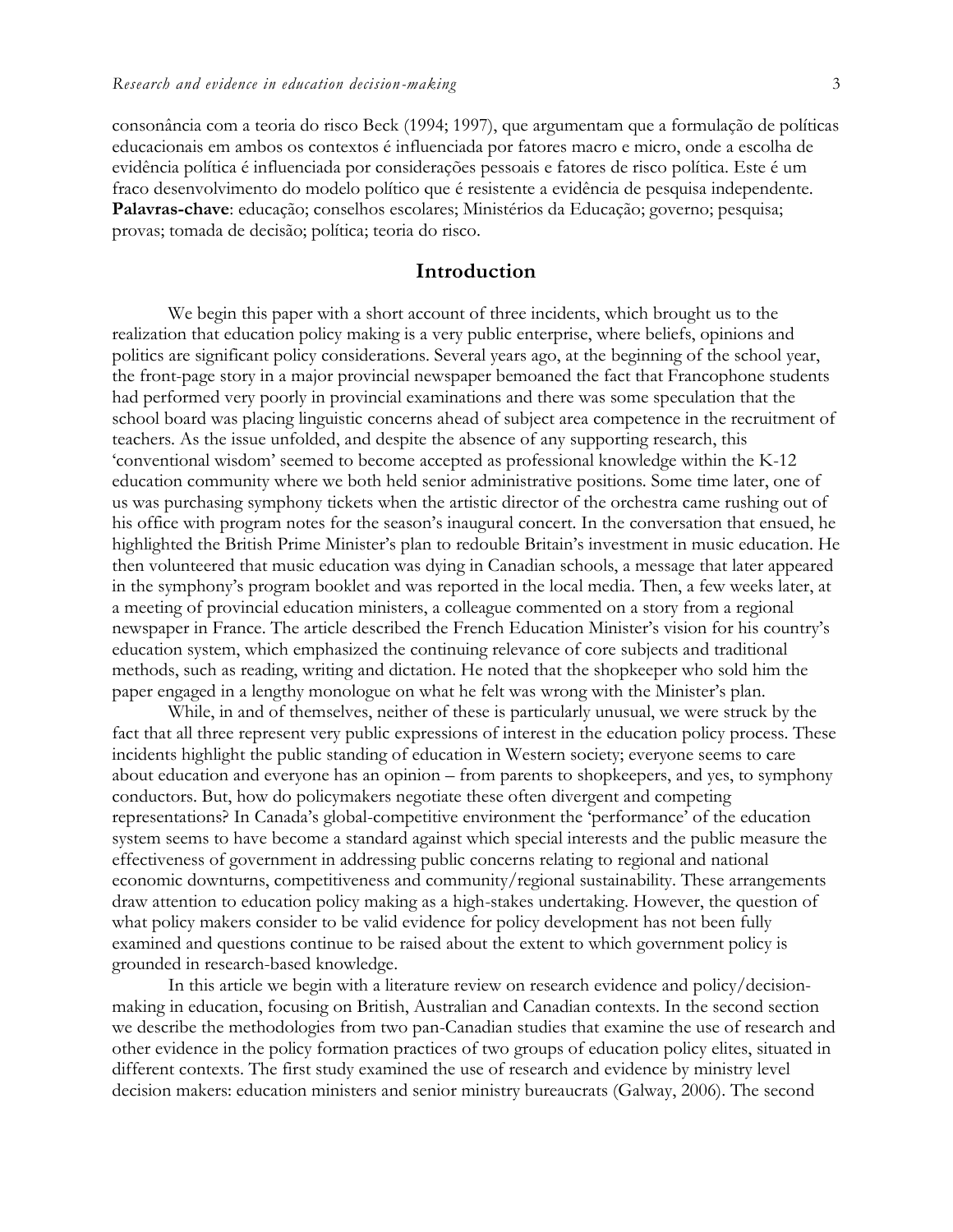consonância com a teoria do risco Beck (1994; 1997), que argumentam que a formulação de políticas educacionais em ambos os contextos é influenciada por fatores macro e micro, onde a escolha de evidência política é influenciada por considerações pessoais e fatores de risco política. Este é um fraco desenvolvimento do modelo político que é resistente a evidência de pesquisa independente.

**Palavras-chave**: educação; conselhos escolares; Ministérios da Educação; governo; pesquisa; provas; tomada de decisão; política; teoria do risco.

## Introduction

We begin this paper with a short account of three incidents, which brought us to the realization that education policy making is a very public enterprise, where beliefs, opinions and politics are significant policy considerations. Several years ago, at the beginning of the school year, the front-page story in a major provincial newspaper bemoaned the fact that Francophone students had performed very poorly in provincial examinations and there was some speculation that the school board was placing linguistic concerns ahead of subject area competence in the recruitment of teachers. As the issue unfolded, and despite the absence of any supporting research, this 'conventional wisdom' seemed to become accepted as professional knowledge within the K-12 education community where we both held senior administrative positions. Some time later, one of us was purchasing symphony tickets when the artistic director of the orchestra came rushing out of his office with program notes for the season's inaugural concert. In the conversation that ensued, he highlighted the British Prime Minister's plan to redouble Britain's investment in music education. He then volunteered that music education was dying in Canadian schools, a message that later appeared in the symphony's program booklet and was reported in the local media. Then, a few weeks later, at a meeting of provincial education ministers, a colleague commented on a story from a regional newspaper in France. The article described the French Education Minister's vision for his country's education system, which emphasized the continuing relevance of core subjects and traditional methods, such as reading, writing and dictation. He noted that the shopkeeper who sold him the paper engaged in a lengthy monologue on what he felt was wrong with the Minister's plan.

While, in and of themselves, neither of these is particularly unusual, we were struck by the fact that all three represent very public expressions of interest in the education policy process. These incidents highlight the public standing of education in Western society; everyone seems to care about education and everyone has an opinion – from parents to shopkeepers, and yes, to symphony conductors. But, how do policymakers negotiate these often divergent and competing representations? In Canada's global-competitive environment the 'performance' of the education system seems to have become a standard against which special interests and the public measure the effectiveness of government in addressing public concerns relating to regional and national economic downturns, competitiveness and community/regional sustainability. These arrangements draw attention to education policy making as a high-stakes undertaking. However, the question of what policy makers consider to be valid evidence for policy development has not been fully examined and questions continue to be raised about the extent to which government policy is grounded in research-based knowledge.

In this article we begin with a literature review on research evidence and policy/decision-making in education, focusing on British, Australian and Canadian contexts. In the second section we describe the methodologies from two pan-Canadian studies that examine the use of research and other evidence in the policy formation practices of two groups of education policy elites, situated in different contexts. The first study examined the use of research and evidence by ministry level decision makers: education ministers and senior ministry bureaucrats (Galway, 2006). The second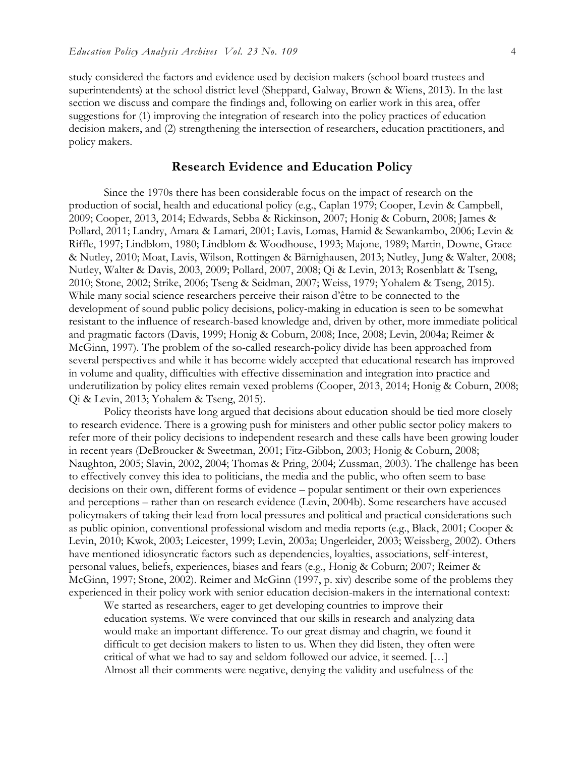study considered the factors and evidence used by decision makers (school board trustees and superintendents) at the school district level (Sheppard, Galway, Brown & Wiens, 2013). In the last section we discuss and compare the findings and, following on earlier work in this area, offer suggestions for (1) improving the integration of research into the policy practices of education decision makers, and (2) strengthening the intersection of researchers, education practitioners, and policy makers.

## Research Evidence and Education Policy

Since the 1970s there has been considerable focus on the impact of research on the production of social, health and educational policy (e.g., Caplan 1979; Cooper, Levin & Campbell, 2009; Cooper, 2013, 2014; Edwards, Sebba & Rickinson, 2007; Honig & Coburn, 2008; James & Pollard, 2011; Landry, Amara & Lamari, 2001; Lavis, Lomas, Hamid & Sewankambo, 2006; Levin & Riffle, 1997; Lindblom, 1980; Lindblom & Woodhouse, 1993; Majone, 1989; Martin, Downe, Grace & Nutley, 2010; Moat, Lavis, Wilson, Rottingen & Bärnighausen, 2013; Nutley, Jung & Walter, 2008; Nutley, Walter & Davis, 2003, 2009; Pollard, 2007, 2008; Qi & Levin, 2013; Rosenblatt & Tseng, 2010; Stone, 2002; Strike, 2006; Tseng & Seidman, 2007; Weiss, 1979; Yohalem & Tseng, 2015). While many social science researchers perceive their raison d'être to be connected to the development of sound public policy decisions, policy-making in education is seen to be somewhat resistant to the influence of research-based knowledge and, driven by other, more immediate political and pragmatic factors (Davis, 1999; Honig & Coburn, 2008; Ince, 2008; Levin, 2004a; Reimer & McGinn, 1997). The problem of the so-called research-policy divide has been approached from several perspectives and while it has become widely accepted that educational research has improved in volume and quality, difficulties with effective dissemination and integration into practice and underutilization by policy elites remain vexed problems (Cooper, 2013, 2014; Honig & Coburn, 2008; Qi & Levin, 2013; Yohalem & Tseng, 2015).

Policy theorists have long argued that decisions about education should be tied more closely to research evidence. There is a growing push for ministers and other public sector policy makers to refer more of their policy decisions to independent research and these calls have been growing louder in recent years (DeBroucker & Sweetman, 2001; Fitz-Gibbon, 2003; Honig & Coburn, 2008; Naughton, 2005; Slavin, 2002, 2004; Thomas & Pring, 2004; Zussman, 2003). The challenge has been to effectively convey this idea to politicians, the media and the public, who often seem to base decisions on their own, different forms of evidence – popular sentiment or their own experiences and perceptions – rather than on research evidence (Levin, 2004b). Some researchers have accused policymakers of taking their lead from local pressures and political and practical considerations such as public opinion, conventional professional wisdom and media reports (e.g., Black, 2001; Cooper & Levin, 2010; Kwok, 2003; Leicester, 1999; Levin, 2003a; Ungerleider, 2003; Weissberg, 2002). Others have mentioned idiosyncratic factors such as dependencies, loyalties, associations, self-interest, personal values, beliefs, experiences, biases and fears (e.g., Honig & Coburn; 2007; Reimer & McGinn, 1997; Stone, 2002). Reimer and McGinn (1997, p. xiv) describe some of the problems they experienced in their policy work with senior education decision-makers in the international context:

> We started as researchers, eager to get developing countries to improve their education systems. We were convinced that our skills in research and analyzing data would make an important difference. To our great dismay and chagrin, we found it difficult to get decision makers to listen to us. When they did listen, they often were critical of what we had to say and seldom followed our advice, it seemed. […]
> Almost all their comments were negative, denying the validity and usefulness of the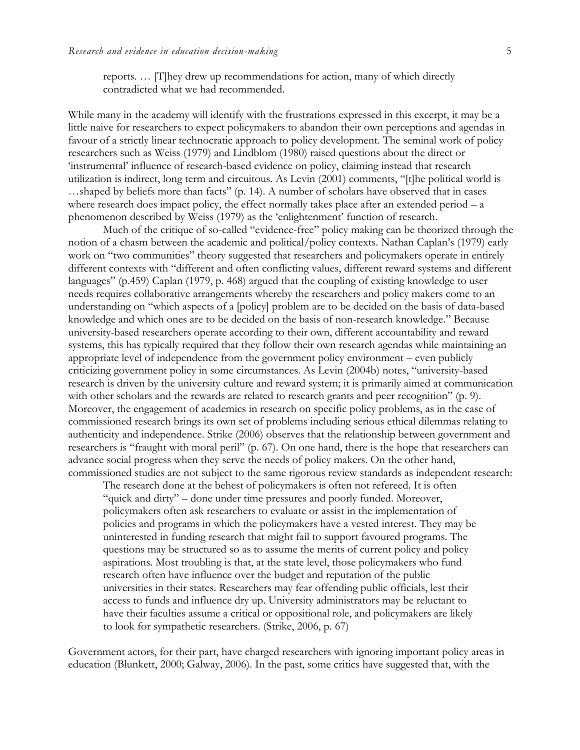> reports. … [T]hey drew up recommendations for action, many of which directly contradicted what we had recommended.

While many in the academy will identify with the frustrations expressed in this excerpt, it may be a little naive for researchers to expect policymakers to abandon their own perceptions and agendas in favour of a strictly linear technocratic approach to policy development. The seminal work of policy researchers such as Weiss (1979) and Lindblom (1980) raised questions about the direct or 'instrumental' influence of research-based evidence on policy, claiming instead that research utilization is indirect, long term and circuitous. As Levin (2001) comments, "[t]he political world is …shaped by beliefs more than facts" (p. 14). A number of scholars have observed that in cases where research does impact policy, the effect normally takes place after an extended period – a phenomenon described by Weiss (1979) as the 'enlightenment' function of research.

Much of the critique of so-called "evidence-free" policy making can be theorized through the notion of a chasm between the academic and political/policy contexts. Nathan Caplan's (1979) early work on "two communities" theory suggested that researchers and policymakers operate in entirely different contexts with "different and often conflicting values, different reward systems and different languages" (p.459) Caplan (1979, p. 468) argued that the coupling of existing knowledge to user needs requires collaborative arrangements whereby the researchers and policy makers come to an understanding on "which aspects of a [policy] problem are to be decided on the basis of data-based knowledge and which ones are to be decided on the basis of non-research knowledge." Because university-based researchers operate according to their own, different accountability and reward systems, this has typically required that they follow their own research agendas while maintaining an appropriate level of independence from the government policy environment – even publicly criticizing government policy in some circumstances. As Levin (2004b) notes, "university-based research is driven by the university culture and reward system; it is primarily aimed at communication with other scholars and the rewards are related to research grants and peer recognition" (p. 9). Moreover, the engagement of academics in research on specific policy problems, as in the case of commissioned research brings its own set of problems including serious ethical dilemmas relating to authenticity and independence. Strike (2006) observes that the relationship between government and researchers is "fraught with moral peril" (p. 67). On one hand, there is the hope that researchers can advance social progress when they serve the needs of policy makers. On the other hand, commissioned studies are not subject to the same rigorous review standards as independent research:

> The research done at the behest of policymakers is often not refereed. It is often "quick and dirty" – done under time pressures and poorly funded. Moreover, policymakers often ask researchers to evaluate or assist in the implementation of policies and programs in which the policymakers have a vested interest. They may be uninterested in funding research that might fail to support favoured programs. The questions may be structured so as to assume the merits of current policy and policy aspirations. Most troubling is that, at the state level, those policymakers who fund research often have influence over the budget and reputation of the public universities in their states. Researchers may fear offending public officials, lest their access to funds and influence dry up. University administrators may be reluctant to have their faculties assume a critical or oppositional role, and policymakers are likely to look for sympathetic researchers. (Strike, 2006, p. 67)

Government actors, for their part, have charged researchers with ignoring important policy areas in education (Blunkett, 2000; Galway, 2006). In the past, some critics have suggested that, with the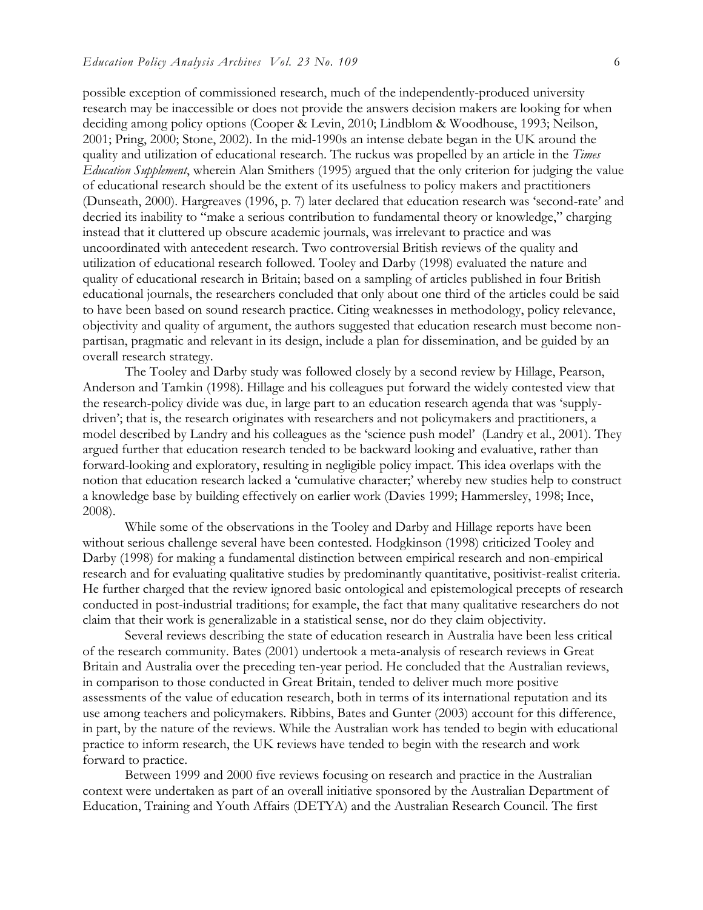possible exception of commissioned research, much of the independently-produced university research may be inaccessible or does not provide the answers decision makers are looking for when deciding among policy options (Cooper & Levin, 2010; Lindblom & Woodhouse, 1993; Neilson, 2001; Pring, 2000; Stone, 2002). In the mid-1990s an intense debate began in the UK around the quality and utilization of educational research. The ruckus was propelled by an article in the *Times Education Supplement*, wherein Alan Smithers (1995) argued that the only criterion for judging the value of educational research should be the extent of its usefulness to policy makers and practitioners (Dunseath, 2000). Hargreaves (1996, p. 7) later declared that education research was 'second-rate' and decried its inability to "make a serious contribution to fundamental theory or knowledge," charging instead that it cluttered up obscure academic journals, was irrelevant to practice and was uncoordinated with antecedent research. Two controversial British reviews of the quality and utilization of educational research followed. Tooley and Darby (1998) evaluated the nature and quality of educational research in Britain; based on a sampling of articles published in four British educational journals, the researchers concluded that only about one third of the articles could be said to have been based on sound research practice. Citing weaknesses in methodology, policy relevance, objectivity and quality of argument, the authors suggested that education research must become non-partisan, pragmatic and relevant in its design, include a plan for dissemination, and be guided by an overall research strategy.

The Tooley and Darby study was followed closely by a second review by Hillage, Pearson, Anderson and Tamkin (1998). Hillage and his colleagues put forward the widely contested view that the research-policy divide was due, in large part to an education research agenda that was 'supply-driven'; that is, the research originates with researchers and not policymakers and practitioners, a model described by Landry and his colleagues as the 'science push model' (Landry et al., 2001). They argued further that education research tended to be backward looking and evaluative, rather than forward-looking and exploratory, resulting in negligible policy impact. This idea overlaps with the notion that education research lacked a 'cumulative character;' whereby new studies help to construct a knowledge base by building effectively on earlier work (Davies 1999; Hammersley, 1998; Ince, 2008).

While some of the observations in the Tooley and Darby and Hillage reports have been without serious challenge several have been contested. Hodgkinson (1998) criticized Tooley and Darby (1998) for making a fundamental distinction between empirical research and non-empirical research and for evaluating qualitative studies by predominantly quantitative, positivist-realist criteria. He further charged that the review ignored basic ontological and epistemological precepts of research conducted in post-industrial traditions; for example, the fact that many qualitative researchers do not claim that their work is generalizable in a statistical sense, nor do they claim objectivity.

Several reviews describing the state of education research in Australia have been less critical of the research community. Bates (2001) undertook a meta-analysis of research reviews in Great Britain and Australia over the preceding ten-year period. He concluded that the Australian reviews, in comparison to those conducted in Great Britain, tended to deliver much more positive assessments of the value of education research, both in terms of its international reputation and its use among teachers and policymakers. Ribbins, Bates and Gunter (2003) account for this difference, in part, by the nature of the reviews. While the Australian work has tended to begin with educational practice to inform research, the UK reviews have tended to begin with the research and work forward to practice.

Between 1999 and 2000 five reviews focusing on research and practice in the Australian context were undertaken as part of an overall initiative sponsored by the Australian Department of Education, Training and Youth Affairs (DETYA) and the Australian Research Council. The first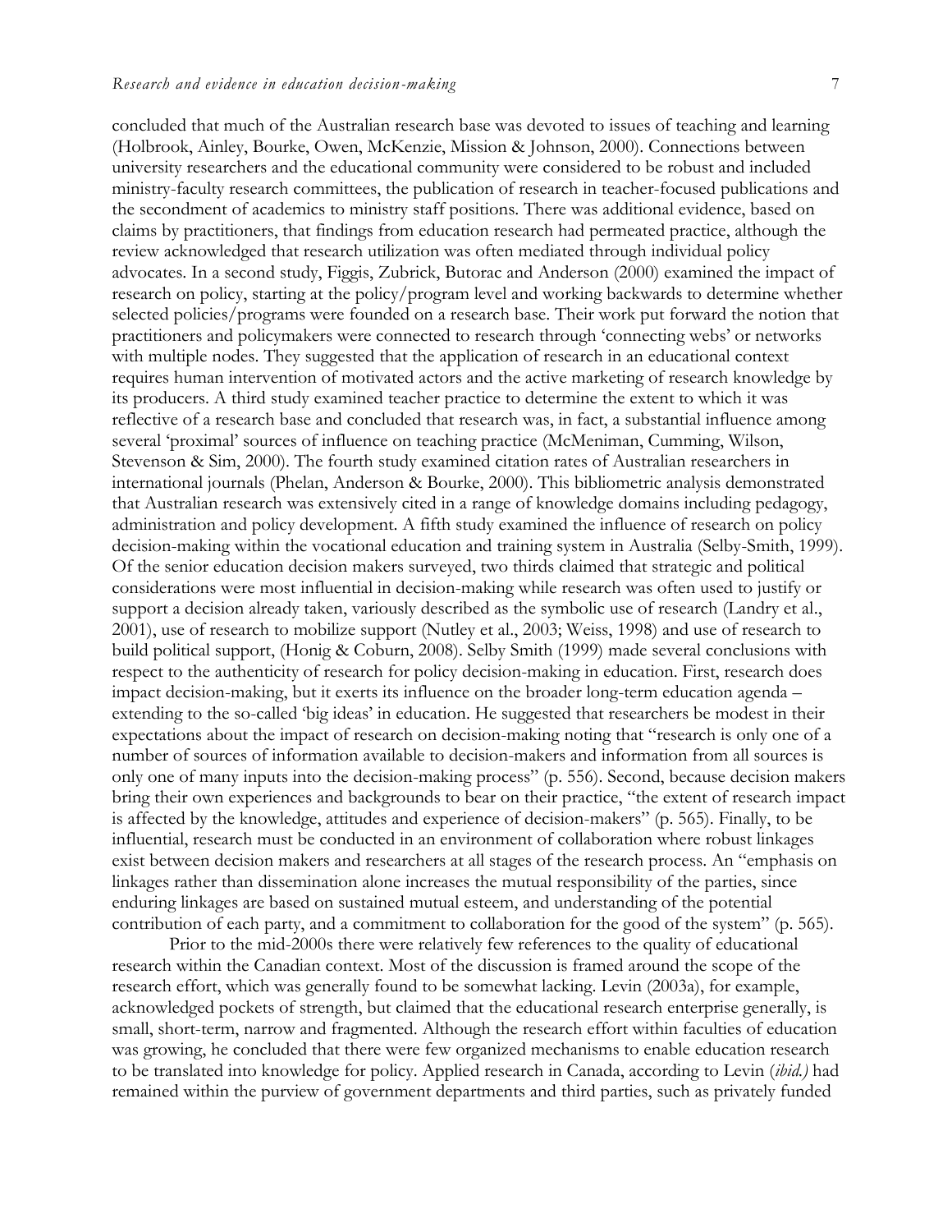concluded that much of the Australian research base was devoted to issues of teaching and learning (Holbrook, Ainley, Bourke, Owen, McKenzie, Mission & Johnson, 2000). Connections between university researchers and the educational community were considered to be robust and included ministry-faculty research committees, the publication of research in teacher-focused publications and the secondment of academics to ministry staff positions. There was additional evidence, based on claims by practitioners, that findings from education research had permeated practice, although the review acknowledged that research utilization was often mediated through individual policy advocates. In a second study, Figgis, Zubrick, Butorac and Anderson (2000) examined the impact of research on policy, starting at the policy/program level and working backwards to determine whether selected policies/programs were founded on a research base. Their work put forward the notion that practitioners and policymakers were connected to research through 'connecting webs' or networks with multiple nodes. They suggested that the application of research in an educational context requires human intervention of motivated actors and the active marketing of research knowledge by its producers. A third study examined teacher practice to determine the extent to which it was reflective of a research base and concluded that research was, in fact, a substantial influence among several 'proximal' sources of influence on teaching practice (McMeniman, Cumming, Wilson, Stevenson & Sim, 2000). The fourth study examined citation rates of Australian researchers in international journals (Phelan, Anderson & Bourke, 2000). This bibliometric analysis demonstrated that Australian research was extensively cited in a range of knowledge domains including pedagogy, administration and policy development. A fifth study examined the influence of research on policy decision-making within the vocational education and training system in Australia (Selby-Smith, 1999). Of the senior education decision makers surveyed, two thirds claimed that strategic and political considerations were most influential in decision-making while research was often used to justify or support a decision already taken, variously described as the symbolic use of research (Landry et al., 2001), use of research to mobilize support (Nutley et al., 2003; Weiss, 1998) and use of research to build political support, (Honig & Coburn, 2008). Selby Smith (1999) made several conclusions with respect to the authenticity of research for policy decision-making in education. First, research does impact decision-making, but it exerts its influence on the broader long-term education agenda – extending to the so-called 'big ideas' in education. He suggested that researchers be modest in their expectations about the impact of research on decision-making noting that "research is only one of a number of sources of information available to decision-makers and information from all sources is only one of many inputs into the decision-making process" (p. 556). Second, because decision makers bring their own experiences and backgrounds to bear on their practice, "the extent of research impact is affected by the knowledge, attitudes and experience of decision-makers" (p. 565). Finally, to be influential, research must be conducted in an environment of collaboration where robust linkages exist between decision makers and researchers at all stages of the research process. An "emphasis on linkages rather than dissemination alone increases the mutual responsibility of the parties, since enduring linkages are based on sustained mutual esteem, and understanding of the potential contribution of each party, and a commitment to collaboration for the good of the system" (p. 565).

Prior to the mid-2000s there were relatively few references to the quality of educational research within the Canadian context. Most of the discussion is framed around the scope of the research effort, which was generally found to be somewhat lacking. Levin (2003a), for example, acknowledged pockets of strength, but claimed that the educational research enterprise generally, is small, short-term, narrow and fragmented. Although the research effort within faculties of education was growing, he concluded that there were few organized mechanisms to enable education research to be translated into knowledge for policy. Applied research in Canada, according to Levin (*ibid.)* had remained within the purview of government departments and third parties, such as privately funded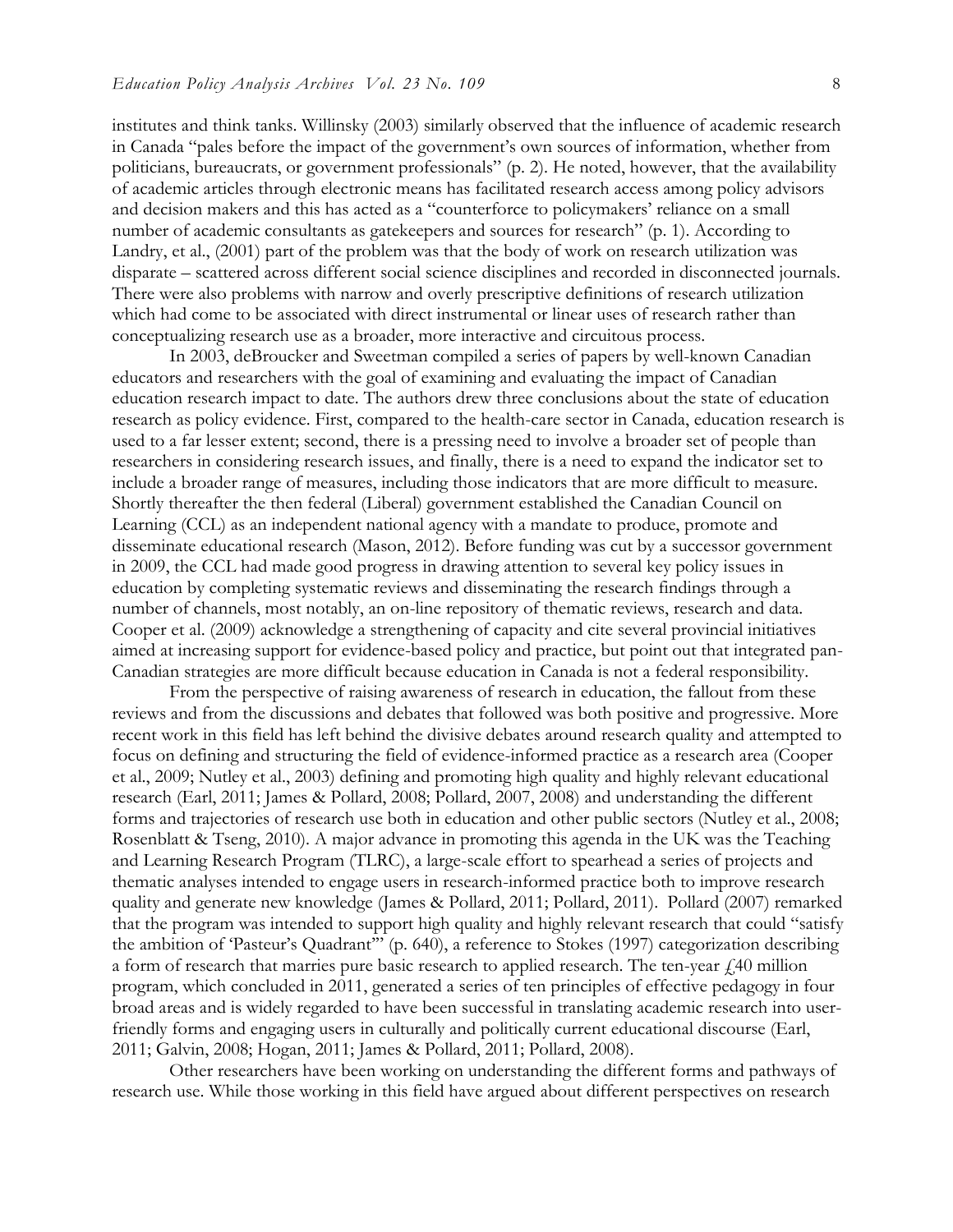institutes and think tanks. Willinsky (2003) similarly observed that the influence of academic research in Canada "pales before the impact of the government's own sources of information, whether from politicians, bureaucrats, or government professionals" (p. 2). He noted, however, that the availability of academic articles through electronic means has facilitated research access among policy advisors and decision makers and this has acted as a "counterforce to policymakers' reliance on a small number of academic consultants as gatekeepers and sources for research" (p. 1). According to Landry, et al., (2001) part of the problem was that the body of work on research utilization was disparate – scattered across different social science disciplines and recorded in disconnected journals. There were also problems with narrow and overly prescriptive definitions of research utilization which had come to be associated with direct instrumental or linear uses of research rather than conceptualizing research use as a broader, more interactive and circuitous process.

In 2003, deBroucker and Sweetman compiled a series of papers by well-known Canadian educators and researchers with the goal of examining and evaluating the impact of Canadian education research impact to date. The authors drew three conclusions about the state of education research as policy evidence. First, compared to the health-care sector in Canada, education research is used to a far lesser extent; second, there is a pressing need to involve a broader set of people than researchers in considering research issues, and finally, there is a need to expand the indicator set to include a broader range of measures, including those indicators that are more difficult to measure. Shortly thereafter the then federal (Liberal) government established the Canadian Council on Learning (CCL) as an independent national agency with a mandate to produce, promote and disseminate educational research (Mason, 2012). Before funding was cut by a successor government in 2009, the CCL had made good progress in drawing attention to several key policy issues in education by completing systematic reviews and disseminating the research findings through a number of channels, most notably, an on-line repository of thematic reviews, research and data. Cooper et al. (2009) acknowledge a strengthening of capacity and cite several provincial initiatives aimed at increasing support for evidence-based policy and practice, but point out that integrated pan-Canadian strategies are more difficult because education in Canada is not a federal responsibility.

From the perspective of raising awareness of research in education, the fallout from these reviews and from the discussions and debates that followed was both positive and progressive. More recent work in this field has left behind the divisive debates around research quality and attempted to focus on defining and structuring the field of evidence-informed practice as a research area (Cooper et al., 2009; Nutley et al., 2003) defining and promoting high quality and highly relevant educational research (Earl, 2011; James & Pollard, 2008; Pollard, 2007, 2008) and understanding the different forms and trajectories of research use both in education and other public sectors (Nutley et al., 2008; Rosenblatt & Tseng, 2010). A major advance in promoting this agenda in the UK was the Teaching and Learning Research Program (TLRC), a large-scale effort to spearhead a series of projects and thematic analyses intended to engage users in research-informed practice both to improve research quality and generate new knowledge (James & Pollard, 2011; Pollard, 2011). Pollard (2007) remarked that the program was intended to support high quality and highly relevant research that could "satisfy the ambition of 'Pasteur's Quadrant'" (p. 640), a reference to Stokes (1997) categorization describing a form of research that marries pure basic research to applied research. The ten-year £40 million program, which concluded in 2011, generated a series of ten principles of effective pedagogy in four broad areas and is widely regarded to have been successful in translating academic research into user-friendly forms and engaging users in culturally and politically current educational discourse (Earl, 2011; Galvin, 2008; Hogan, 2011; James & Pollard, 2011; Pollard, 2008).

Other researchers have been working on understanding the different forms and pathways of research use. While those working in this field have argued about different perspectives on research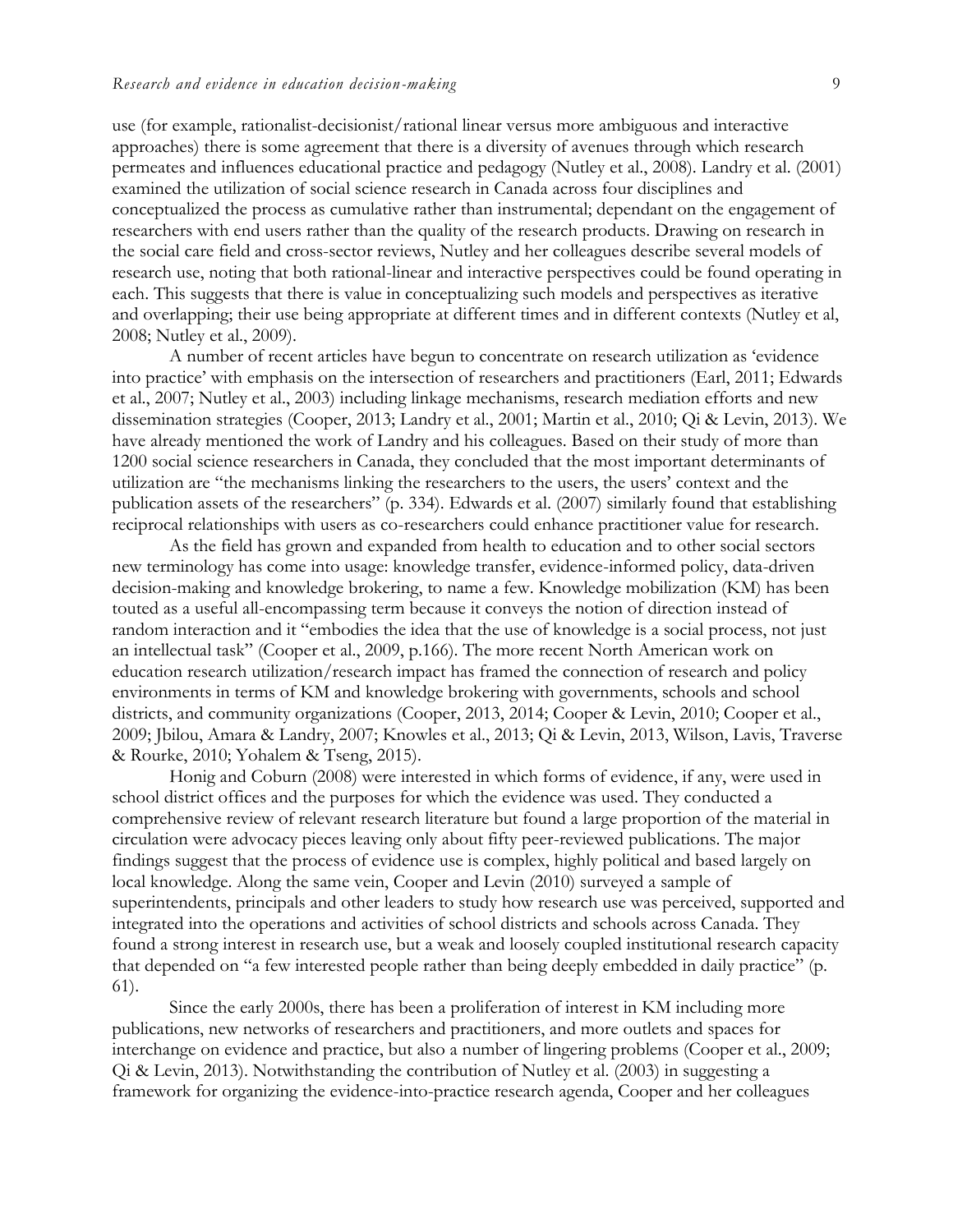use (for example, rationalist-decisionist/rational linear versus more ambiguous and interactive approaches) there is some agreement that there is a diversity of avenues through which research permeates and influences educational practice and pedagogy (Nutley et al., 2008). Landry et al. (2001) examined the utilization of social science research in Canada across four disciplines and conceptualized the process as cumulative rather than instrumental; dependant on the engagement of researchers with end users rather than the quality of the research products. Drawing on research in the social care field and cross-sector reviews, Nutley and her colleagues describe several models of research use, noting that both rational-linear and interactive perspectives could be found operating in each. This suggests that there is value in conceptualizing such models and perspectives as iterative and overlapping; their use being appropriate at different times and in different contexts (Nutley et al, 2008; Nutley et al., 2009).

A number of recent articles have begun to concentrate on research utilization as 'evidence into practice' with emphasis on the intersection of researchers and practitioners (Earl, 2011; Edwards et al., 2007; Nutley et al., 2003) including linkage mechanisms, research mediation efforts and new dissemination strategies (Cooper, 2013; Landry et al., 2001; Martin et al., 2010; Qi & Levin, 2013). We have already mentioned the work of Landry and his colleagues. Based on their study of more than 1200 social science researchers in Canada, they concluded that the most important determinants of utilization are "the mechanisms linking the researchers to the users, the users' context and the publication assets of the researchers" (p. 334). Edwards et al. (2007) similarly found that establishing reciprocal relationships with users as co-researchers could enhance practitioner value for research.

As the field has grown and expanded from health to education and to other social sectors new terminology has come into usage: knowledge transfer, evidence-informed policy, data-driven decision-making and knowledge brokering, to name a few. Knowledge mobilization (KM) has been touted as a useful all-encompassing term because it conveys the notion of direction instead of random interaction and it "embodies the idea that the use of knowledge is a social process, not just an intellectual task" (Cooper et al., 2009, p.166). The more recent North American work on education research utilization/research impact has framed the connection of research and policy environments in terms of KM and knowledge brokering with governments, schools and school districts, and community organizations (Cooper, 2013, 2014; Cooper & Levin, 2010; Cooper et al., 2009; Jbilou, Amara & Landry, 2007; Knowles et al., 2013; Qi & Levin, 2013, Wilson, Lavis, Traverse & Rourke, 2010; Yohalem & Tseng, 2015).

Honig and Coburn (2008) were interested in which forms of evidence, if any, were used in school district offices and the purposes for which the evidence was used. They conducted a comprehensive review of relevant research literature but found a large proportion of the material in circulation were advocacy pieces leaving only about fifty peer-reviewed publications. The major findings suggest that the process of evidence use is complex, highly political and based largely on local knowledge. Along the same vein, Cooper and Levin (2010) surveyed a sample of superintendents, principals and other leaders to study how research use was perceived, supported and integrated into the operations and activities of school districts and schools across Canada. They found a strong interest in research use, but a weak and loosely coupled institutional research capacity that depended on "a few interested people rather than being deeply embedded in daily practice" (p. 61).

Since the early 2000s, there has been a proliferation of interest in KM including more publications, new networks of researchers and practitioners, and more outlets and spaces for interchange on evidence and practice, but also a number of lingering problems (Cooper et al., 2009; Qi & Levin, 2013). Notwithstanding the contribution of Nutley et al. (2003) in suggesting a framework for organizing the evidence-into-practice research agenda, Cooper and her colleagues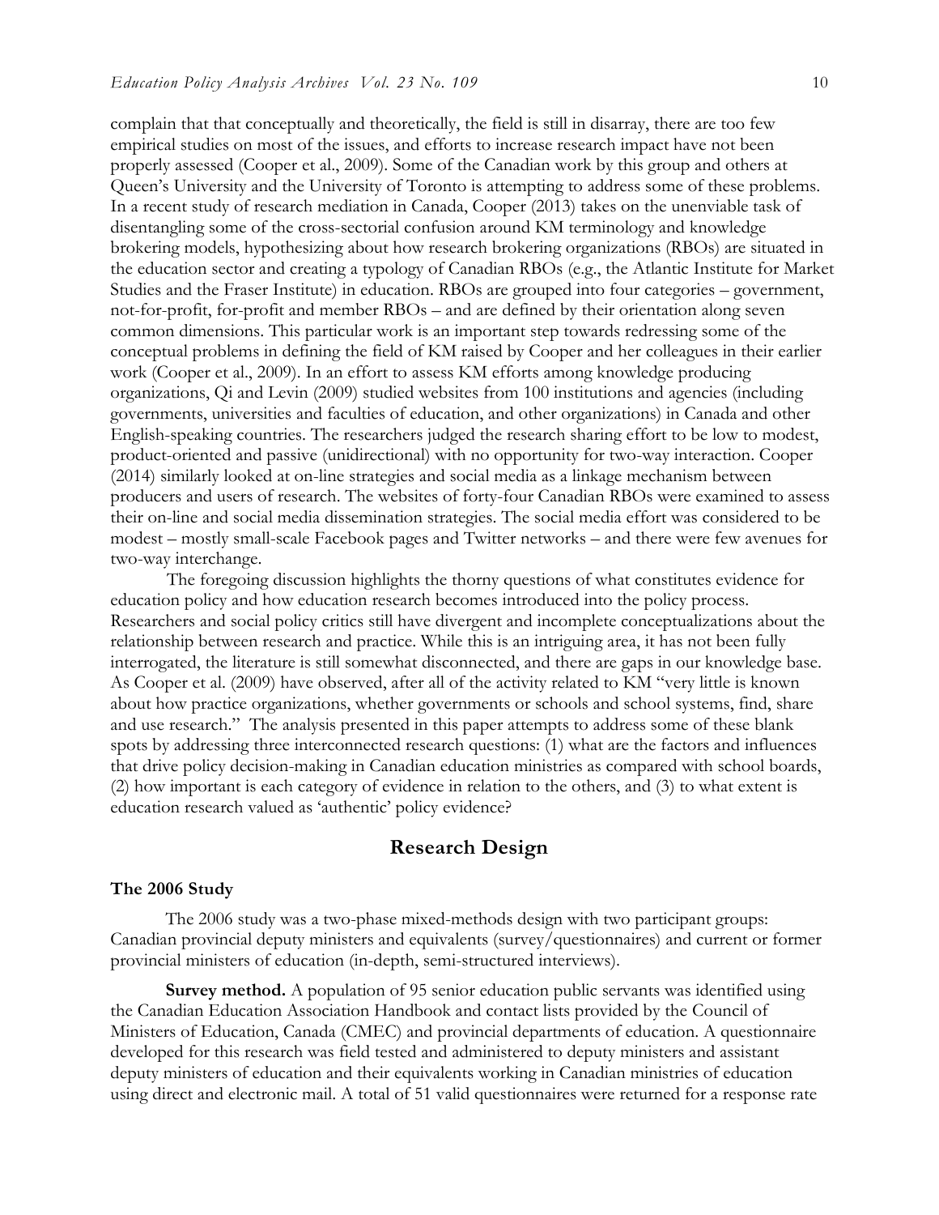complain that that conceptually and theoretically, the field is still in disarray, there are too few empirical studies on most of the issues, and efforts to increase research impact have not been properly assessed (Cooper et al., 2009). Some of the Canadian work by this group and others at Queen's University and the University of Toronto is attempting to address some of these problems. In a recent study of research mediation in Canada, Cooper (2013) takes on the unenviable task of disentangling some of the cross-sectorial confusion around KM terminology and knowledge brokering models, hypothesizing about how research brokering organizations (RBOs) are situated in the education sector and creating a typology of Canadian RBOs (e.g., the Atlantic Institute for Market Studies and the Fraser Institute) in education. RBOs are grouped into four categories – government, not-for-profit, for-profit and member RBOs – and are defined by their orientation along seven common dimensions. This particular work is an important step towards redressing some of the conceptual problems in defining the field of KM raised by Cooper and her colleagues in their earlier work (Cooper et al., 2009). In an effort to assess KM efforts among knowledge producing organizations, Qi and Levin (2009) studied websites from 100 institutions and agencies (including governments, universities and faculties of education, and other organizations) in Canada and other English-speaking countries. The researchers judged the research sharing effort to be low to modest, product-oriented and passive (unidirectional) with no opportunity for two-way interaction. Cooper (2014) similarly looked at on-line strategies and social media as a linkage mechanism between producers and users of research. The websites of forty-four Canadian RBOs were examined to assess their on-line and social media dissemination strategies. The social media effort was considered to be modest – mostly small-scale Facebook pages and Twitter networks – and there were few avenues for two-way interchange.

The foregoing discussion highlights the thorny questions of what constitutes evidence for education policy and how education research becomes introduced into the policy process. Researchers and social policy critics still have divergent and incomplete conceptualizations about the relationship between research and practice. While this is an intriguing area, it has not been fully interrogated, the literature is still somewhat disconnected, and there are gaps in our knowledge base. As Cooper et al. (2009) have observed, after all of the activity related to KM "very little is known about how practice organizations, whether governments or schools and school systems, find, share and use research." The analysis presented in this paper attempts to address some of these blank spots by addressing three interconnected research questions: (1) what are the factors and influences that drive policy decision-making in Canadian education ministries as compared with school boards, (2) how important is each category of evidence in relation to the others, and (3) to what extent is education research valued as 'authentic' policy evidence?

## Research Design

### The 2006 Study

The 2006 study was a two-phase mixed-methods design with two participant groups: Canadian provincial deputy ministers and equivalents (survey/questionnaires) and current or former provincial ministers of education (in-depth, semi-structured interviews).

**Survey method.** A population of 95 senior education public servants was identified using the Canadian Education Association Handbook and contact lists provided by the Council of Ministers of Education, Canada (CMEC) and provincial departments of education. A questionnaire developed for this research was field tested and administered to deputy ministers and assistant deputy ministers of education and their equivalents working in Canadian ministries of education using direct and electronic mail. A total of 51 valid questionnaires were returned for a response rate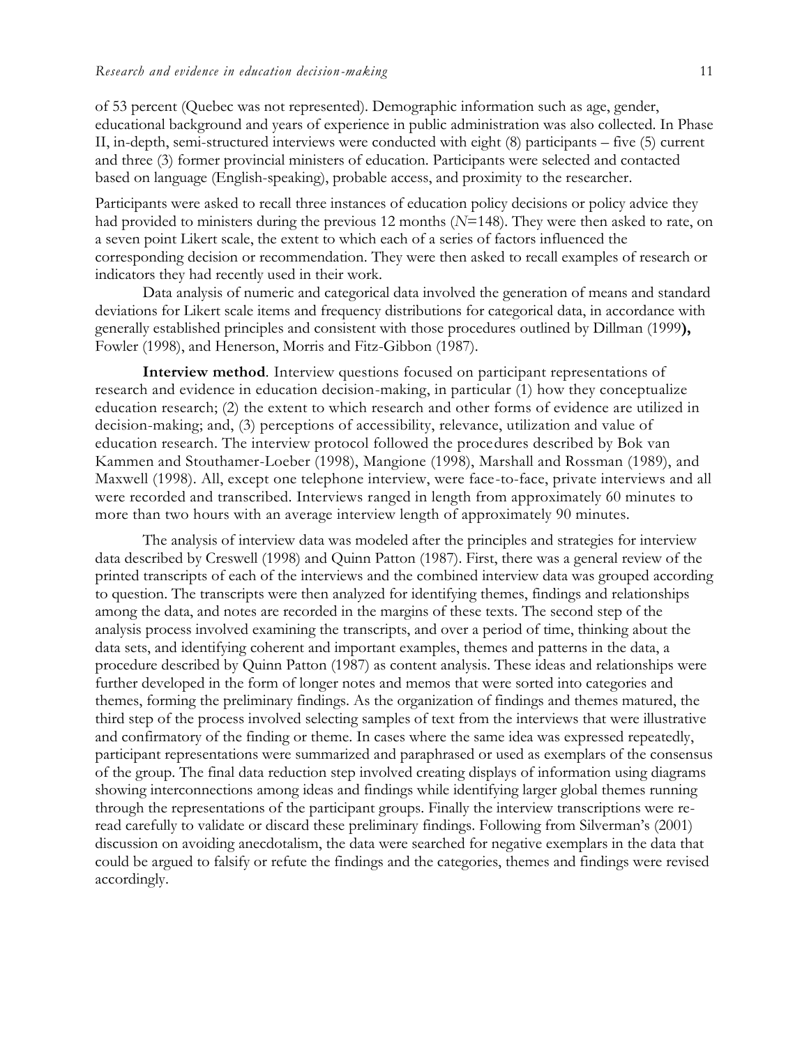of 53 percent (Quebec was not represented). Demographic information such as age, gender, educational background and years of experience in public administration was also collected. In Phase II, in-depth, semi-structured interviews were conducted with eight (8) participants – five (5) current and three (3) former provincial ministers of education. Participants were selected and contacted based on language (English-speaking), probable access, and proximity to the researcher.

Participants were asked to recall three instances of education policy decisions or policy advice they had provided to ministers during the previous 12 months (*N*=148). They were then asked to rate, on a seven point Likert scale, the extent to which each of a series of factors influenced the corresponding decision or recommendation. They were then asked to recall examples of research or indicators they had recently used in their work.

Data analysis of numeric and categorical data involved the generation of means and standard deviations for Likert scale items and frequency distributions for categorical data, in accordance with generally established principles and consistent with those procedures outlined by Dillman (1999**),** Fowler (1998), and Henerson, Morris and Fitz-Gibbon (1987).

**Interview method**. Interview questions focused on participant representations of research and evidence in education decision-making, in particular (1) how they conceptualize education research; (2) the extent to which research and other forms of evidence are utilized in decision-making; and, (3) perceptions of accessibility, relevance, utilization and value of education research. The interview protocol followed the procedures described by Bok van Kammen and Stouthamer-Loeber (1998), Mangione (1998), Marshall and Rossman (1989), and Maxwell (1998). All, except one telephone interview, were face-to-face, private interviews and all were recorded and transcribed. Interviews ranged in length from approximately 60 minutes to more than two hours with an average interview length of approximately 90 minutes.

The analysis of interview data was modeled after the principles and strategies for interview data described by Creswell (1998) and Quinn Patton (1987). First, there was a general review of the printed transcripts of each of the interviews and the combined interview data was grouped according to question. The transcripts were then analyzed for identifying themes, findings and relationships among the data, and notes are recorded in the margins of these texts. The second step of the analysis process involved examining the transcripts, and over a period of time, thinking about the data sets, and identifying coherent and important examples, themes and patterns in the data, a procedure described by Quinn Patton (1987) as content analysis. These ideas and relationships were further developed in the form of longer notes and memos that were sorted into categories and themes, forming the preliminary findings. As the organization of findings and themes matured, the third step of the process involved selecting samples of text from the interviews that were illustrative and confirmatory of the finding or theme. In cases where the same idea was expressed repeatedly, participant representations were summarized and paraphrased or used as exemplars of the consensus of the group. The final data reduction step involved creating displays of information using diagrams showing interconnections among ideas and findings while identifying larger global themes running through the representations of the participant groups. Finally the interview transcriptions were re-read carefully to validate or discard these preliminary findings. Following from Silverman's (2001) discussion on avoiding anecdotalism, the data were searched for negative exemplars in the data that could be argued to falsify or refute the findings and the categories, themes and findings were revised accordingly.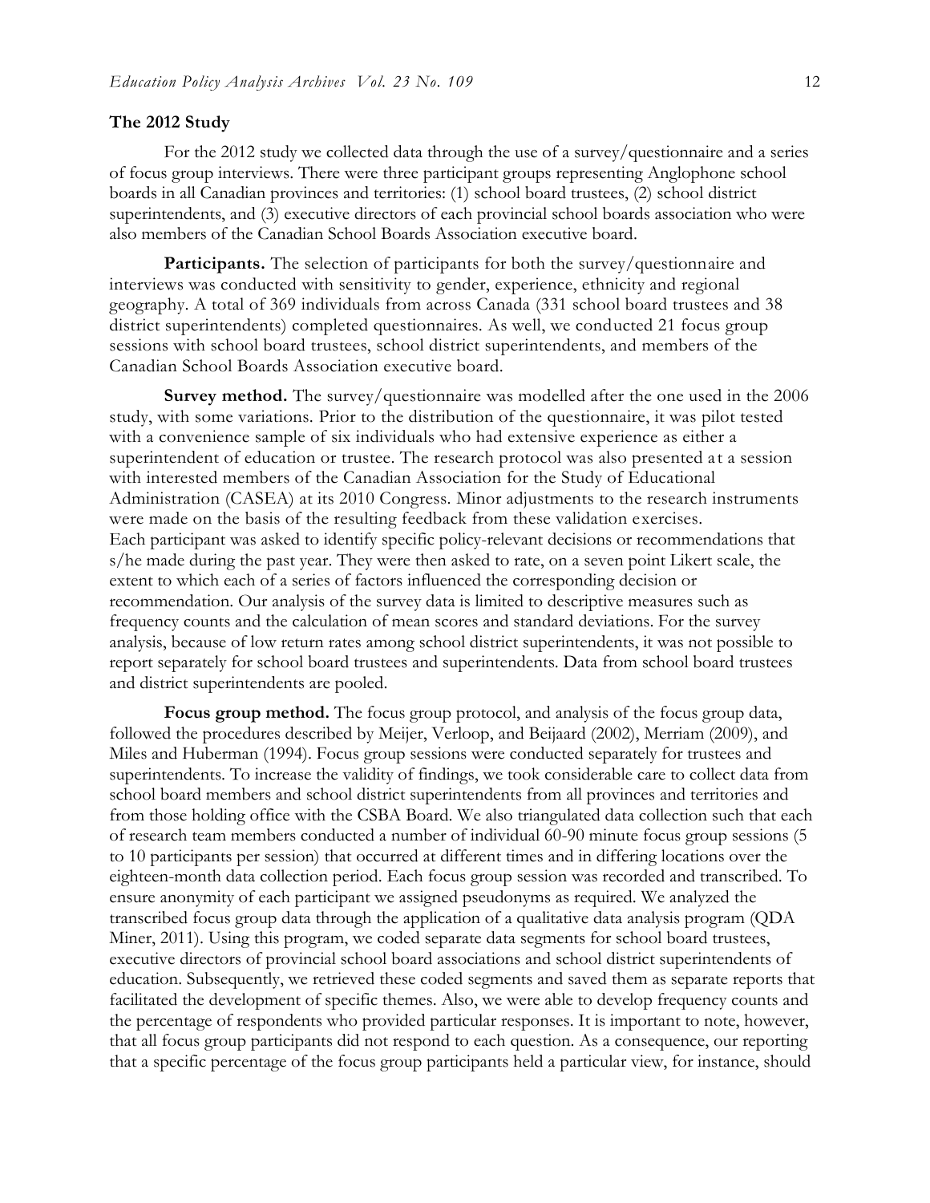### The 2012 Study

For the 2012 study we collected data through the use of a survey/questionnaire and a series of focus group interviews. There were three participant groups representing Anglophone school boards in all Canadian provinces and territories: (1) school board trustees, (2) school district superintendents, and (3) executive directors of each provincial school boards association who were also members of the Canadian School Boards Association executive board.

**Participants.** The selection of participants for both the survey/questionnaire and interviews was conducted with sensitivity to gender, experience, ethnicity and regional geography. A total of 369 individuals from across Canada (331 school board trustees and 38 district superintendents) completed questionnaires. As well, we conducted 21 focus group sessions with school board trustees, school district superintendents, and members of the Canadian School Boards Association executive board.

**Survey method.** The survey/questionnaire was modelled after the one used in the 2006 study, with some variations. Prior to the distribution of the questionnaire, it was pilot tested with a convenience sample of six individuals who had extensive experience as either a superintendent of education or trustee. The research protocol was also presented at a session with interested members of the Canadian Association for the Study of Educational Administration (CASEA) at its 2010 Congress. Minor adjustments to the research instruments were made on the basis of the resulting feedback from these validation exercises.
Each participant was asked to identify specific policy-relevant decisions or recommendations that s/he made during the past year. They were then asked to rate, on a seven point Likert scale, the extent to which each of a series of factors influenced the corresponding decision or recommendation. Our analysis of the survey data is limited to descriptive measures such as frequency counts and the calculation of mean scores and standard deviations. For the survey analysis, because of low return rates among school district superintendents, it was not possible to report separately for school board trustees and superintendents. Data from school board trustees and district superintendents are pooled.

**Focus group method.** The focus group protocol, and analysis of the focus group data, followed the procedures described by Meijer, Verloop, and Beijaard (2002), Merriam (2009), and Miles and Huberman (1994). Focus group sessions were conducted separately for trustees and superintendents. To increase the validity of findings, we took considerable care to collect data from school board members and school district superintendents from all provinces and territories and from those holding office with the CSBA Board. We also triangulated data collection such that each of research team members conducted a number of individual 60-90 minute focus group sessions (5 to 10 participants per session) that occurred at different times and in differing locations over the eighteen-month data collection period. Each focus group session was recorded and transcribed. To ensure anonymity of each participant we assigned pseudonyms as required. We analyzed the transcribed focus group data through the application of a qualitative data analysis program (QDA Miner, 2011). Using this program, we coded separate data segments for school board trustees, executive directors of provincial school board associations and school district superintendents of education. Subsequently, we retrieved these coded segments and saved them as separate reports that facilitated the development of specific themes. Also, we were able to develop frequency counts and the percentage of respondents who provided particular responses. It is important to note, however, that all focus group participants did not respond to each question. As a consequence, our reporting that a specific percentage of the focus group participants held a particular view, for instance, should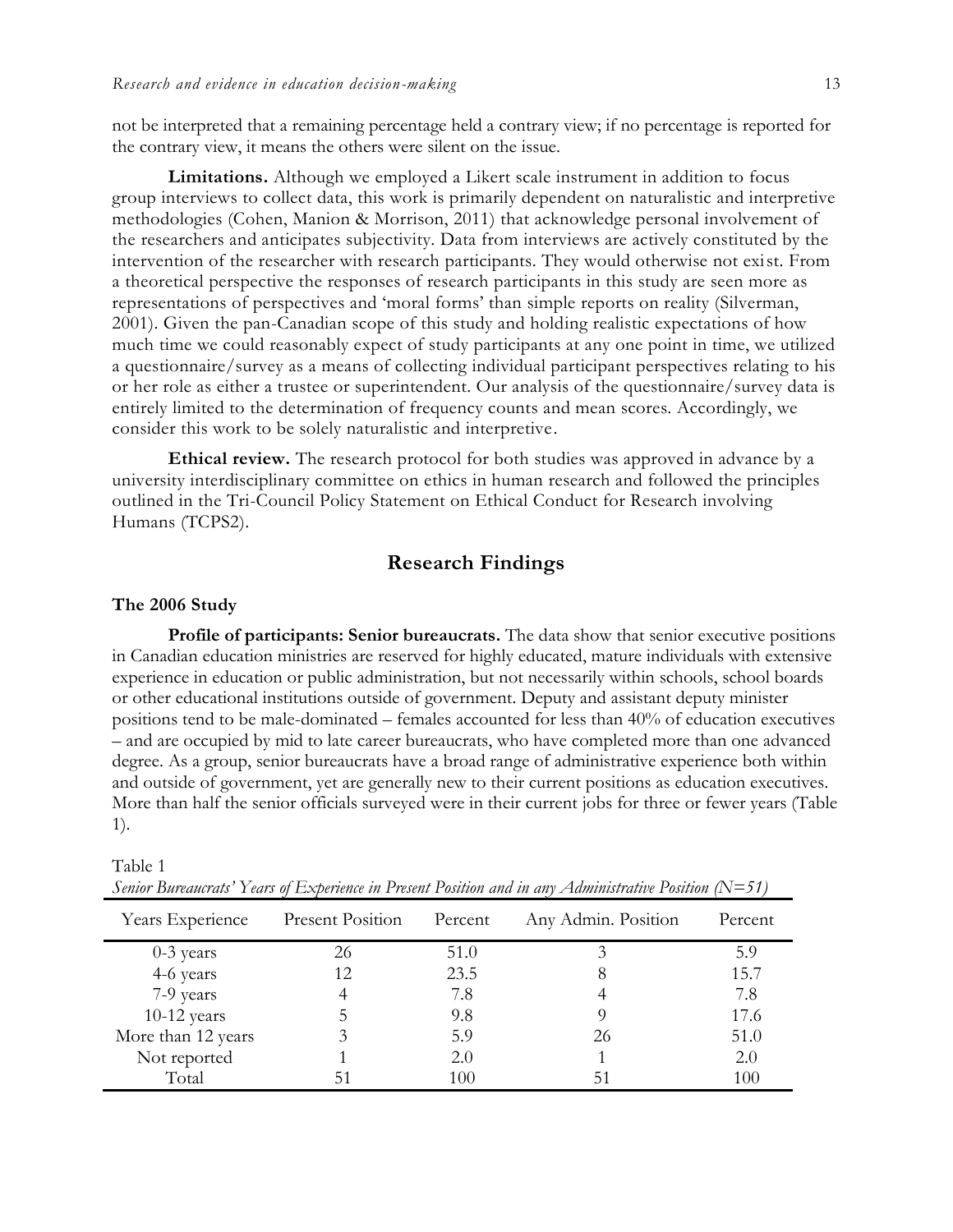not be interpreted that a remaining percentage held a contrary view; if no percentage is reported for the contrary view, it means the others were silent on the issue.

**Limitations.** Although we employed a Likert scale instrument in addition to focus group interviews to collect data, this work is primarily dependent on naturalistic and interpretive methodologies (Cohen, Manion & Morrison, 2011) that acknowledge personal involvement of the researchers and anticipates subjectivity. Data from interviews are actively constituted by the intervention of the researcher with research participants. They would otherwise not exist. From a theoretical perspective the responses of research participants in this study are seen more as representations of perspectives and 'moral forms' than simple reports on reality (Silverman, 2001). Given the pan-Canadian scope of this study and holding realistic expectations of how much time we could reasonably expect of study participants at any one point in time, we utilized a questionnaire/survey as a means of collecting individual participant perspectives relating to his or her role as either a trustee or superintendent. Our analysis of the questionnaire/survey data is entirely limited to the determination of frequency counts and mean scores. Accordingly, we consider this work to be solely naturalistic and interpretive.

**Ethical review.** The research protocol for both studies was approved in advance by a university interdisciplinary committee on ethics in human research and followed the principles outlined in the Tri-Council Policy Statement on Ethical Conduct for Research involving Humans (TCPS2).

## Research Findings

### The 2006 Study

**Profile of participants: Senior bureaucrats.** The data show that senior executive positions in Canadian education ministries are reserved for highly educated, mature individuals with extensive experience in education or public administration, but not necessarily within schools, school boards or other educational institutions outside of government. Deputy and assistant deputy minister positions tend to be male-dominated – females accounted for less than 40% of education executives – and are occupied by mid to late career bureaucrats, who have completed more than one advanced degree. As a group, senior bureaucrats have a broad range of administrative experience both within and outside of government, yet are generally new to their current positions as education executives. More than half the senior officials surveyed were in their current jobs for three or fewer years (Table 1).

Table 1
*Senior Bureaucrats' Years of Experience in Present Position and in any Administrative Position (N=51)*

| Years Experience | Present Position | Percent | Any Admin. Position | Percent |
|---|---|---|---|---|
| 0-3 years | 26 | 51.0 | 3 | 5.9 |
| 4-6 years | 12 | 23.5 | 8 | 15.7 |
| 7-9 years | 4 | 7.8 | 4 | 7.8 |
| 10-12 years | 5 | 9.8 | 9 | 17.6 |
| More than 12 years | 3 | 5.9 | 26 | 51.0 |
| Not reported | 1 | 2.0 | 1 | 2.0 |
| Total | 51 | 100 | 51 | 100 |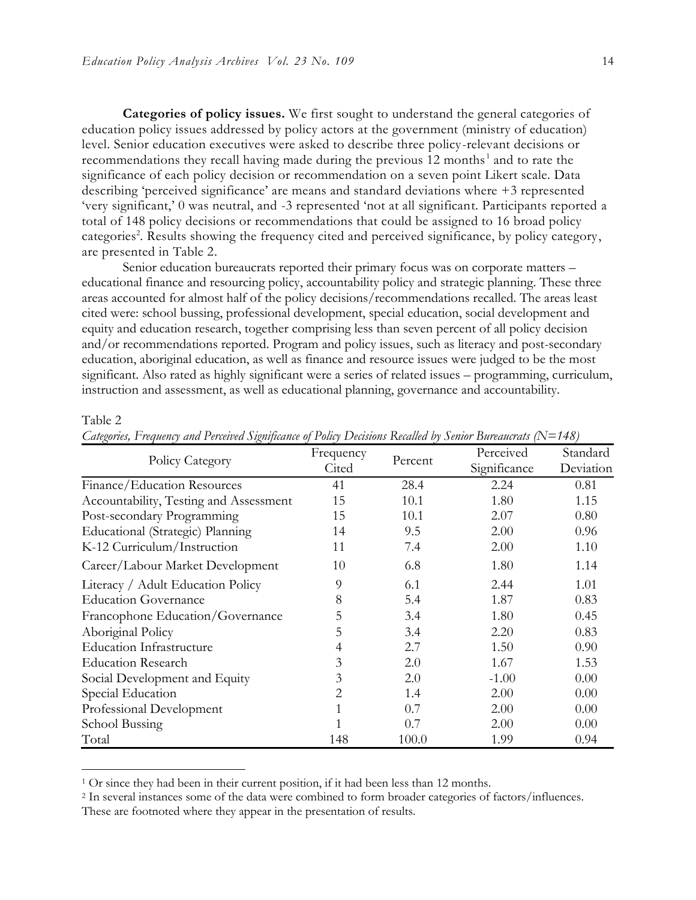**Categories of policy issues.** We first sought to understand the general categories of education policy issues addressed by policy actors at the government (ministry of education) level. Senior education executives were asked to describe three policy-relevant decisions or recommendations they recall having made during the previous 12 months[1] and to rate the significance of each policy decision or recommendation on a seven point Likert scale. Data describing 'perceived significance' are means and standard deviations where +3 represented 'very significant,' 0 was neutral, and -3 represented 'not at all significant. Participants reported a total of 148 policy decisions or recommendations that could be assigned to 16 broad policy categories[2]. Results showing the frequency cited and perceived significance, by policy category, are presented in Table 2.

Senior education bureaucrats reported their primary focus was on corporate matters – educational finance and resourcing policy, accountability policy and strategic planning. These three areas accounted for almost half of the policy decisions/recommendations recalled. The areas least cited were: school bussing, professional development, special education, social development and equity and education research, together comprising less than seven percent of all policy decision and/or recommendations reported. Program and policy issues, such as literacy and post-secondary education, aboriginal education, as well as finance and resource issues were judged to be the most significant. Also rated as highly significant were a series of related issues – programming, curriculum, instruction and assessment, as well as educational planning, governance and accountability.

Table 2

*Categories, Frequency and Perceived Significance of Policy Decisions Recalled by Senior Bureaucrats (N=148)*

| Policy Category | Frequency Cited | Percent | Perceived Significance | Standard Deviation |
|---|---|---|---|---|
| Finance/Education Resources | 41 | 28.4 | 2.24 | 0.81 |
| Accountability, Testing and Assessment | 15 | 10.1 | 1.80 | 1.15 |
| Post-secondary Programming | 15 | 10.1 | 2.07 | 0.80 |
| Educational (Strategic) Planning | 14 | 9.5 | 2.00 | 0.96 |
| K-12 Curriculum/Instruction | 11 | 7.4 | 2.00 | 1.10 |
| Career/Labour Market Development | 10 | 6.8 | 1.80 | 1.14 |
| Literacy / Adult Education Policy | 9 | 6.1 | 2.44 | 1.01 |
| Education Governance | 8 | 5.4 | 1.87 | 0.83 |
| Francophone Education/Governance | 5 | 3.4 | 1.80 | 0.45 |
| Aboriginal Policy | 5 | 3.4 | 2.20 | 0.83 |
| Education Infrastructure | 4 | 2.7 | 1.50 | 0.90 |
| Education Research | 3 | 2.0 | 1.67 | 1.53 |
| Social Development and Equity | 3 | 2.0 | -1.00 | 0.00 |
| Special Education | 2 | 1.4 | 2.00 | 0.00 |
| Professional Development | 1 | 0.7 | 2.00 | 0.00 |
| School Bussing | 1 | 0.7 | 2.00 | 0.00 |
| Total | 148 | 100.0 | 1.99 | 0.94 |

[1] Or since they had been in their current position, if it had been less than 12 months.

[2] In several instances some of the data were combined to form broader categories of factors/influences. These are footnoted where they appear in the presentation of results.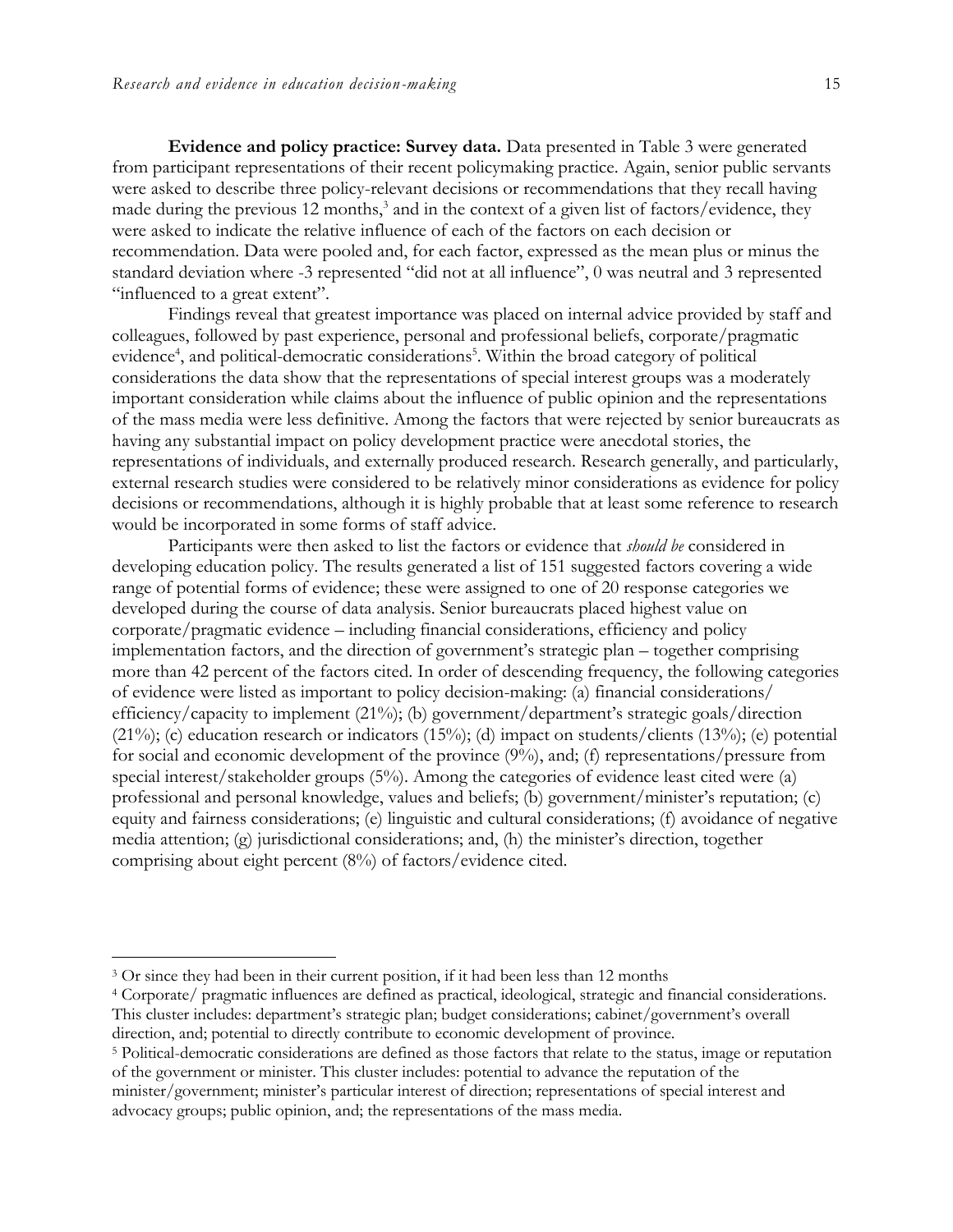**Evidence and policy practice: Survey data.** Data presented in Table 3 were generated from participant representations of their recent policymaking practice. Again, senior public servants were asked to describe three policy-relevant decisions or recommendations that they recall having made during the previous 12 months,[3] and in the context of a given list of factors/evidence, they were asked to indicate the relative influence of each of the factors on each decision or recommendation. Data were pooled and, for each factor, expressed as the mean plus or minus the standard deviation where -3 represented "did not at all influence", 0 was neutral and 3 represented "influenced to a great extent".

Findings reveal that greatest importance was placed on internal advice provided by staff and colleagues, followed by past experience, personal and professional beliefs, corporate/pragmatic evidence[4], and political-democratic considerations[5]. Within the broad category of political considerations the data show that the representations of special interest groups was a moderately important consideration while claims about the influence of public opinion and the representations of the mass media were less definitive. Among the factors that were rejected by senior bureaucrats as having any substantial impact on policy development practice were anecdotal stories, the representations of individuals, and externally produced research. Research generally, and particularly, external research studies were considered to be relatively minor considerations as evidence for policy decisions or recommendations, although it is highly probable that at least some reference to research would be incorporated in some forms of staff advice.

Participants were then asked to list the factors or evidence that *should be* considered in developing education policy. The results generated a list of 151 suggested factors covering a wide range of potential forms of evidence; these were assigned to one of 20 response categories we developed during the course of data analysis. Senior bureaucrats placed highest value on corporate/pragmatic evidence – including financial considerations, efficiency and policy implementation factors, and the direction of government's strategic plan – together comprising more than 42 percent of the factors cited. In order of descending frequency, the following categories of evidence were listed as important to policy decision-making: (a) financial considerations/ efficiency/capacity to implement (21%); (b) government/department's strategic goals/direction (21%); (c) education research or indicators (15%); (d) impact on students/clients (13%); (e) potential for social and economic development of the province (9%), and; (f) representations/pressure from special interest/stakeholder groups (5%). Among the categories of evidence least cited were (a) professional and personal knowledge, values and beliefs; (b) government/minister's reputation; (c) equity and fairness considerations; (e) linguistic and cultural considerations; (f) avoidance of negative media attention; (g) jurisdictional considerations; and, (h) the minister's direction, together comprising about eight percent (8%) of factors/evidence cited.

---

[3] Or since they had been in their current position, if it had been less than 12 months

[4] Corporate/ pragmatic influences are defined as practical, ideological, strategic and financial considerations. This cluster includes: department's strategic plan; budget considerations; cabinet/government's overall direction, and; potential to directly contribute to economic development of province.

[5] Political-democratic considerations are defined as those factors that relate to the status, image or reputation of the government or minister. This cluster includes: potential to advance the reputation of the minister/government; minister's particular interest of direction; representations of special interest and advocacy groups; public opinion, and; the representations of the mass media.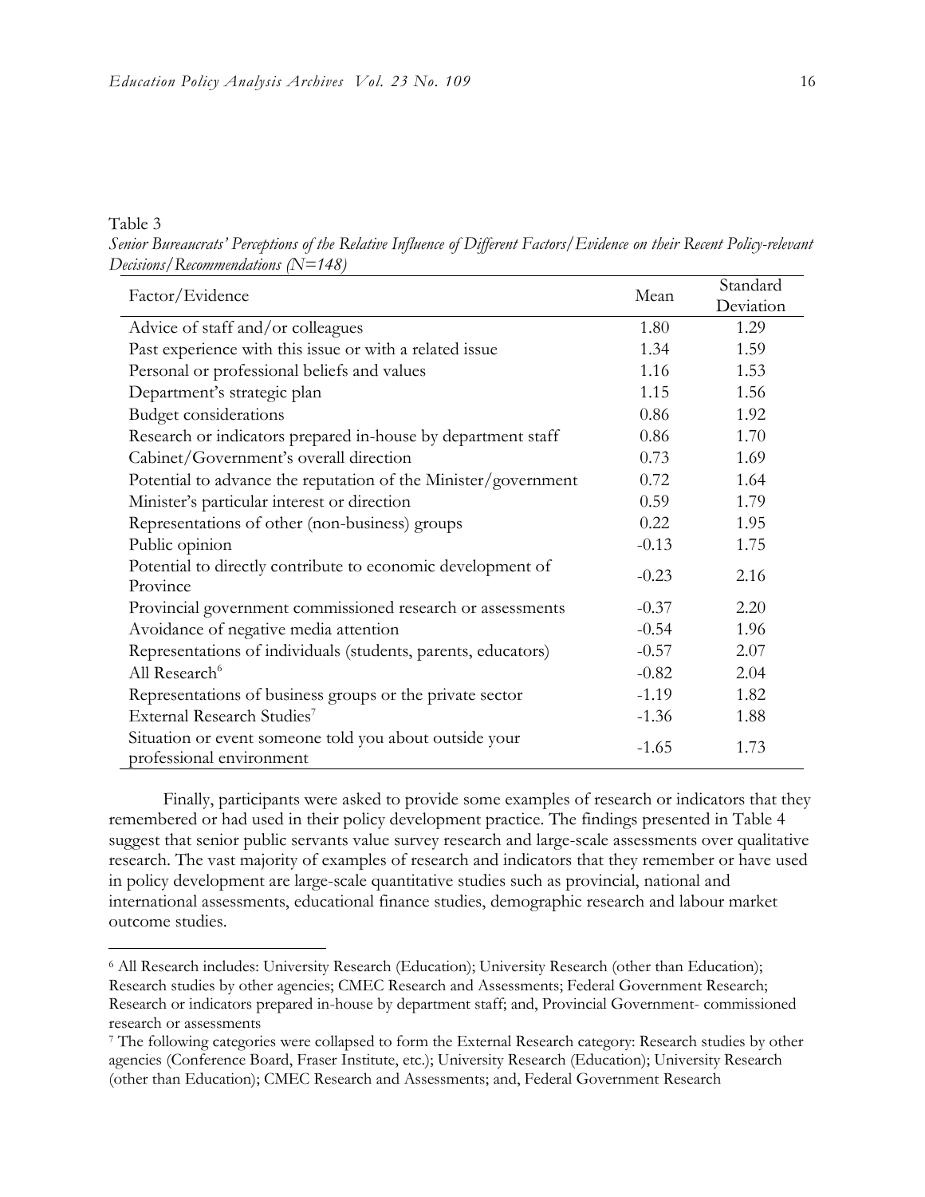Table 3

*Senior Bureaucrats' Perceptions of the Relative Influence of Different Factors/Evidence on their Recent Policy-relevant Decisions/Recommendations (N=148)*

| Factor/Evidence | Mean | Standard Deviation |
|---|---|---|
| Advice of staff and/or colleagues | 1.80 | 1.29 |
| Past experience with this issue or with a related issue | 1.34 | 1.59 |
| Personal or professional beliefs and values | 1.16 | 1.53 |
| Department's strategic plan | 1.15 | 1.56 |
| Budget considerations | 0.86 | 1.92 |
| Research or indicators prepared in-house by department staff | 0.86 | 1.70 |
| Cabinet/Government's overall direction | 0.73 | 1.69 |
| Potential to advance the reputation of the Minister/government | 0.72 | 1.64 |
| Minister's particular interest or direction | 0.59 | 1.79 |
| Representations of other (non-business) groups | 0.22 | 1.95 |
| Public opinion | -0.13 | 1.75 |
| Potential to directly contribute to economic development of Province | -0.23 | 2.16 |
| Provincial government commissioned research or assessments | -0.37 | 2.20 |
| Avoidance of negative media attention | -0.54 | 1.96 |
| Representations of individuals (students, parents, educators) | -0.57 | 2.07 |
| All Research[6] | -0.82 | 2.04 |
| Representations of business groups or the private sector | -1.19 | 1.82 |
| External Research Studies[7] | -1.36 | 1.88 |
| Situation or event someone told you about outside your professional environment | -1.65 | 1.73 |

Finally, participants were asked to provide some examples of research or indicators that they remembered or had used in their policy development practice. The findings presented in Table 4 suggest that senior public servants value survey research and large-scale assessments over qualitative research. The vast majority of examples of research and indicators that they remember or have used in policy development are large-scale quantitative studies such as provincial, national and international assessments, educational finance studies, demographic research and labour market outcome studies.

[6] All Research includes: University Research (Education); University Research (other than Education); Research studies by other agencies; CMEC Research and Assessments; Federal Government Research; Research or indicators prepared in-house by department staff; and, Provincial Government- commissioned research or assessments

[7] The following categories were collapsed to form the External Research category: Research studies by other agencies (Conference Board, Fraser Institute, etc.); University Research (Education); University Research (other than Education); CMEC Research and Assessments; and, Federal Government Research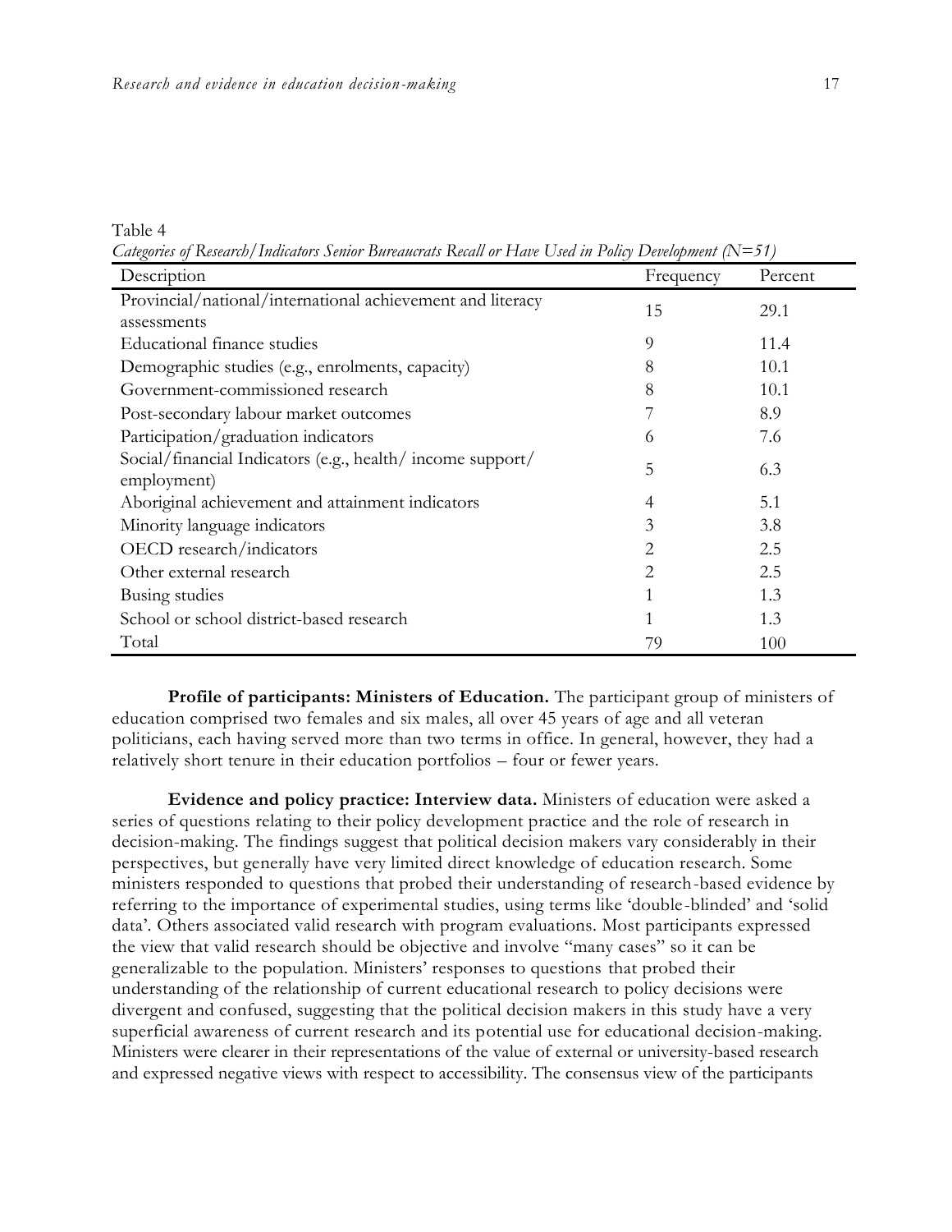Table 4

*Categories of Research/Indicators Senior Bureaucrats Recall or Have Used in Policy Development (N=51)*

| Description | Frequency | Percent |
|---|---|---|
| Provincial/national/international achievement and literacy assessments | 15 | 29.1 |
| Educational finance studies | 9 | 11.4 |
| Demographic studies (e.g., enrolments, capacity) | 8 | 10.1 |
| Government-commissioned research | 8 | 10.1 |
| Post-secondary labour market outcomes | 7 | 8.9 |
| Participation/graduation indicators | 6 | 7.6 |
| Social/financial Indicators (e.g., health/ income support/ employment) | 5 | 6.3 |
| Aboriginal achievement and attainment indicators | 4 | 5.1 |
| Minority language indicators | 3 | 3.8 |
| OECD research/indicators | 2 | 2.5 |
| Other external research | 2 | 2.5 |
| Busing studies | 1 | 1.3 |
| School or school district-based research | 1 | 1.3 |
| Total | 79 | 100 |

**Profile of participants: Ministers of Education.** The participant group of ministers of education comprised two females and six males, all over 45 years of age and all veteran politicians, each having served more than two terms in office. In general, however, they had a relatively short tenure in their education portfolios – four or fewer years.

**Evidence and policy practice: Interview data.** Ministers of education were asked a series of questions relating to their policy development practice and the role of research in decision-making. The findings suggest that political decision makers vary considerably in their perspectives, but generally have very limited direct knowledge of education research. Some ministers responded to questions that probed their understanding of research-based evidence by referring to the importance of experimental studies, using terms like 'double-blinded' and 'solid data'. Others associated valid research with program evaluations. Most participants expressed the view that valid research should be objective and involve "many cases" so it can be generalizable to the population. Ministers' responses to questions that probed their understanding of the relationship of current educational research to policy decisions were divergent and confused, suggesting that the political decision makers in this study have a very superficial awareness of current research and its potential use for educational decision-making. Ministers were clearer in their representations of the value of external or university-based research and expressed negative views with respect to accessibility. The consensus view of the participants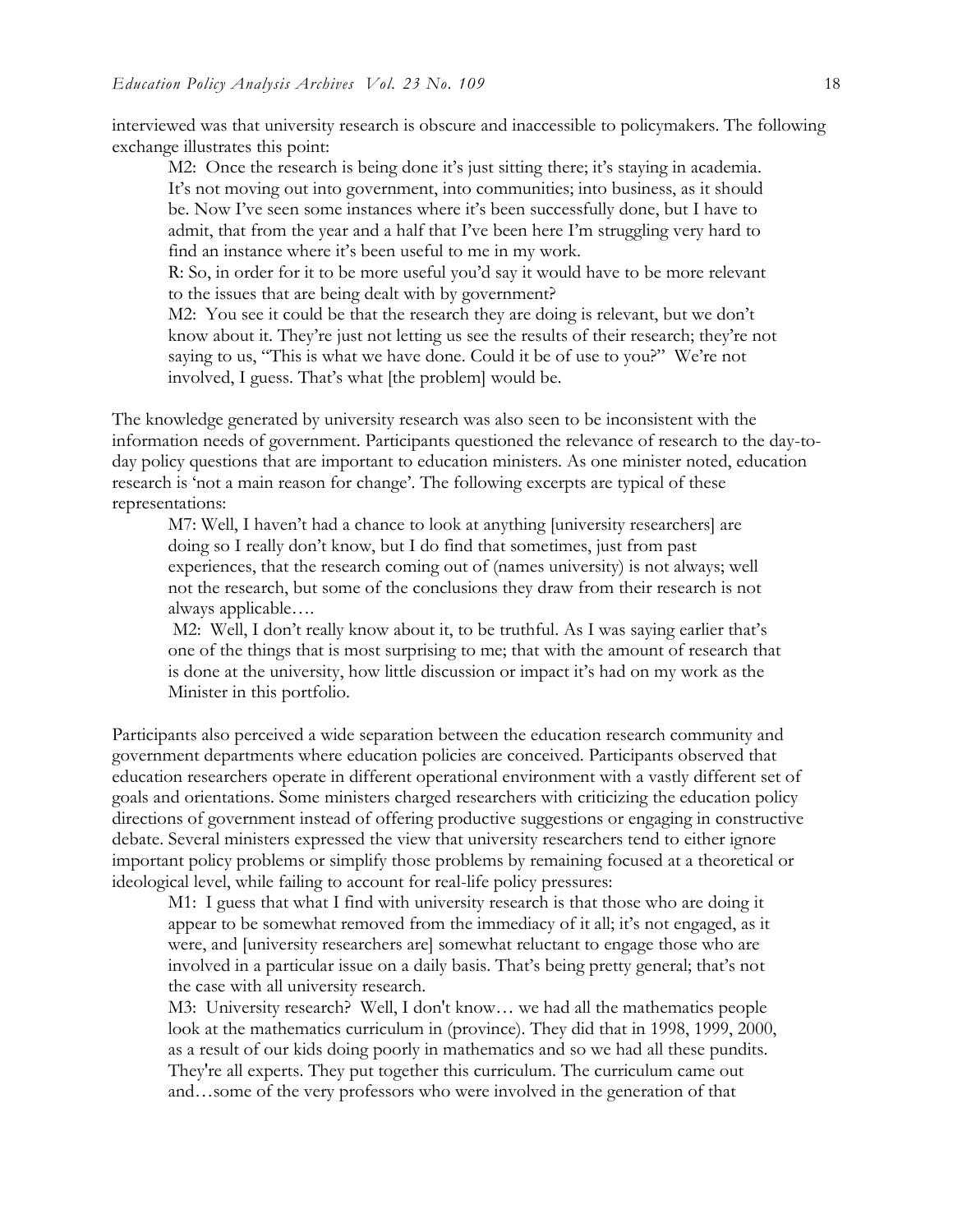interviewed was that university research is obscure and inaccessible to policymakers. The following exchange illustrates this point:

> M2: Once the research is being done it's just sitting there; it's staying in academia. It's not moving out into government, into communities; into business, as it should be. Now I've seen some instances where it's been successfully done, but I have to admit, that from the year and a half that I've been here I'm struggling very hard to find an instance where it's been useful to me in my work.
>
> R: So, in order for it to be more useful you'd say it would have to be more relevant to the issues that are being dealt with by government?
>
> M2: You see it could be that the research they are doing is relevant, but we don't know about it. They're just not letting us see the results of their research; they're not saying to us, "This is what we have done. Could it be of use to you?" We're not involved, I guess. That's what [the problem] would be.

The knowledge generated by university research was also seen to be inconsistent with the information needs of government. Participants questioned the relevance of research to the day-to-day policy questions that are important to education ministers. As one minister noted, education research is 'not a main reason for change'. The following excerpts are typical of these representations:

> M7: Well, I haven't had a chance to look at anything [university researchers] are doing so I really don't know, but I do find that sometimes, just from past experiences, that the research coming out of (names university) is not always; well not the research, but some of the conclusions they draw from their research is not always applicable….
>
> M2: Well, I don't really know about it, to be truthful. As I was saying earlier that's one of the things that is most surprising to me; that with the amount of research that is done at the university, how little discussion or impact it's had on my work as the Minister in this portfolio.

Participants also perceived a wide separation between the education research community and government departments where education policies are conceived. Participants observed that education researchers operate in different operational environment with a vastly different set of goals and orientations. Some ministers charged researchers with criticizing the education policy directions of government instead of offering productive suggestions or engaging in constructive debate. Several ministers expressed the view that university researchers tend to either ignore important policy problems or simplify those problems by remaining focused at a theoretical or ideological level, while failing to account for real-life policy pressures:

> M1: I guess that what I find with university research is that those who are doing it appear to be somewhat removed from the immediacy of it all; it's not engaged, as it were, and [university researchers are] somewhat reluctant to engage those who are involved in a particular issue on a daily basis. That's being pretty general; that's not the case with all university research.
>
> M3: University research? Well, I don't know… we had all the mathematics people look at the mathematics curriculum in (province). They did that in 1998, 1999, 2000, as a result of our kids doing poorly in mathematics and so we had all these pundits. They're all experts. They put together this curriculum. The curriculum came out and…some of the very professors who were involved in the generation of that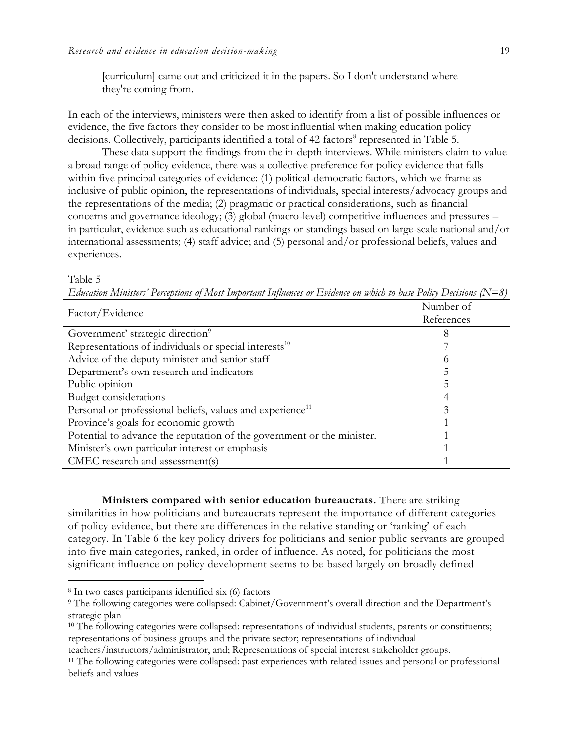[curriculum] came out and criticized it in the papers. So I don't understand where they're coming from.

In each of the interviews, ministers were then asked to identify from a list of possible influences or evidence, the five factors they consider to be most influential when making education policy decisions. Collectively, participants identified a total of 42 factors[8] represented in Table 5.

These data support the findings from the in-depth interviews. While ministers claim to value a broad range of policy evidence, there was a collective preference for policy evidence that falls within five principal categories of evidence: (1) political-democratic factors, which we frame as inclusive of public opinion, the representations of individuals, special interests/advocacy groups and the representations of the media; (2) pragmatic or practical considerations, such as financial concerns and governance ideology; (3) global (macro-level) competitive influences and pressures – in particular, evidence such as educational rankings or standings based on large-scale national and/or international assessments; (4) staff advice; and (5) personal and/or professional beliefs, values and experiences.

Table 5

*Education Ministers' Perceptions of Most Important Influences or Evidence on which to base Policy Decisions (N=8)*

| Factor/Evidence | Number of References |
|---|---|
| Government' strategic direction[9] | 8 |
| Representations of individuals or special interests[10] | 7 |
| Advice of the deputy minister and senior staff | 6 |
| Department's own research and indicators | 5 |
| Public opinion | 5 |
| Budget considerations | 4 |
| Personal or professional beliefs, values and experience[11] | 3 |
| Province's goals for economic growth | 1 |
| Potential to advance the reputation of the government or the minister. | 1 |
| Minister's own particular interest or emphasis | 1 |
| CMEC research and assessment(s) | 1 |

**Ministers compared with senior education bureaucrats.** There are striking similarities in how politicians and bureaucrats represent the importance of different categories of policy evidence, but there are differences in the relative standing or 'ranking' of each category. In Table 6 the key policy drivers for politicians and senior public servants are grouped into five main categories, ranked, in order of influence. As noted, for politicians the most significant influence on policy development seems to be based largely on broadly defined

---

[8] In two cases participants identified six (6) factors

[9] The following categories were collapsed: Cabinet/Government's overall direction and the Department's strategic plan

[10] The following categories were collapsed: representations of individual students, parents or constituents; representations of business groups and the private sector; representations of individual teachers/instructors/administrator, and; Representations of special interest stakeholder groups.

[11] The following categories were collapsed: past experiences with related issues and personal or professional beliefs and values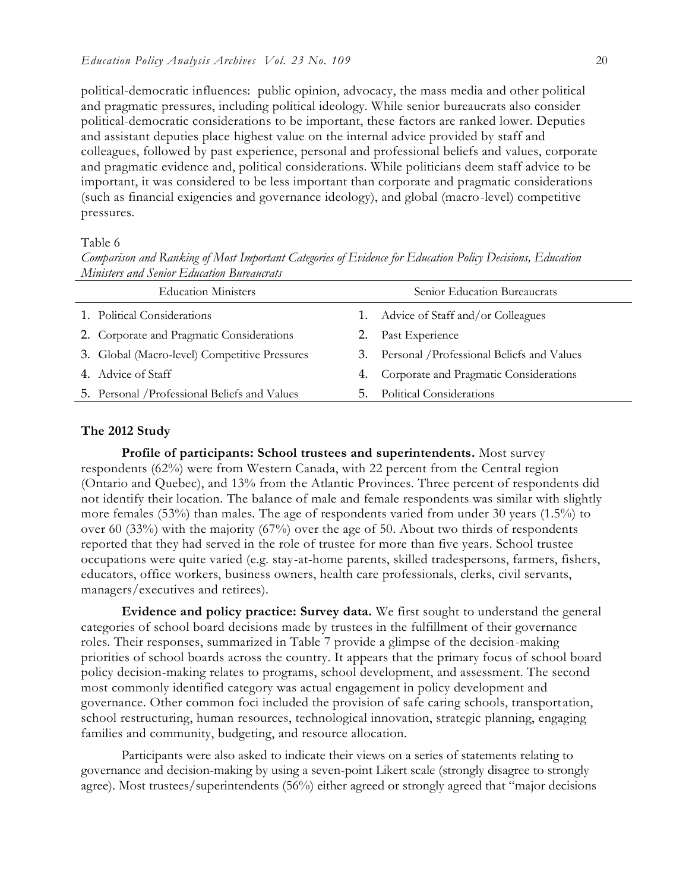political-democratic influences: public opinion, advocacy, the mass media and other political and pragmatic pressures, including political ideology. While senior bureaucrats also consider political-democratic considerations to be important, these factors are ranked lower. Deputies and assistant deputies place highest value on the internal advice provided by staff and colleagues, followed by past experience, personal and professional beliefs and values, corporate and pragmatic evidence and, political considerations. While politicians deem staff advice to be important, it was considered to be less important than corporate and pragmatic considerations (such as financial exigencies and governance ideology), and global (macro-level) competitive pressures.

Table 6

*Comparison and Ranking of Most Important Categories of Evidence for Education Policy Decisions, Education Ministers and Senior Education Bureaucrats*

| Education Ministers | Senior Education Bureaucrats |
|---|---|
| 1. Political Considerations | 1. Advice of Staff and/or Colleagues |
| 2. Corporate and Pragmatic Considerations | 2. Past Experience |
| 3. Global (Macro-level) Competitive Pressures | 3. Personal /Professional Beliefs and Values |
| 4. Advice of Staff | 4. Corporate and Pragmatic Considerations |
| 5. Personal /Professional Beliefs and Values | 5. Political Considerations |

### The 2012 Study

**Profile of participants: School trustees and superintendents.** Most survey respondents (62%) were from Western Canada, with 22 percent from the Central region (Ontario and Quebec), and 13% from the Atlantic Provinces. Three percent of respondents did not identify their location. The balance of male and female respondents was similar with slightly more females (53%) than males. The age of respondents varied from under 30 years (1.5%) to over 60 (33%) with the majority (67%) over the age of 50. About two thirds of respondents reported that they had served in the role of trustee for more than five years. School trustee occupations were quite varied (e.g. stay-at-home parents, skilled tradespersons, farmers, fishers, educators, office workers, business owners, health care professionals, clerks, civil servants, managers/executives and retirees).

**Evidence and policy practice: Survey data.** We first sought to understand the general categories of school board decisions made by trustees in the fulfillment of their governance roles. Their responses, summarized in Table 7 provide a glimpse of the decision-making priorities of school boards across the country. It appears that the primary focus of school board policy decision-making relates to programs, school development, and assessment. The second most commonly identified category was actual engagement in policy development and governance. Other common foci included the provision of safe caring schools, transportation, school restructuring, human resources, technological innovation, strategic planning, engaging families and community, budgeting, and resource allocation.

Participants were also asked to indicate their views on a series of statements relating to governance and decision-making by using a seven-point Likert scale (strongly disagree to strongly agree). Most trustees/superintendents (56%) either agreed or strongly agreed that "major decisions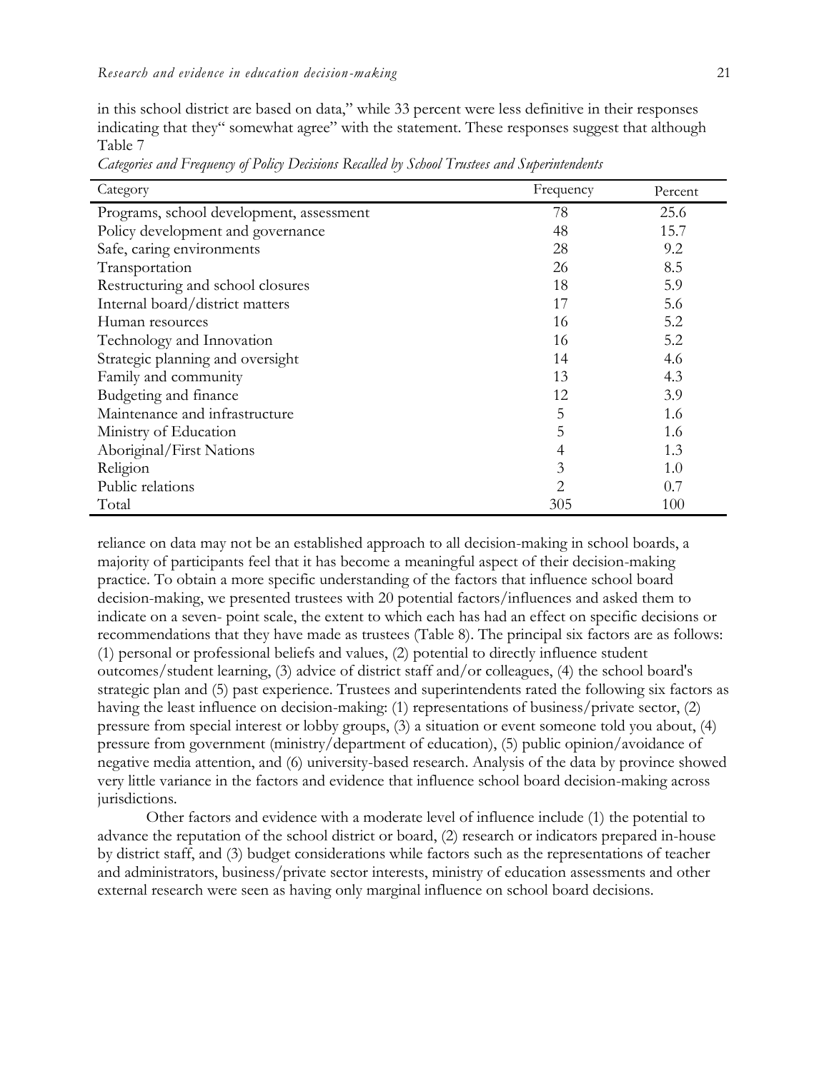in this school district are based on data," while 33 percent were less definitive in their responses indicating that they" somewhat agree" with the statement. These responses suggest that although reliance on data may not be an established approach to all decision-making in school boards, a majority of participants feel that it has become a meaningful aspect of their decision-making practice. To obtain a more specific understanding of the factors that influence school board decision-making, we presented trustees with 20 potential factors/influences and asked them to indicate on a seven- point scale, the extent to which each has had an effect on specific decisions or recommendations that they have made as trustees (Table 8). The principal six factors are as follows: (1) personal or professional beliefs and values, (2) potential to directly influence student outcomes/student learning, (3) advice of district staff and/or colleagues, (4) the school board's strategic plan and (5) past experience. Trustees and superintendents rated the following six factors as having the least influence on decision-making: (1) representations of business/private sector, (2) pressure from special interest or lobby groups, (3) a situation or event someone told you about, (4) pressure from government (ministry/department of education), (5) public opinion/avoidance of negative media attention, and (6) university-based research. Analysis of the data by province showed very little variance in the factors and evidence that influence school board decision-making across jurisdictions.

Table 7

*Categories and Frequency of Policy Decisions Recalled by School Trustees and Superintendents*

| Category | Frequency | Percent |
|---|---|---|
| Programs, school development, assessment | 78 | 25.6 |
| Policy development and governance | 48 | 15.7 |
| Safe, caring environments | 28 | 9.2 |
| Transportation | 26 | 8.5 |
| Restructuring and school closures | 18 | 5.9 |
| Internal board/district matters | 17 | 5.6 |
| Human resources | 16 | 5.2 |
| Technology and Innovation | 16 | 5.2 |
| Strategic planning and oversight | 14 | 4.6 |
| Family and community | 13 | 4.3 |
| Budgeting and finance | 12 | 3.9 |
| Maintenance and infrastructure | 5 | 1.6 |
| Ministry of Education | 5 | 1.6 |
| Aboriginal/First Nations | 4 | 1.3 |
| Religion | 3 | 1.0 |
| Public relations | 2 | 0.7 |
| Total | 305 | 100 |

Other factors and evidence with a moderate level of influence include (1) the potential to advance the reputation of the school district or board, (2) research or indicators prepared in-house by district staff, and (3) budget considerations while factors such as the representations of teacher and administrators, business/private sector interests, ministry of education assessments and other external research were seen as having only marginal influence on school board decisions.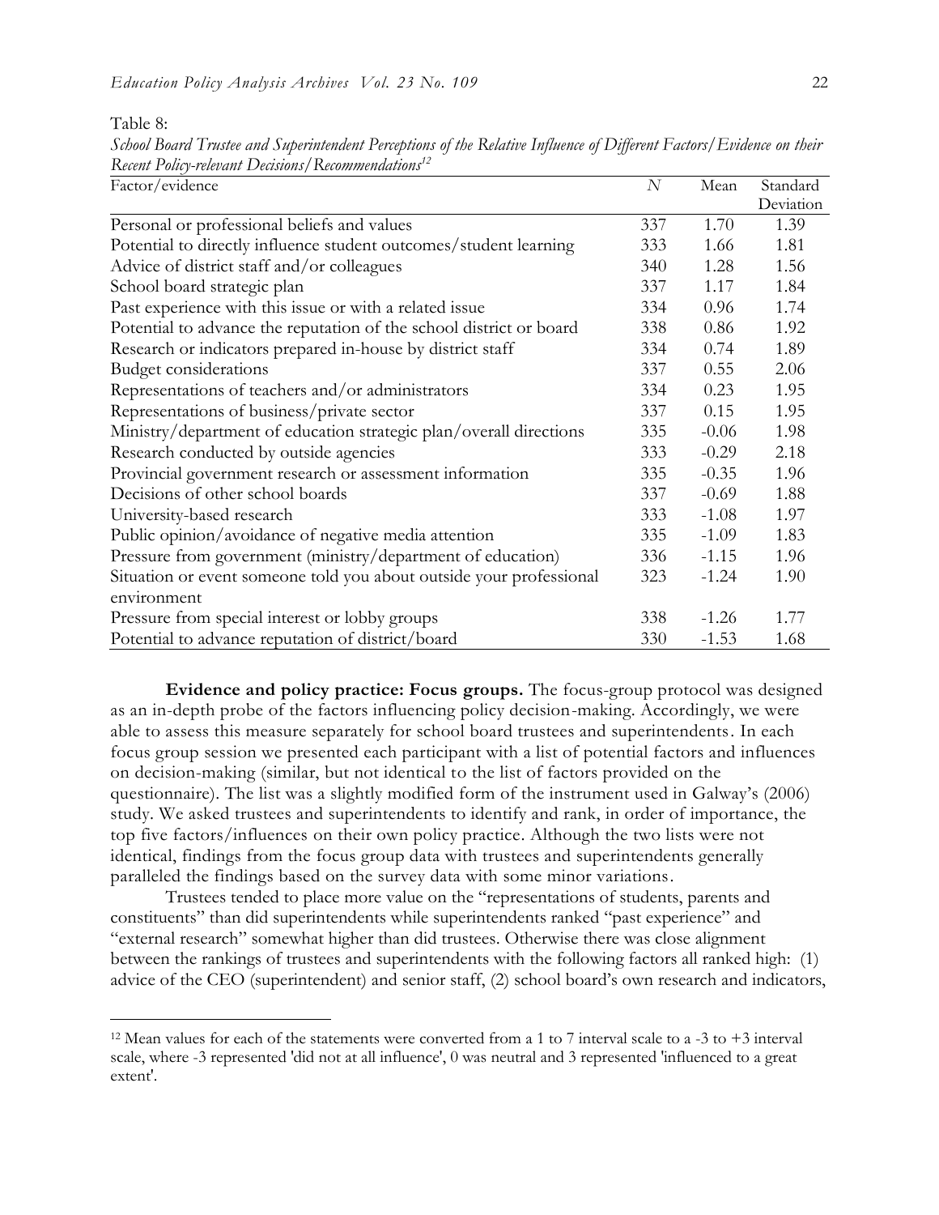Table 8:

*School Board Trustee and Superintendent Perceptions of the Relative Influence of Different Factors/Evidence on their Recent Policy-relevant Decisions/Recommendations*[12]

| Factor/evidence | *N* | Mean | Standard Deviation |
|---|---|---|---|
| Personal or professional beliefs and values | 337 | 1.70 | 1.39 |
| Potential to directly influence student outcomes/student learning | 333 | 1.66 | 1.81 |
| Advice of district staff and/or colleagues | 340 | 1.28 | 1.56 |
| School board strategic plan | 337 | 1.17 | 1.84 |
| Past experience with this issue or with a related issue | 334 | 0.96 | 1.74 |
| Potential to advance the reputation of the school district or board | 338 | 0.86 | 1.92 |
| Research or indicators prepared in-house by district staff | 334 | 0.74 | 1.89 |
| Budget considerations | 337 | 0.55 | 2.06 |
| Representations of teachers and/or administrators | 334 | 0.23 | 1.95 |
| Representations of business/private sector | 337 | 0.15 | 1.95 |
| Ministry/department of education strategic plan/overall directions | 335 | -0.06 | 1.98 |
| Research conducted by outside agencies | 333 | -0.29 | 2.18 |
| Provincial government research or assessment information | 335 | -0.35 | 1.96 |
| Decisions of other school boards | 337 | -0.69 | 1.88 |
| University-based research | 333 | -1.08 | 1.97 |
| Public opinion/avoidance of negative media attention | 335 | -1.09 | 1.83 |
| Pressure from government (ministry/department of education) | 336 | -1.15 | 1.96 |
| Situation or event someone told you about outside your professional environment | 323 | -1.24 | 1.90 |
| Pressure from special interest or lobby groups | 338 | -1.26 | 1.77 |
| Potential to advance reputation of district/board | 330 | -1.53 | 1.68 |

**Evidence and policy practice: Focus groups.** The focus-group protocol was designed as an in-depth probe of the factors influencing policy decision-making. Accordingly, we were able to assess this measure separately for school board trustees and superintendents. In each focus group session we presented each participant with a list of potential factors and influences on decision-making (similar, but not identical to the list of factors provided on the questionnaire). The list was a slightly modified form of the instrument used in Galway's (2006) study. We asked trustees and superintendents to identify and rank, in order of importance, the top five factors/influences on their own policy practice. Although the two lists were not identical, findings from the focus group data with trustees and superintendents generally paralleled the findings based on the survey data with some minor variations.

Trustees tended to place more value on the "representations of students, parents and constituents" than did superintendents while superintendents ranked "past experience" and "external research" somewhat higher than did trustees. Otherwise there was close alignment between the rankings of trustees and superintendents with the following factors all ranked high: (1) advice of the CEO (superintendent) and senior staff, (2) school board's own research and indicators,

[12] Mean values for each of the statements were converted from a 1 to 7 interval scale to a -3 to +3 interval scale, where -3 represented 'did not at all influence', 0 was neutral and 3 represented 'influenced to a great extent'.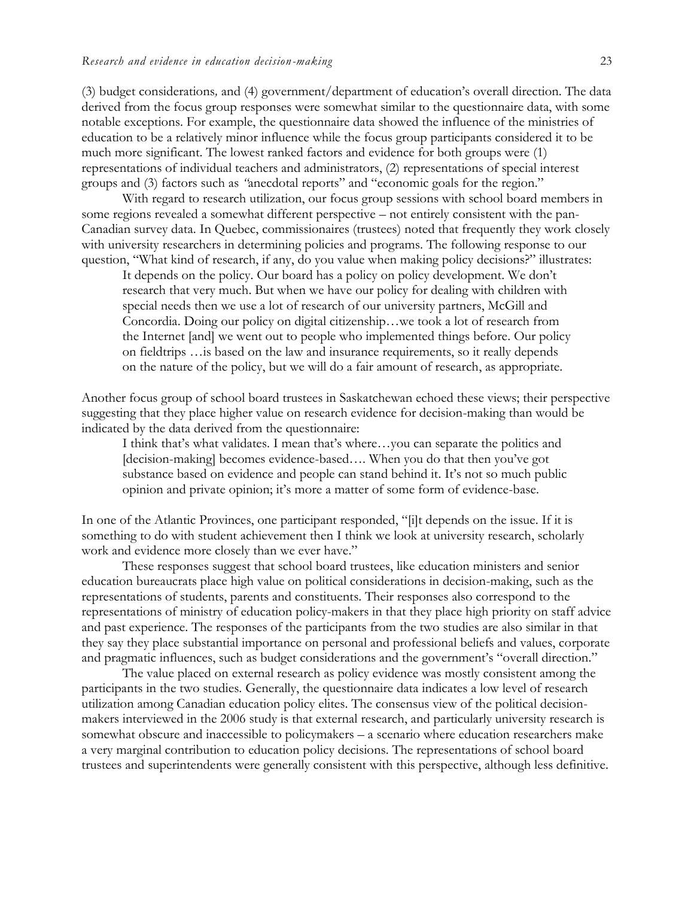(3) budget considerations, and (4) government/department of education's overall direction. The data derived from the focus group responses were somewhat similar to the questionnaire data, with some notable exceptions. For example, the questionnaire data showed the influence of the ministries of education to be a relatively minor influence while the focus group participants considered it to be much more significant. The lowest ranked factors and evidence for both groups were (1) representations of individual teachers and administrators, (2) representations of special interest groups and (3) factors such as "anecdotal reports" and "economic goals for the region."

With regard to research utilization, our focus group sessions with school board members in some regions revealed a somewhat different perspective – not entirely consistent with the pan-Canadian survey data. In Quebec, commissionaires (trustees) noted that frequently they work closely with university researchers in determining policies and programs. The following response to our question, "What kind of research, if any, do you value when making policy decisions?" illustrates:

> It depends on the policy. Our board has a policy on policy development. We don't research that very much. But when we have our policy for dealing with children with special needs then we use a lot of research of our university partners, McGill and Concordia. Doing our policy on digital citizenship…we took a lot of research from the Internet [and] we went out to people who implemented things before. Our policy on fieldtrips …is based on the law and insurance requirements, so it really depends on the nature of the policy, but we will do a fair amount of research, as appropriate.

Another focus group of school board trustees in Saskatchewan echoed these views; their perspective suggesting that they place higher value on research evidence for decision-making than would be indicated by the data derived from the questionnaire:

> I think that's what validates. I mean that's where…you can separate the politics and [decision-making] becomes evidence-based…. When you do that then you've got substance based on evidence and people can stand behind it. It's not so much public opinion and private opinion; it's more a matter of some form of evidence-base.

In one of the Atlantic Provinces, one participant responded, "[i]t depends on the issue. If it is something to do with student achievement then I think we look at university research, scholarly work and evidence more closely than we ever have."

These responses suggest that school board trustees, like education ministers and senior education bureaucrats place high value on political considerations in decision-making, such as the representations of students, parents and constituents. Their responses also correspond to the representations of ministry of education policy-makers in that they place high priority on staff advice and past experience. The responses of the participants from the two studies are also similar in that they say they place substantial importance on personal and professional beliefs and values, corporate and pragmatic influences, such as budget considerations and the government's "overall direction."

The value placed on external research as policy evidence was mostly consistent among the participants in the two studies. Generally, the questionnaire data indicates a low level of research utilization among Canadian education policy elites. The consensus view of the political decision-makers interviewed in the 2006 study is that external research, and particularly university research is somewhat obscure and inaccessible to policymakers – a scenario where education researchers make a very marginal contribution to education policy decisions. The representations of school board trustees and superintendents were generally consistent with this perspective, although less definitive.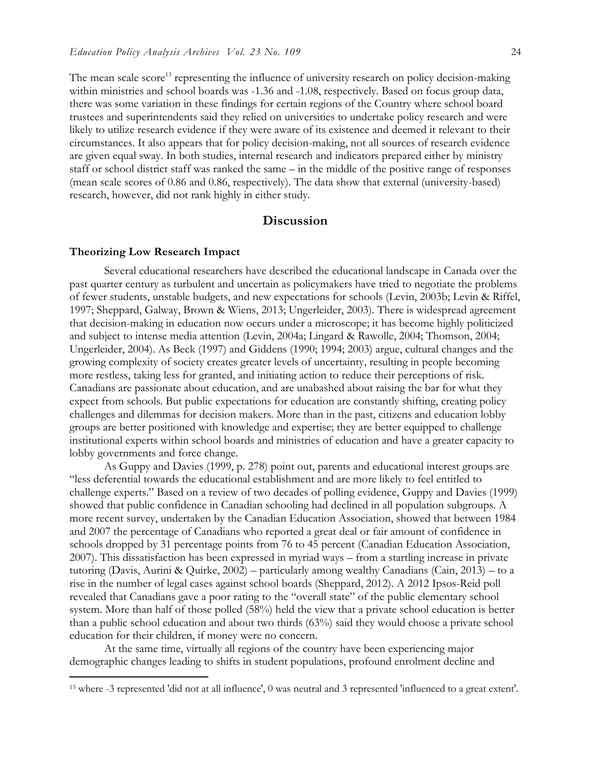The mean scale score[13] representing the influence of university research on policy decision-making within ministries and school boards was -1.36 and -1.08, respectively. Based on focus group data, there was some variation in these findings for certain regions of the Country where school board trustees and superintendents said they relied on universities to undertake policy research and were likely to utilize research evidence if they were aware of its existence and deemed it relevant to their circumstances. It also appears that for policy decision-making, not all sources of research evidence are given equal sway. In both studies, internal research and indicators prepared either by ministry staff or school district staff was ranked the same – in the middle of the positive range of responses (mean scale scores of 0.86 and 0.86, respectively). The data show that external (university-based) research, however, did not rank highly in either study.

## Discussion

### Theorizing Low Research Impact

Several educational researchers have described the educational landscape in Canada over the past quarter century as turbulent and uncertain as policymakers have tried to negotiate the problems of fewer students, unstable budgets, and new expectations for schools (Levin, 2003b; Levin & Riffel, 1997; Sheppard, Galway, Brown & Wiens, 2013; Ungerleider, 2003). There is widespread agreement that decision-making in education now occurs under a microscope; it has become highly politicized and subject to intense media attention (Levin, 2004a; Lingard & Rawolle, 2004; Thomson, 2004; Ungerleider, 2004). As Beck (1997) and Giddens (1990; 1994; 2003) argue, cultural changes and the growing complexity of society creates greater levels of uncertainty, resulting in people becoming more restless, taking less for granted, and initiating action to reduce their perceptions of risk. Canadians are passionate about education, and are unabashed about raising the bar for what they expect from schools. But public expectations for education are constantly shifting, creating policy challenges and dilemmas for decision makers. More than in the past, citizens and education lobby groups are better positioned with knowledge and expertise; they are better equipped to challenge institutional experts within school boards and ministries of education and have a greater capacity to lobby governments and force change.

As Guppy and Davies (1999, p. 278) point out, parents and educational interest groups are "less deferential towards the educational establishment and are more likely to feel entitled to challenge experts." Based on a review of two decades of polling evidence, Guppy and Davies (1999) showed that public confidence in Canadian schooling had declined in all population subgroups. A more recent survey, undertaken by the Canadian Education Association, showed that between 1984 and 2007 the percentage of Canadians who reported a great deal or fair amount of confidence in schools dropped by 31 percentage points from 76 to 45 percent (Canadian Education Association, 2007). This dissatisfaction has been expressed in myriad ways – from a startling increase in private tutoring (Davis, Aurini & Quirke, 2002) – particularly among wealthy Canadians (Cain, 2013) – to a rise in the number of legal cases against school boards (Sheppard, 2012). A 2012 Ipsos-Reid poll revealed that Canadians gave a poor rating to the "overall state" of the public elementary school system. More than half of those polled (58%) held the view that a private school education is better than a public school education and about two thirds (63%) said they would choose a private school education for their children, if money were no concern.

At the same time, virtually all regions of the country have been experiencing major demographic changes leading to shifts in student populations, profound enrolment decline and

[13] where -3 represented 'did not at all influence', 0 was neutral and 3 represented 'influenced to a great extent'.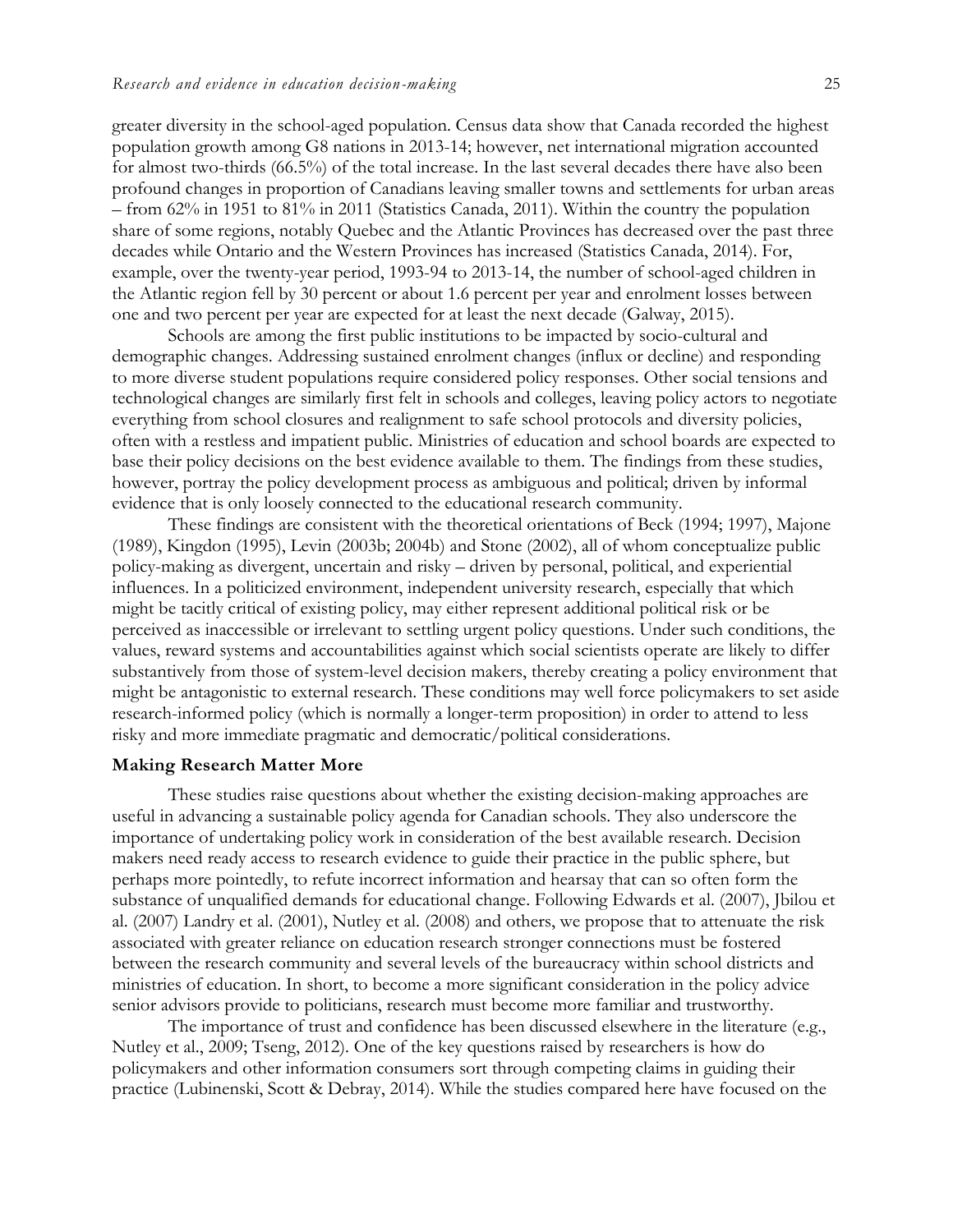greater diversity in the school-aged population. Census data show that Canada recorded the highest population growth among G8 nations in 2013-14; however, net international migration accounted for almost two-thirds (66.5%) of the total increase. In the last several decades there have also been profound changes in proportion of Canadians leaving smaller towns and settlements for urban areas – from 62% in 1951 to 81% in 2011 (Statistics Canada, 2011). Within the country the population share of some regions, notably Quebec and the Atlantic Provinces has decreased over the past three decades while Ontario and the Western Provinces has increased (Statistics Canada, 2014). For, example, over the twenty-year period, 1993-94 to 2013-14, the number of school-aged children in the Atlantic region fell by 30 percent or about 1.6 percent per year and enrolment losses between one and two percent per year are expected for at least the next decade (Galway, 2015).

Schools are among the first public institutions to be impacted by socio-cultural and demographic changes. Addressing sustained enrolment changes (influx or decline) and responding to more diverse student populations require considered policy responses. Other social tensions and technological changes are similarly first felt in schools and colleges, leaving policy actors to negotiate everything from school closures and realignment to safe school protocols and diversity policies, often with a restless and impatient public. Ministries of education and school boards are expected to base their policy decisions on the best evidence available to them. The findings from these studies, however, portray the policy development process as ambiguous and political; driven by informal evidence that is only loosely connected to the educational research community.

These findings are consistent with the theoretical orientations of Beck (1994; 1997), Majone (1989), Kingdon (1995), Levin (2003b; 2004b) and Stone (2002), all of whom conceptualize public policy-making as divergent, uncertain and risky – driven by personal, political, and experiential influences. In a politicized environment, independent university research, especially that which might be tacitly critical of existing policy, may either represent additional political risk or be perceived as inaccessible or irrelevant to settling urgent policy questions. Under such conditions, the values, reward systems and accountabilities against which social scientists operate are likely to differ substantively from those of system-level decision makers, thereby creating a policy environment that might be antagonistic to external research. These conditions may well force policymakers to set aside research-informed policy (which is normally a longer-term proposition) in order to attend to less risky and more immediate pragmatic and democratic/political considerations.

**Making Research Matter More**

These studies raise questions about whether the existing decision-making approaches are useful in advancing a sustainable policy agenda for Canadian schools. They also underscore the importance of undertaking policy work in consideration of the best available research. Decision makers need ready access to research evidence to guide their practice in the public sphere, but perhaps more pointedly, to refute incorrect information and hearsay that can so often form the substance of unqualified demands for educational change. Following Edwards et al. (2007), Jbilou et al. (2007) Landry et al. (2001), Nutley et al. (2008) and others, we propose that to attenuate the risk associated with greater reliance on education research stronger connections must be fostered between the research community and several levels of the bureaucracy within school districts and ministries of education. In short, to become a more significant consideration in the policy advice senior advisors provide to politicians, research must become more familiar and trustworthy.

The importance of trust and confidence has been discussed elsewhere in the literature (e.g., Nutley et al., 2009; Tseng, 2012). One of the key questions raised by researchers is how do policymakers and other information consumers sort through competing claims in guiding their practice (Lubinenski, Scott & Debray, 2014). While the studies compared here have focused on the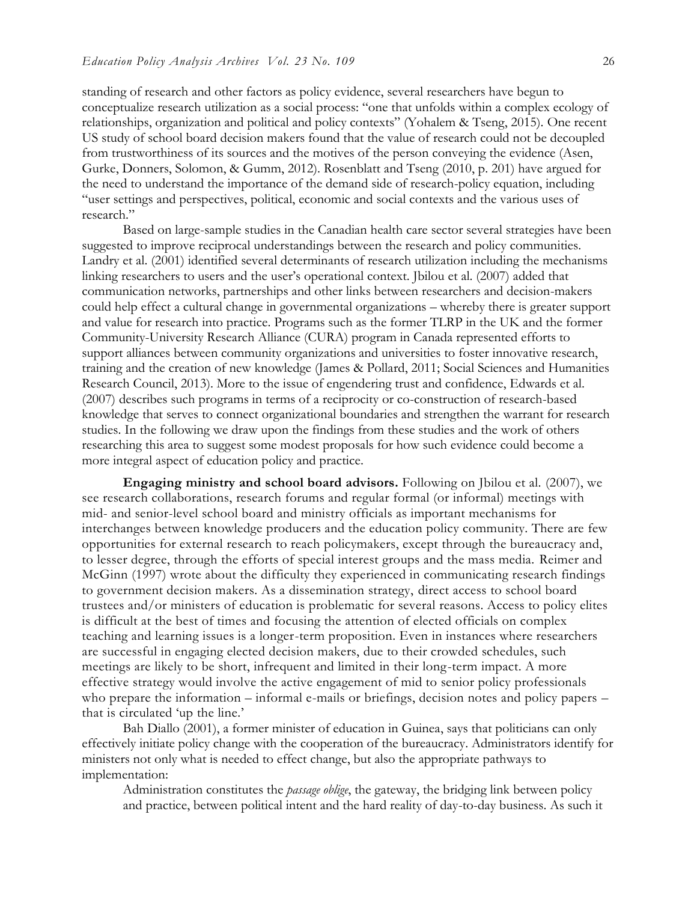standing of research and other factors as policy evidence, several researchers have begun to conceptualize research utilization as a social process: "one that unfolds within a complex ecology of relationships, organization and political and policy contexts" (Yohalem & Tseng, 2015). One recent US study of school board decision makers found that the value of research could not be decoupled from trustworthiness of its sources and the motives of the person conveying the evidence (Asen, Gurke, Donners, Solomon, & Gumm, 2012). Rosenblatt and Tseng (2010, p. 201) have argued for the need to understand the importance of the demand side of research-policy equation, including "user settings and perspectives, political, economic and social contexts and the various uses of research."

Based on large-sample studies in the Canadian health care sector several strategies have been suggested to improve reciprocal understandings between the research and policy communities. Landry et al. (2001) identified several determinants of research utilization including the mechanisms linking researchers to users and the user's operational context. Jbilou et al. (2007) added that communication networks, partnerships and other links between researchers and decision-makers could help effect a cultural change in governmental organizations – whereby there is greater support and value for research into practice. Programs such as the former TLRP in the UK and the former Community-University Research Alliance (CURA) program in Canada represented efforts to support alliances between community organizations and universities to foster innovative research, training and the creation of new knowledge (James & Pollard, 2011; Social Sciences and Humanities Research Council, 2013). More to the issue of engendering trust and confidence, Edwards et al. (2007) describes such programs in terms of a reciprocity or co-construction of research-based knowledge that serves to connect organizational boundaries and strengthen the warrant for research studies. In the following we draw upon the findings from these studies and the work of others researching this area to suggest some modest proposals for how such evidence could become a more integral aspect of education policy and practice.

**Engaging ministry and school board advisors.** Following on Jbilou et al. (2007), we see research collaborations, research forums and regular formal (or informal) meetings with mid- and senior-level school board and ministry officials as important mechanisms for interchanges between knowledge producers and the education policy community. There are few opportunities for external research to reach policymakers, except through the bureaucracy and, to lesser degree, through the efforts of special interest groups and the mass media. Reimer and McGinn (1997) wrote about the difficulty they experienced in communicating research findings to government decision makers. As a dissemination strategy, direct access to school board trustees and/or ministers of education is problematic for several reasons. Access to policy elites is difficult at the best of times and focusing the attention of elected officials on complex teaching and learning issues is a longer-term proposition. Even in instances where researchers are successful in engaging elected decision makers, due to their crowded schedules, such meetings are likely to be short, infrequent and limited in their long-term impact. A more effective strategy would involve the active engagement of mid to senior policy professionals who prepare the information – informal e-mails or briefings, decision notes and policy papers – that is circulated 'up the line.'

Bah Diallo (2001), a former minister of education in Guinea, says that politicians can only effectively initiate policy change with the cooperation of the bureaucracy. Administrators identify for ministers not only what is needed to effect change, but also the appropriate pathways to implementation:

> Administration constitutes the *passage oblige*, the gateway, the bridging link between policy and practice, between political intent and the hard reality of day-to-day business. As such it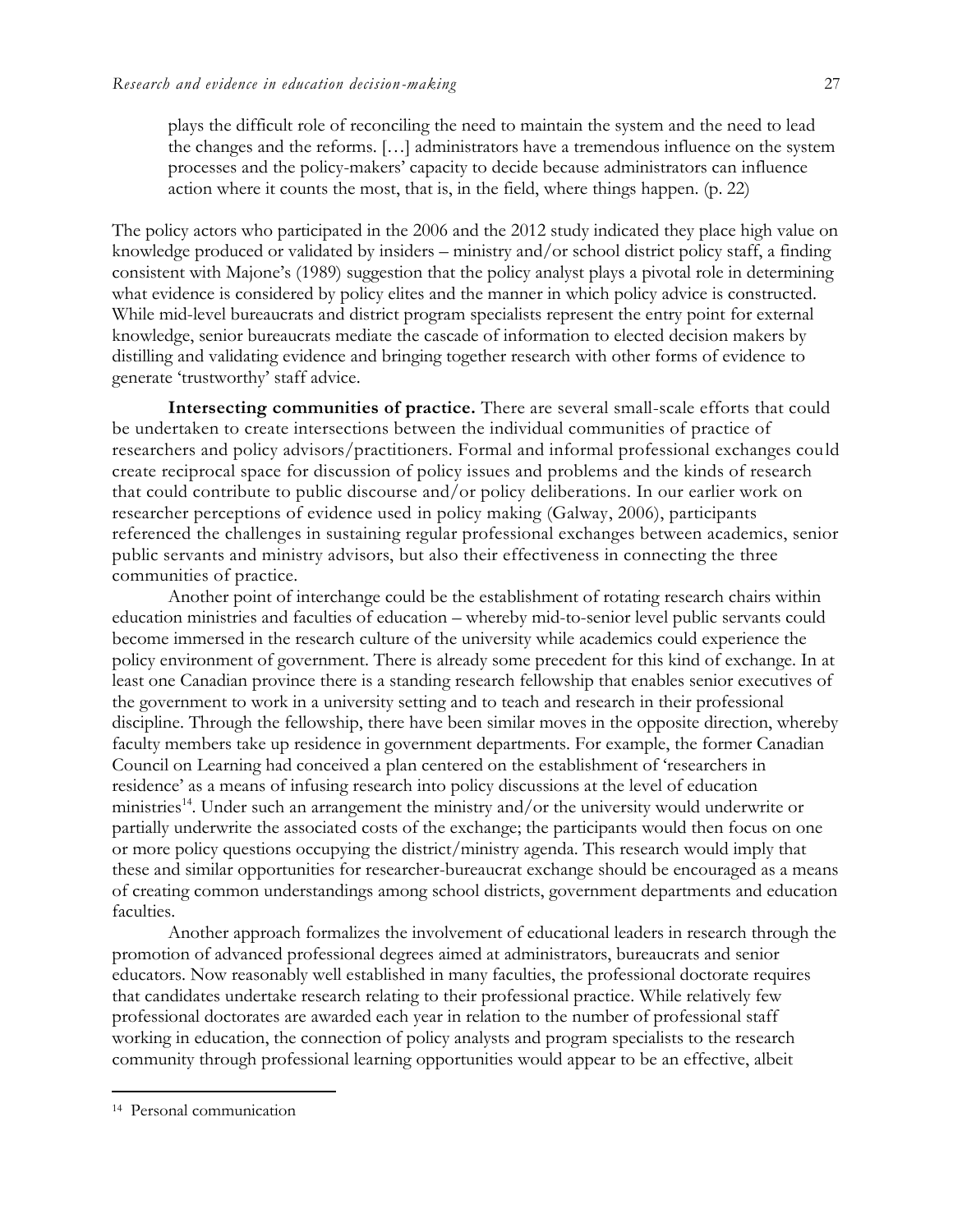> plays the difficult role of reconciling the need to maintain the system and the need to lead the changes and the reforms. […] administrators have a tremendous influence on the system processes and the policy-makers' capacity to decide because administrators can influence action where it counts the most, that is, in the field, where things happen. (p. 22)

The policy actors who participated in the 2006 and the 2012 study indicated they place high value on knowledge produced or validated by insiders – ministry and/or school district policy staff, a finding consistent with Majone's (1989) suggestion that the policy analyst plays a pivotal role in determining what evidence is considered by policy elites and the manner in which policy advice is constructed. While mid-level bureaucrats and district program specialists represent the entry point for external knowledge, senior bureaucrats mediate the cascade of information to elected decision makers by distilling and validating evidence and bringing together research with other forms of evidence to generate 'trustworthy' staff advice.

**Intersecting communities of practice.** There are several small-scale efforts that could be undertaken to create intersections between the individual communities of practice of researchers and policy advisors/practitioners. Formal and informal professional exchanges could create reciprocal space for discussion of policy issues and problems and the kinds of research that could contribute to public discourse and/or policy deliberations. In our earlier work on researcher perceptions of evidence used in policy making (Galway, 2006), participants referenced the challenges in sustaining regular professional exchanges between academics, senior public servants and ministry advisors, but also their effectiveness in connecting the three communities of practice.

Another point of interchange could be the establishment of rotating research chairs within education ministries and faculties of education – whereby mid-to-senior level public servants could become immersed in the research culture of the university while academics could experience the policy environment of government. There is already some precedent for this kind of exchange. In at least one Canadian province there is a standing research fellowship that enables senior executives of the government to work in a university setting and to teach and research in their professional discipline. Through the fellowship, there have been similar moves in the opposite direction, whereby faculty members take up residence in government departments. For example, the former Canadian Council on Learning had conceived a plan centered on the establishment of 'researchers in residence' as a means of infusing research into policy discussions at the level of education ministries[14]. Under such an arrangement the ministry and/or the university would underwrite or partially underwrite the associated costs of the exchange; the participants would then focus on one or more policy questions occupying the district/ministry agenda. This research would imply that these and similar opportunities for researcher-bureaucrat exchange should be encouraged as a means of creating common understandings among school districts, government departments and education faculties.

Another approach formalizes the involvement of educational leaders in research through the promotion of advanced professional degrees aimed at administrators, bureaucrats and senior educators. Now reasonably well established in many faculties, the professional doctorate requires that candidates undertake research relating to their professional practice. While relatively few professional doctorates are awarded each year in relation to the number of professional staff working in education, the connection of policy analysts and program specialists to the research community through professional learning opportunities would appear to be an effective, albeit

[14] Personal communication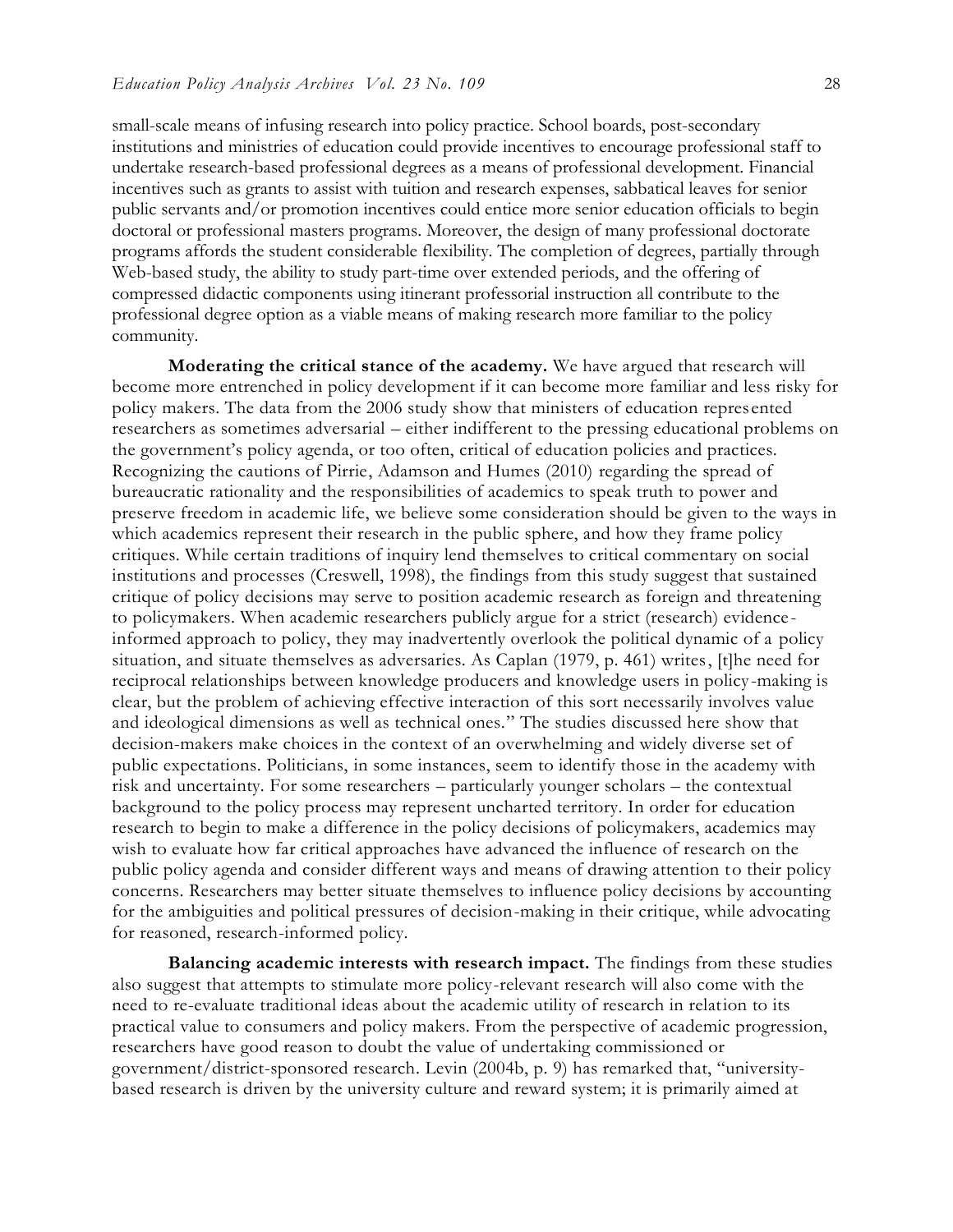small-scale means of infusing research into policy practice. School boards, post-secondary institutions and ministries of education could provide incentives to encourage professional staff to undertake research-based professional degrees as a means of professional development. Financial incentives such as grants to assist with tuition and research expenses, sabbatical leaves for senior public servants and/or promotion incentives could entice more senior education officials to begin doctoral or professional masters programs. Moreover, the design of many professional doctorate programs affords the student considerable flexibility. The completion of degrees, partially through Web-based study, the ability to study part-time over extended periods, and the offering of compressed didactic components using itinerant professorial instruction all contribute to the professional degree option as a viable means of making research more familiar to the policy community.

**Moderating the critical stance of the academy.** We have argued that research will become more entrenched in policy development if it can become more familiar and less risky for policy makers. The data from the 2006 study show that ministers of education represented researchers as sometimes adversarial – either indifferent to the pressing educational problems on the government's policy agenda, or too often, critical of education policies and practices. Recognizing the cautions of Pirrie, Adamson and Humes (2010) regarding the spread of bureaucratic rationality and the responsibilities of academics to speak truth to power and preserve freedom in academic life, we believe some consideration should be given to the ways in which academics represent their research in the public sphere, and how they frame policy critiques. While certain traditions of inquiry lend themselves to critical commentary on social institutions and processes (Creswell, 1998), the findings from this study suggest that sustained critique of policy decisions may serve to position academic research as foreign and threatening to policymakers. When academic researchers publicly argue for a strict (research) evidence-informed approach to policy, they may inadvertently overlook the political dynamic of a policy situation, and situate themselves as adversaries. As Caplan (1979, p. 461) writes, [t]he need for reciprocal relationships between knowledge producers and knowledge users in policy-making is clear, but the problem of achieving effective interaction of this sort necessarily involves value and ideological dimensions as well as technical ones." The studies discussed here show that decision-makers make choices in the context of an overwhelming and widely diverse set of public expectations. Politicians, in some instances, seem to identify those in the academy with risk and uncertainty. For some researchers – particularly younger scholars – the contextual background to the policy process may represent uncharted territory. In order for education research to begin to make a difference in the policy decisions of policymakers, academics may wish to evaluate how far critical approaches have advanced the influence of research on the public policy agenda and consider different ways and means of drawing attention to their policy concerns. Researchers may better situate themselves to influence policy decisions by accounting for the ambiguities and political pressures of decision-making in their critique, while advocating for reasoned, research-informed policy.

**Balancing academic interests with research impact.** The findings from these studies also suggest that attempts to stimulate more policy-relevant research will also come with the need to re-evaluate traditional ideas about the academic utility of research in relation to its practical value to consumers and policy makers. From the perspective of academic progression, researchers have good reason to doubt the value of undertaking commissioned or government/district-sponsored research. Levin (2004b, p. 9) has remarked that, "university-based research is driven by the university culture and reward system; it is primarily aimed at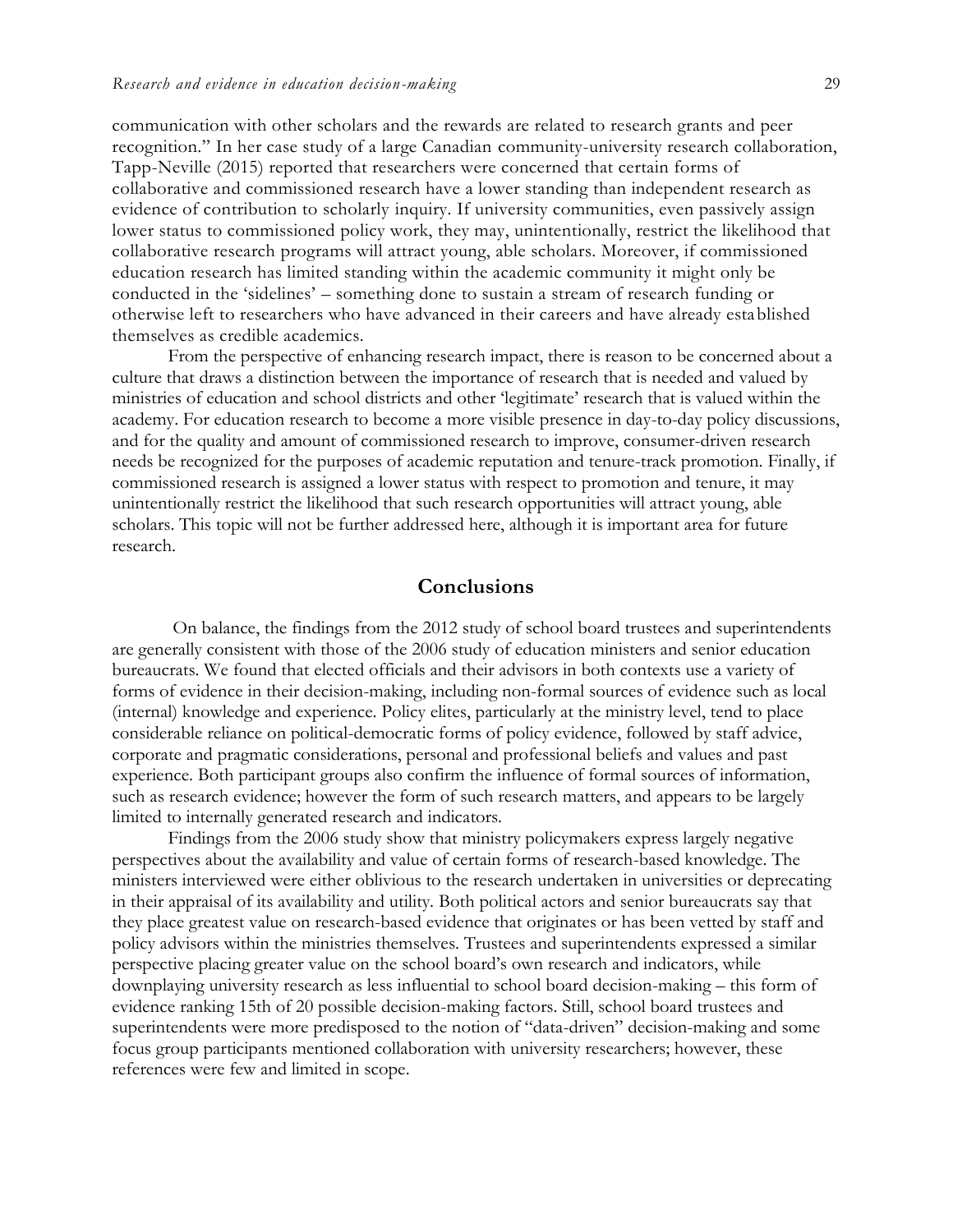communication with other scholars and the rewards are related to research grants and peer recognition." In her case study of a large Canadian community-university research collaboration, Tapp-Neville (2015) reported that researchers were concerned that certain forms of collaborative and commissioned research have a lower standing than independent research as evidence of contribution to scholarly inquiry. If university communities, even passively assign lower status to commissioned policy work, they may, unintentionally, restrict the likelihood that collaborative research programs will attract young, able scholars. Moreover, if commissioned education research has limited standing within the academic community it might only be conducted in the 'sidelines' – something done to sustain a stream of research funding or otherwise left to researchers who have advanced in their careers and have already established themselves as credible academics.

From the perspective of enhancing research impact, there is reason to be concerned about a culture that draws a distinction between the importance of research that is needed and valued by ministries of education and school districts and other 'legitimate' research that is valued within the academy. For education research to become a more visible presence in day-to-day policy discussions, and for the quality and amount of commissioned research to improve, consumer-driven research needs be recognized for the purposes of academic reputation and tenure-track promotion. Finally, if commissioned research is assigned a lower status with respect to promotion and tenure, it may unintentionally restrict the likelihood that such research opportunities will attract young, able scholars. This topic will not be further addressed here, although it is important area for future research.

## Conclusions

On balance, the findings from the 2012 study of school board trustees and superintendents are generally consistent with those of the 2006 study of education ministers and senior education bureaucrats. We found that elected officials and their advisors in both contexts use a variety of forms of evidence in their decision-making, including non-formal sources of evidence such as local (internal) knowledge and experience. Policy elites, particularly at the ministry level, tend to place considerable reliance on political-democratic forms of policy evidence, followed by staff advice, corporate and pragmatic considerations, personal and professional beliefs and values and past experience. Both participant groups also confirm the influence of formal sources of information, such as research evidence; however the form of such research matters, and appears to be largely limited to internally generated research and indicators.

Findings from the 2006 study show that ministry policymakers express largely negative perspectives about the availability and value of certain forms of research-based knowledge. The ministers interviewed were either oblivious to the research undertaken in universities or deprecating in their appraisal of its availability and utility. Both political actors and senior bureaucrats say that they place greatest value on research-based evidence that originates or has been vetted by staff and policy advisors within the ministries themselves. Trustees and superintendents expressed a similar perspective placing greater value on the school board's own research and indicators, while downplaying university research as less influential to school board decision-making – this form of evidence ranking 15th of 20 possible decision-making factors. Still, school board trustees and superintendents were more predisposed to the notion of "data-driven" decision-making and some focus group participants mentioned collaboration with university researchers; however, these references were few and limited in scope.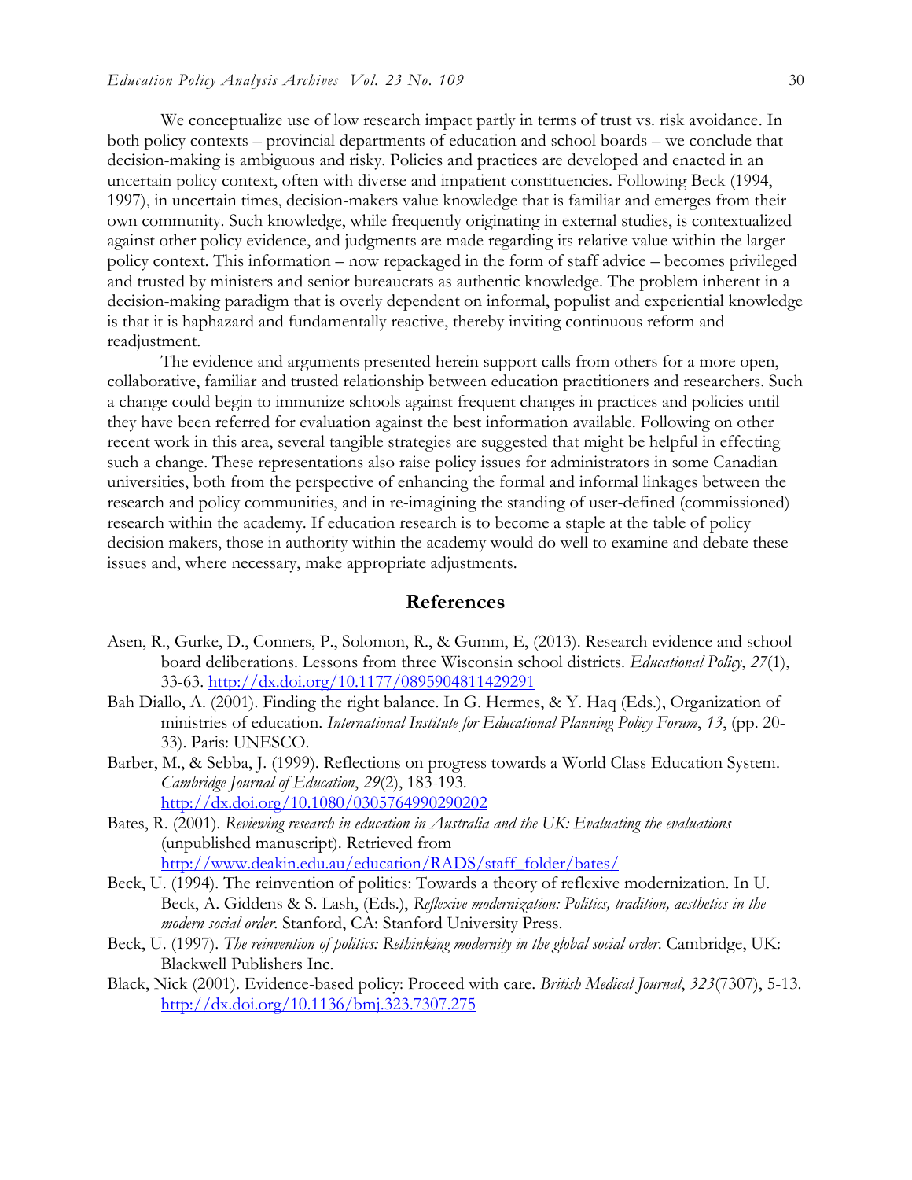We conceptualize use of low research impact partly in terms of trust vs. risk avoidance. In both policy contexts – provincial departments of education and school boards – we conclude that decision-making is ambiguous and risky. Policies and practices are developed and enacted in an uncertain policy context, often with diverse and impatient constituencies. Following Beck (1994, 1997), in uncertain times, decision-makers value knowledge that is familiar and emerges from their own community. Such knowledge, while frequently originating in external studies, is contextualized against other policy evidence, and judgments are made regarding its relative value within the larger policy context. This information – now repackaged in the form of staff advice – becomes privileged and trusted by ministers and senior bureaucrats as authentic knowledge. The problem inherent in a decision-making paradigm that is overly dependent on informal, populist and experiential knowledge is that it is haphazard and fundamentally reactive, thereby inviting continuous reform and readjustment.

The evidence and arguments presented herein support calls from others for a more open, collaborative, familiar and trusted relationship between education practitioners and researchers. Such a change could begin to immunize schools against frequent changes in practices and policies until they have been referred for evaluation against the best information available. Following on other recent work in this area, several tangible strategies are suggested that might be helpful in effecting such a change. These representations also raise policy issues for administrators in some Canadian universities, both from the perspective of enhancing the formal and informal linkages between the research and policy communities, and in re-imagining the standing of user-defined (commissioned) research within the academy. If education research is to become a staple at the table of policy decision makers, those in authority within the academy would do well to examine and debate these issues and, where necessary, make appropriate adjustments.

## References

Asen, R., Gurke, D., Conners, P., Solomon, R., & Gumm, E, (2013). Research evidence and school board deliberations. Lessons from three Wisconsin school districts. *Educational Policy*, *27*(1), 33-63. http://dx.doi.org/10.1177/0895904811429291

Bah Diallo, A. (2001). Finding the right balance. In G. Hermes, & Y. Haq (Eds.), Organization of ministries of education. *International Institute for Educational Planning Policy Forum*, *13*, (pp. 20-33). Paris: UNESCO.

Barber, M., & Sebba, J. (1999). Reflections on progress towards a World Class Education System. *Cambridge Journal of Education*, *29*(2), 183-193. http://dx.doi.org/10.1080/0305764990290202

Bates, R. (2001). *Reviewing research in education in Australia and the UK: Evaluating the evaluations* (unpublished manuscript). Retrieved from http://www.deakin.edu.au/education/RADS/staff_folder/bates/

Beck, U. (1994). The reinvention of politics: Towards a theory of reflexive modernization. In U. Beck, A. Giddens & S. Lash, (Eds.), *Reflexive modernization: Politics, tradition, aesthetics in the modern social order.* Stanford, CA: Stanford University Press.

Beck, U. (1997). *The reinvention of politics: Rethinking modernity in the global social order.* Cambridge, UK: Blackwell Publishers Inc.

Black, Nick (2001). Evidence-based policy: Proceed with care. *British Medical Journal*, *323*(7307), 5-13. http://dx.doi.org/10.1136/bmj.323.7307.275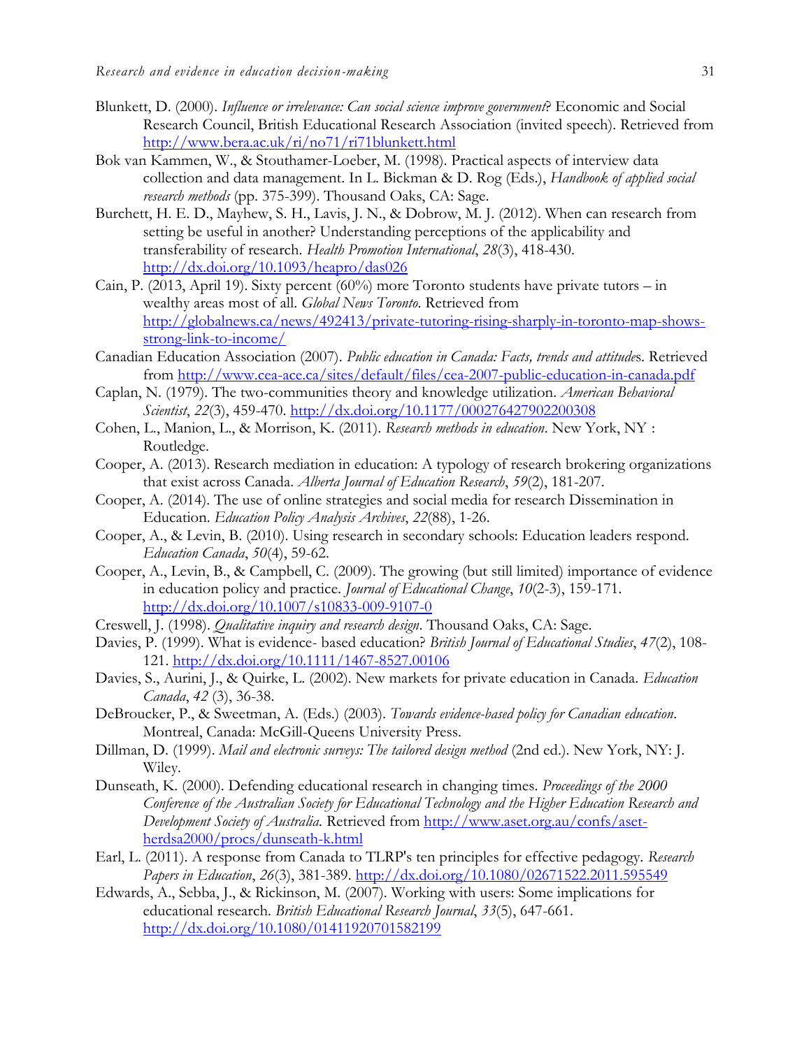Blunkett, D. (2000). *Influence or irrelevance: Can social science improve government*? Economic and Social Research Council, British Educational Research Association (invited speech). Retrieved from http://www.bera.ac.uk/ri/no71/ri71blunkett.html

Bok van Kammen, W., & Stouthamer-Loeber, M. (1998). Practical aspects of interview data collection and data management. In L. Bickman & D. Rog (Eds.), *Handbook of applied social research methods* (pp. 375-399). Thousand Oaks, CA: Sage.

Burchett, H. E. D., Mayhew, S. H., Lavis, J. N., & Dobrow, M. J. (2012). When can research from setting be useful in another? Understanding perceptions of the applicability and transferability of research. *Health Promotion International*, *28*(3), 418-430. http://dx.doi.org/10.1093/heapro/das026

Cain, P. (2013, April 19). Sixty percent (60%) more Toronto students have private tutors – in wealthy areas most of all. *Global News Toronto*. Retrieved from http://globalnews.ca/news/492413/private-tutoring-rising-sharply-in-toronto-map-shows-strong-link-to-income/

Canadian Education Association (2007). *Public education in Canada: Facts, trends and attitude*s. Retrieved from http://www.cea-ace.ca/sites/default/files/cea-2007-public-education-in-canada.pdf

Caplan, N. (1979). The two-communities theory and knowledge utilization. *American Behavioral Scientist*, *22*(3), 459-470. http://dx.doi.org/10.1177/000276427902200308

Cohen, L., Manion, L., & Morrison, K. (2011). *Research methods in education*. New York, NY : Routledge.

Cooper, A. (2013). Research mediation in education: A typology of research brokering organizations that exist across Canada. *Alberta Journal of Education Research*, *59*(2), 181-207.

Cooper, A. (2014). The use of online strategies and social media for research Dissemination in Education. *Education Policy Analysis Archives*, *22*(88), 1-26.

Cooper, A., & Levin, B. (2010). Using research in secondary schools: Education leaders respond. *Education Canada*, *50*(4), 59-62.

Cooper, A., Levin, B., & Campbell, C. (2009). The growing (but still limited) importance of evidence in education policy and practice. *Journal of Educational Change*, *10*(2-3), 159-171. http://dx.doi.org/10.1007/s10833-009-9107-0

Creswell, J. (1998). *Qualitative inquiry and research design*. Thousand Oaks, CA: Sage.

Davies, P. (1999). What is evidence- based education? *British Journal of Educational Studies*, *47*(2), 108-121. http://dx.doi.org/10.1111/1467-8527.00106

Davies, S., Aurini, J., & Quirke, L. (2002). New markets for private education in Canada. *Education Canada*, *42* (3), 36-38.

DeBroucker, P., & Sweetman, A. (Eds.) (2003). *Towards evidence-based policy for Canadian education*. Montreal, Canada: McGill-Queens University Press.

Dillman, D. (1999). *Mail and electronic surveys: The tailored design method* (2nd ed.). New York, NY: J. Wiley.

Dunseath, K. (2000). Defending educational research in changing times. *Proceedings of the 2000 Conference of the Australian Society for Educational Technology and the Higher Education Research and Development Society of Australia*. Retrieved from http://www.aset.org.au/confs/aset-herdsa2000/procs/dunseath-k.html

Earl, L. (2011). A response from Canada to TLRP's ten principles for effective pedagogy. *Research Papers in Education*, *26*(3), 381-389. http://dx.doi.org/10.1080/02671522.2011.595549

Edwards, A., Sebba, J., & Rickinson, M. (2007). Working with users: Some implications for educational research. *British Educational Research Journal*, *33*(5), 647-661. http://dx.doi.org/10.1080/01411920701582199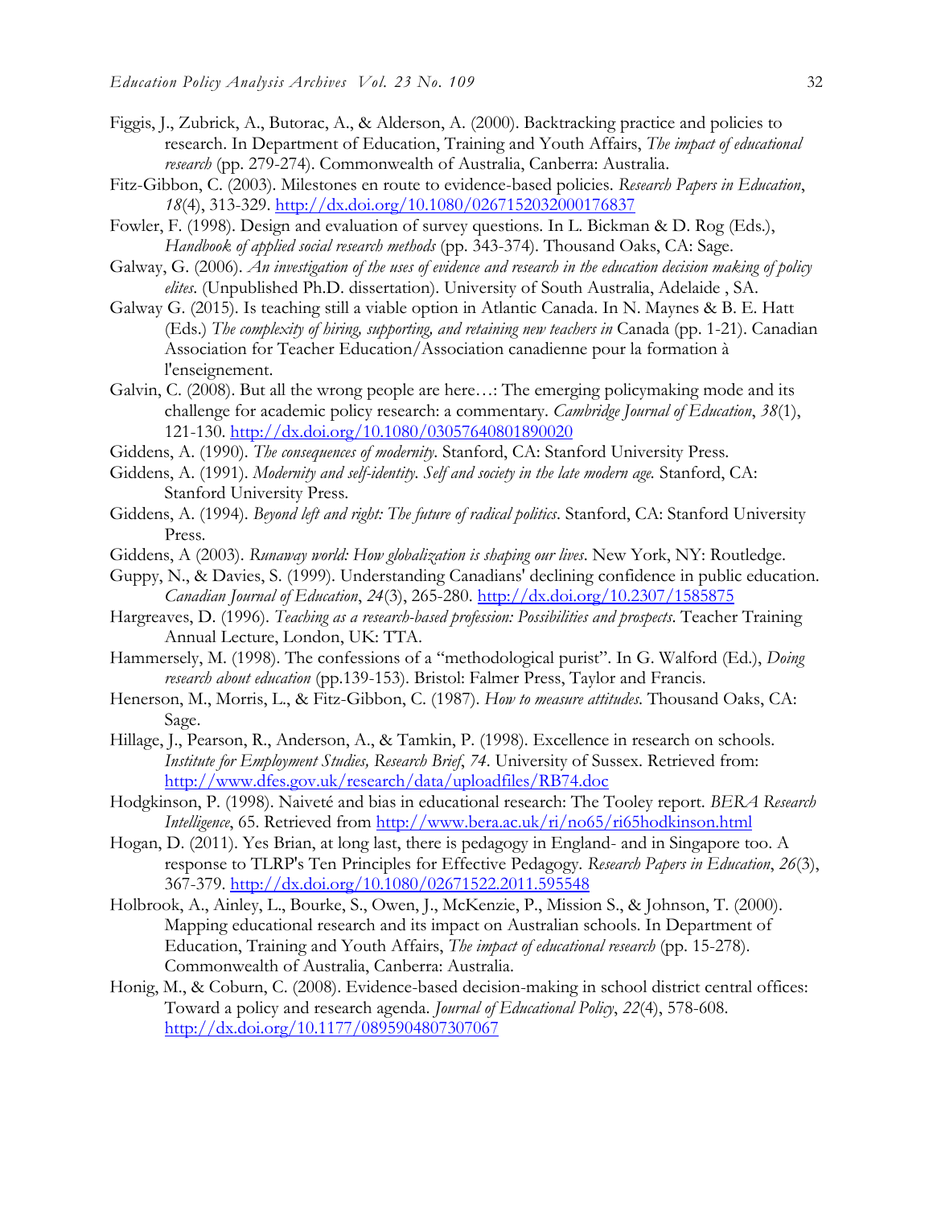Figgis, J., Zubrick, A., Butorac, A., & Alderson, A. (2000). Backtracking practice and policies to research. In Department of Education, Training and Youth Affairs, *The impact of educational research* (pp. 279-274). Commonwealth of Australia, Canberra: Australia.

Fitz-Gibbon, C. (2003). Milestones en route to evidence-based policies. *Research Papers in Education*, *18*(4), 313-329. http://dx.doi.org/10.1080/0267152032000176837

Fowler, F. (1998). Design and evaluation of survey questions. In L. Bickman & D. Rog (Eds.), *Handbook of applied social research methods* (pp. 343-374). Thousand Oaks, CA: Sage.

Galway, G. (2006). *An investigation of the uses of evidence and research in the education decision making of policy elites*. (Unpublished Ph.D. dissertation). University of South Australia, Adelaide , SA.

Galway G. (2015). Is teaching still a viable option in Atlantic Canada. In N. Maynes & B. E. Hatt (Eds.) *The complexity of hiring, supporting, and retaining new teachers in* Canada (pp. 1-21). Canadian Association for Teacher Education/Association canadienne pour la formation à l'enseignement.

Galvin, C. (2008). But all the wrong people are here…: The emerging policymaking mode and its challenge for academic policy research: a commentary. *Cambridge Journal of Education*, *38*(1), 121-130. http://dx.doi.org/10.1080/03057640801890020

Giddens, A. (1990). *The consequences of modernity*. Stanford, CA: Stanford University Press.

Giddens, A. (1991). *Modernity and self-identity. Self and society in the late modern age.* Stanford, CA: Stanford University Press.

Giddens, A. (1994). *Beyond left and right: The future of radical politics*. Stanford, CA: Stanford University Press.

Giddens, A (2003). *Runaway world: How globalization is shaping our lives*. New York, NY: Routledge.

Guppy, N., & Davies, S. (1999). Understanding Canadians' declining confidence in public education. *Canadian Journal of Education*, *24*(3), 265-280. http://dx.doi.org/10.2307/1585875

Hargreaves, D. (1996). *Teaching as a research-based profession: Possibilities and prospects*. Teacher Training Annual Lecture, London, UK: TTA.

Hammersely, M. (1998). The confessions of a "methodological purist". In G. Walford (Ed.), *Doing research about education* (pp.139-153). Bristol: Falmer Press, Taylor and Francis.

Henerson, M., Morris, L., & Fitz-Gibbon, C. (1987). *How to measure attitudes*. Thousand Oaks, CA: Sage.

Hillage, J., Pearson, R., Anderson, A., & Tamkin, P. (1998). Excellence in research on schools. *Institute for Employment Studies, Research Brief*, *74*. University of Sussex. Retrieved from: http://www.dfes.gov.uk/research/data/uploadfiles/RB74.doc

Hodgkinson, P. (1998). Naiveté and bias in educational research: The Tooley report. *BERA Research Intelligence*, 65. Retrieved from http://www.bera.ac.uk/ri/no65/ri65hodkinson.html

Hogan, D. (2011). Yes Brian, at long last, there is pedagogy in England- and in Singapore too. A response to TLRP's Ten Principles for Effective Pedagogy. *Research Papers in Education*, *26*(3), 367-379. http://dx.doi.org/10.1080/02671522.2011.595548

Holbrook, A., Ainley, L., Bourke, S., Owen, J., McKenzie, P., Mission S., & Johnson, T. (2000). Mapping educational research and its impact on Australian schools. In Department of Education, Training and Youth Affairs, *The impact of educational research* (pp. 15-278). Commonwealth of Australia, Canberra: Australia.

Honig, M., & Coburn, C. (2008). Evidence-based decision-making in school district central offices: Toward a policy and research agenda. *Journal of Educational Policy*, *22*(4), 578-608. http://dx.doi.org/10.1177/0895904807307067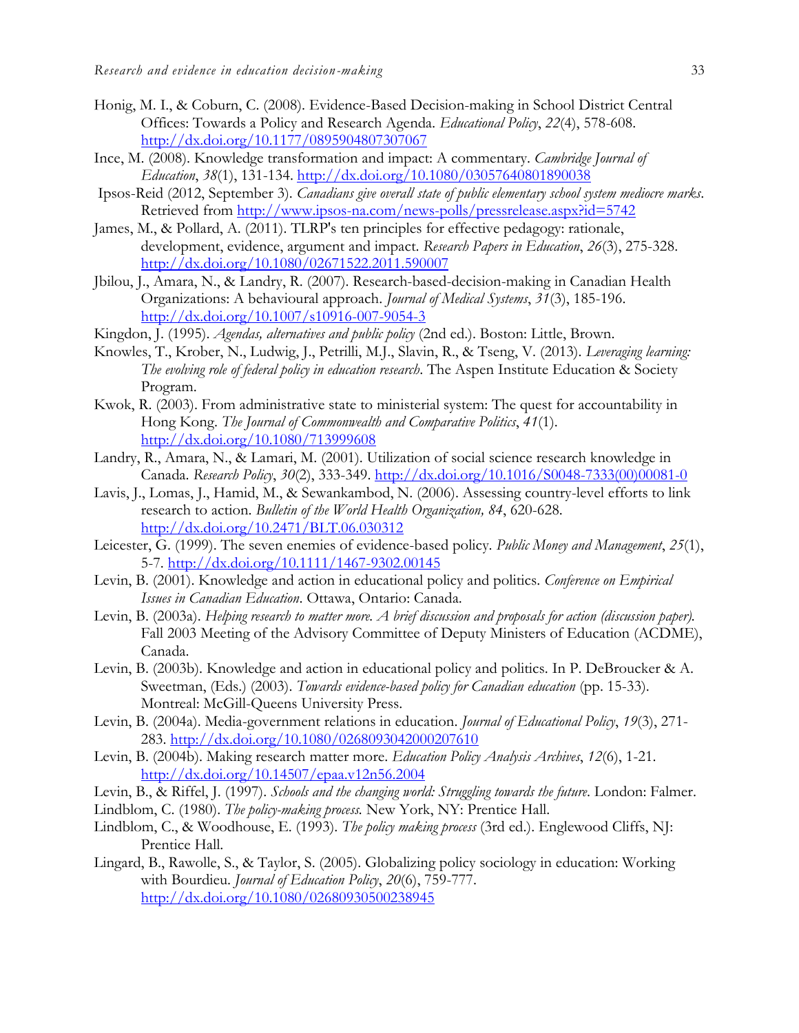Honig, M. I., & Coburn, C. (2008). Evidence-Based Decision-making in School District Central Offices: Towards a Policy and Research Agenda. *Educational Policy*, *22*(4), 578-608. http://dx.doi.org/10.1177/0895904807307067

Ince, M. (2008). Knowledge transformation and impact: A commentary. *Cambridge Journal of Education*, *38*(1), 131-134. http://dx.doi.org/10.1080/03057640801890038

Ipsos-Reid (2012, September 3). *Canadians give overall state of public elementary school system mediocre marks*. Retrieved from http://www.ipsos-na.com/news-polls/pressrelease.aspx?id=5742

James, M., & Pollard, A. (2011). TLRP's ten principles for effective pedagogy: rationale, development, evidence, argument and impact. *Research Papers in Education*, *26*(3), 275-328. http://dx.doi.org/10.1080/02671522.2011.590007

Jbilou, J., Amara, N., & Landry, R. (2007). Research-based-decision-making in Canadian Health Organizations: A behavioural approach. *Journal of Medical Systems*, *31*(3), 185-196. http://dx.doi.org/10.1007/s10916-007-9054-3

Kingdon, J. (1995). *Agendas, alternatives and public policy* (2nd ed.). Boston: Little, Brown.

Knowles, T., Krober, N., Ludwig, J., Petrilli, M.J., Slavin, R., & Tseng, V. (2013). *Leveraging learning: The evolving role of federal policy in education research*. The Aspen Institute Education & Society Program.

Kwok, R. (2003). From administrative state to ministerial system: The quest for accountability in Hong Kong. *The Journal of Commonwealth and Comparative Politics*, *41*(1). http://dx.doi.org/10.1080/713999608

Landry, R., Amara, N., & Lamari, M. (2001). Utilization of social science research knowledge in Canada. *Research Policy*, *30*(2), 333-349. http://dx.doi.org/10.1016/S0048-7333(00)00081-0

Lavis, J., Lomas, J., Hamid, M., & Sewankambod, N. (2006). Assessing country-level efforts to link research to action. *Bulletin of the World Health Organization, 84*, 620-628. http://dx.doi.org/10.2471/BLT.06.030312

Leicester, G. (1999). The seven enemies of evidence-based policy. *Public Money and Management*, *25*(1), 5-7. http://dx.doi.org/10.1111/1467-9302.00145

Levin, B. (2001). Knowledge and action in educational policy and politics. *Conference on Empirical Issues in Canadian Education*. Ottawa, Ontario: Canada.

Levin, B. (2003a). *Helping research to matter more. A brief discussion and proposals for action (discussion paper).* Fall 2003 Meeting of the Advisory Committee of Deputy Ministers of Education (ACDME), Canada.

Levin, B. (2003b). Knowledge and action in educational policy and politics. In P. DeBroucker & A. Sweetman, (Eds.) (2003). *Towards evidence-based policy for Canadian education* (pp. 15-33). Montreal: McGill-Queens University Press.

Levin, B. (2004a). Media-government relations in education. *Journal of Educational Policy*, *19*(3), 271-283. http://dx.doi.org/10.1080/0268093042000207610

Levin, B. (2004b). Making research matter more. *Education Policy Analysis Archives*, *12*(6), 1-21. http://dx.doi.org/10.14507/epaa.v12n56.2004

Levin, B., & Riffel, J. (1997). *Schools and the changing world: Struggling towards the future*. London: Falmer.

Lindblom, C. (1980). *The policy-making process.* New York, NY: Prentice Hall.

Lindblom, C., & Woodhouse, E. (1993). *The policy making process* (3rd ed.). Englewood Cliffs, NJ: Prentice Hall.

Lingard, B., Rawolle, S., & Taylor, S. (2005). Globalizing policy sociology in education: Working with Bourdieu. *Journal of Education Policy*, *20*(6), 759-777. http://dx.doi.org/10.1080/02680930500238945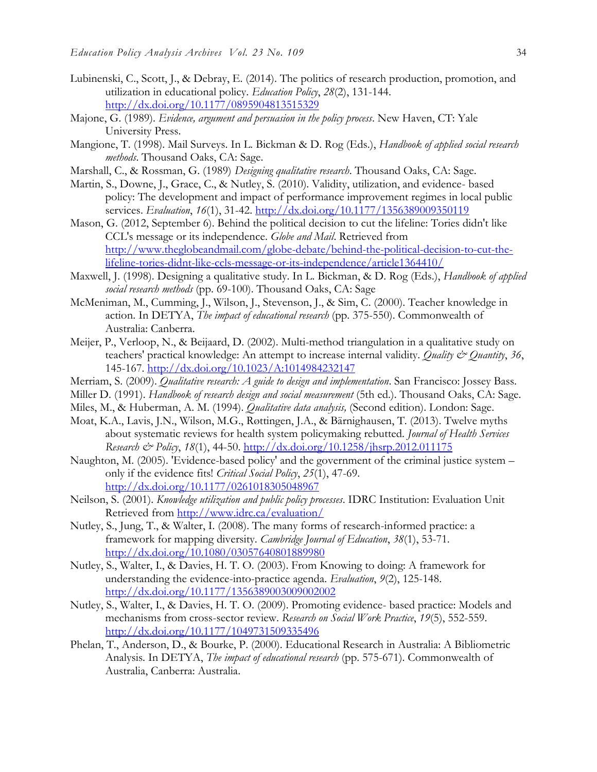Lubinenski, C., Scott, J., & Debray, E. (2014). The politics of research production, promotion, and utilization in educational policy. *Education Policy*, *28*(2), 131-144. http://dx.doi.org/10.1177/0895904813515329

Majone, G. (1989). *Evidence, argument and persuasion in the policy process*. New Haven, CT: Yale University Press.

Mangione, T. (1998). Mail Surveys. In L. Bickman & D. Rog (Eds.), *Handbook of applied social research methods*. Thousand Oaks, CA: Sage.

Marshall, C., & Rossman, G. (1989) *Designing qualitative research*. Thousand Oaks, CA: Sage.

Martin, S., Downe, J., Grace, C., & Nutley, S. (2010). Validity, utilization, and evidence- based policy: The development and impact of performance improvement regimes in local public services. *Evaluation*, *16*(1), 31-42. http://dx.doi.org/10.1177/1356389009350119

Mason, G. (2012, September 6). Behind the political decision to cut the lifeline: Tories didn't like CCL's message or its independence. *Globe and Mail*. Retrieved from http://www.theglobeandmail.com/globe-debate/behind-the-political-decision-to-cut-the-lifeline-tories-didnt-like-ccls-message-or-its-independence/article1364410/

Maxwell, J. (1998). Designing a qualitative study. In L. Bickman, & D. Rog (Eds.), *Handbook of applied social research methods* (pp. 69-100). Thousand Oaks, CA: Sage

McMeniman, M., Cumming, J., Wilson, J., Stevenson, J., & Sim, C. (2000). Teacher knowledge in action. In DETYA, *The impact of educational research* (pp. 375-550). Commonwealth of Australia: Canberra.

Meijer, P., Verloop, N., & Beijaard, D. (2002). Multi-method triangulation in a qualitative study on teachers' practical knowledge: An attempt to increase internal validity. *Quality & Quantity*, *36*, 145-167. http://dx.doi.org/10.1023/A:1014984232147

Merriam, S. (2009). *Qualitative research: A guide to design and implementation*. San Francisco: Jossey Bass.

Miller D. (1991). *Handbook of research design and social measurement* (5th ed.). Thousand Oaks, CA: Sage.

Miles, M., & Huberman, A. M. (1994). *Qualitative data analysis,* (Second edition). London: Sage.

Moat, K.A., Lavis, J.N., Wilson, M.G., Røttingen, J.A., & Bärnighausen, T. (2013). Twelve myths about systematic reviews for health system policymaking rebutted. *Journal of Health Services Research & Policy*, *18*(1), 44-50. http://dx.doi.org/10.1258/jhsrp.2012.011175

Naughton, M. (2005). 'Evidence-based policy' and the government of the criminal justice system – only if the evidence fits! *Critical Social Policy*, *25*(1), 47-69. http://dx.doi.org/10.1177/0261018305048967

Neilson, S. (2001). *Knowledge utilization and public policy processes*. IDRC Institution: Evaluation Unit Retrieved from http://www.idrc.ca/evaluation/

Nutley, S., Jung, T., & Walter, I. (2008). The many forms of research-informed practice: a framework for mapping diversity. *Cambridge Journal of Education*, *38*(1), 53-71. http://dx.doi.org/10.1080/03057640801889980

Nutley, S., Walter, I., & Davies, H. T. O. (2003). From Knowing to doing: A framework for understanding the evidence-into-practice agenda. *Evaluation*, *9*(2), 125-148. http://dx.doi.org/10.1177/1356389003009002002

Nutley, S., Walter, I., & Davies, H. T. O. (2009). Promoting evidence- based practice: Models and mechanisms from cross-sector review. *Research on Social Work Practice*, *19*(5), 552-559. http://dx.doi.org/10.1177/1049731509335496

Phelan, T., Anderson, D., & Bourke, P. (2000). Educational Research in Australia: A Bibliometric Analysis. In DETYA, *The impact of educational research* (pp. 575-671). Commonwealth of Australia, Canberra: Australia.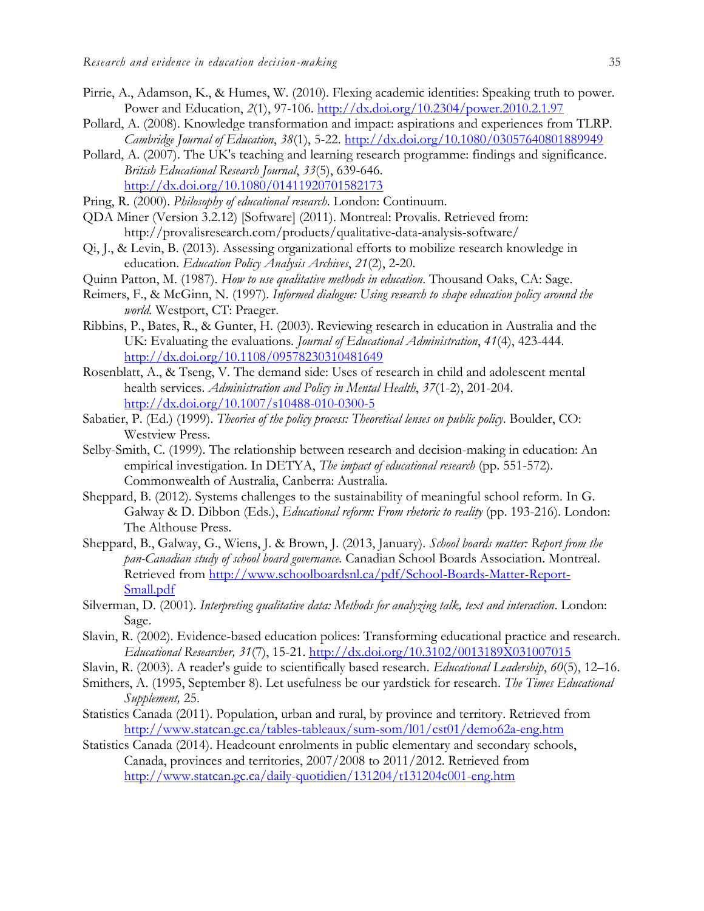Pirrie, A., Adamson, K., & Humes, W. (2010). Flexing academic identities: Speaking truth to power. Power and Education, *2*(1), 97-106. http://dx.doi.org/10.2304/power.2010.2.1.97

Pollard, A. (2008). Knowledge transformation and impact: aspirations and experiences from TLRP. *Cambridge Journal of Education*, *38*(1), 5-22. http://dx.doi.org/10.1080/03057640801889949

Pollard, A. (2007). The UK's teaching and learning research programme: findings and significance. *British Educational Research Journal*, *33*(5), 639-646. http://dx.doi.org/10.1080/01411920701582173

Pring, R. (2000). *Philosophy of educational research*. London: Continuum.

QDA Miner (Version 3.2.12) [Software] (2011). Montreal: Provalis. Retrieved from: http://provalisresearch.com/products/qualitative-data-analysis-software/

Qi, J., & Levin, B. (2013). Assessing organizational efforts to mobilize research knowledge in education. *Education Policy Analysis Archives*, *21*(2), 2-20.

Quinn Patton, M. (1987). *How to use qualitative methods in education*. Thousand Oaks, CA: Sage.

Reimers, F., & McGinn, N. (1997). *Informed dialogue: Using research to shape education policy around the world*. Westport, CT: Praeger.

Ribbins, P., Bates, R., & Gunter, H. (2003). Reviewing research in education in Australia and the UK: Evaluating the evaluations. *Journal of Educational Administration*, *41*(4), 423-444. http://dx.doi.org/10.1108/09578230310481649

Rosenblatt, A., & Tseng, V. The demand side: Uses of research in child and adolescent mental health services. *Administration and Policy in Mental Health*, *37*(1-2), 201-204. http://dx.doi.org/10.1007/s10488-010-0300-5

Sabatier, P. (Ed.) (1999). *Theories of the policy process: Theoretical lenses on public policy*. Boulder, CO: Westview Press.

Selby-Smith, C. (1999). The relationship between research and decision-making in education: An empirical investigation. In DETYA, *The impact of educational research* (pp. 551-572). Commonwealth of Australia, Canberra: Australia.

Sheppard, B. (2012). Systems challenges to the sustainability of meaningful school reform. In G. Galway & D. Dibbon (Eds.), *Educational reform: From rhetoric to reality* (pp. 193-216). London: The Althouse Press.

Sheppard, B., Galway, G., Wiens, J. & Brown, J. (2013, January). *School boards matter: Report from the pan-Canadian study of school board governance.* Canadian School Boards Association. Montreal. Retrieved from http://www.schoolboardsnl.ca/pdf/School-Boards-Matter-Report-Small.pdf

Silverman, D. (2001). *Interpreting qualitative data: Methods for analyzing talk, text and interaction*. London: Sage.

Slavin, R. (2002). Evidence-based education polices: Transforming educational practice and research. *Educational Researcher, 31*(7), 15-21. http://dx.doi.org/10.3102/0013189X031007015

Slavin, R. (2003). A reader's guide to scientifically based research. *Educational Leadership*, *60*(5), 12–16.

Smithers, A. (1995, September 8). Let usefulness be our yardstick for research. *The Times Educational Supplement,* 25.

Statistics Canada (2011). Population, urban and rural, by province and territory. Retrieved from http://www.statcan.gc.ca/tables-tableaux/sum-som/l01/cst01/demo62a-eng.htm

Statistics Canada (2014). Headcount enrolments in public elementary and secondary schools, Canada, provinces and territories, 2007/2008 to 2011/2012. Retrieved from http://www.statcan.gc.ca/daily-quotidien/131204/t131204c001-eng.htm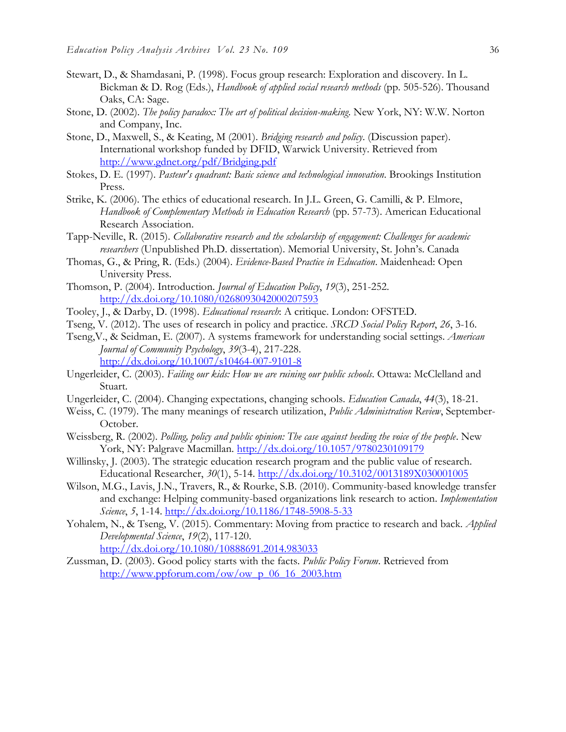Stewart, D., & Shamdasani, P. (1998). Focus group research: Exploration and discovery. In L. Bickman & D. Rog (Eds.), *Handbook of applied social research methods* (pp. 505-526). Thousand Oaks, CA: Sage.

Stone, D. (2002). *The policy paradox: The art of political decision-making*. New York, NY: W.W. Norton and Company, Inc.

Stone, D., Maxwell, S., & Keating, M (2001). *Bridging research and policy*. (Discussion paper). International workshop funded by DFID, Warwick University. Retrieved from http://www.gdnet.org/pdf/Bridging.pdf

Stokes, D. E. (1997). *Pasteur's quadrant: Basic science and technological innovation*. Brookings Institution Press.

Strike, K. (2006). The ethics of educational research. In J.L. Green, G. Camilli, & P. Elmore, *Handbook of Complementary Methods in Education Research* (pp. 57-73). American Educational Research Association.

Tapp-Neville, R. (2015). *Collaborative research and the scholarship of engagement: Challenges for academic researchers* (Unpublished Ph.D. dissertation). Memorial University, St. John's. Canada

Thomas, G., & Pring, R. (Eds.) (2004). *Evidence-Based Practice in Education*. Maidenhead: Open University Press.

Thomson, P. (2004). Introduction. *Journal of Education Policy*, *19*(3), 251-252. http://dx.doi.org/10.1080/0268093042000207593

Tooley, J., & Darby, D. (1998). *Educational research*: A critique. London: OFSTED.

Tseng, V. (2012). The uses of research in policy and practice. *SRCD Social Policy Report*, *26*, 3-16.

Tseng,V., & Seidman, E. (2007). A systems framework for understanding social settings. *American Journal of Community Psychology*, *39*(3-4), 217-228. http://dx.doi.org/10.1007/s10464-007-9101-8

Ungerleider, C. (2003). *Failing our kids: How we are ruining our public schools*. Ottawa: McClelland and Stuart.

Ungerleider, C. (2004). Changing expectations, changing schools. *Education Canada*, *44*(3), 18-21.

Weiss, C. (1979). The many meanings of research utilization, *Public Administration Review*, September-October.

Weissberg, R. (2002). *Polling, policy and public opinion: The case against heeding the voice of the people*. New York, NY: Palgrave Macmillan. http://dx.doi.org/10.1057/9780230109179

Willinsky, J. (2003). The strategic education research program and the public value of research. Educational Researcher, *30*(1), 5-14. http://dx.doi.org/10.3102/0013189X030001005

Wilson, M.G., Lavis, J.N., Travers, R., & Rourke, S.B. (2010). Community-based knowledge transfer and exchange: Helping community-based organizations link research to action. *Implementation Science*, *5*, 1-14. http://dx.doi.org/10.1186/1748-5908-5-33

Yohalem, N., & Tseng, V. (2015). Commentary: Moving from practice to research and back. *Applied Developmental Science*, *19*(2), 117-120. http://dx.doi.org/10.1080/10888691.2014.983033

Zussman, D. (2003). Good policy starts with the facts. *Public Policy Forum*. Retrieved from http://www.ppforum.com/ow/ow_p_06_16_2003.htm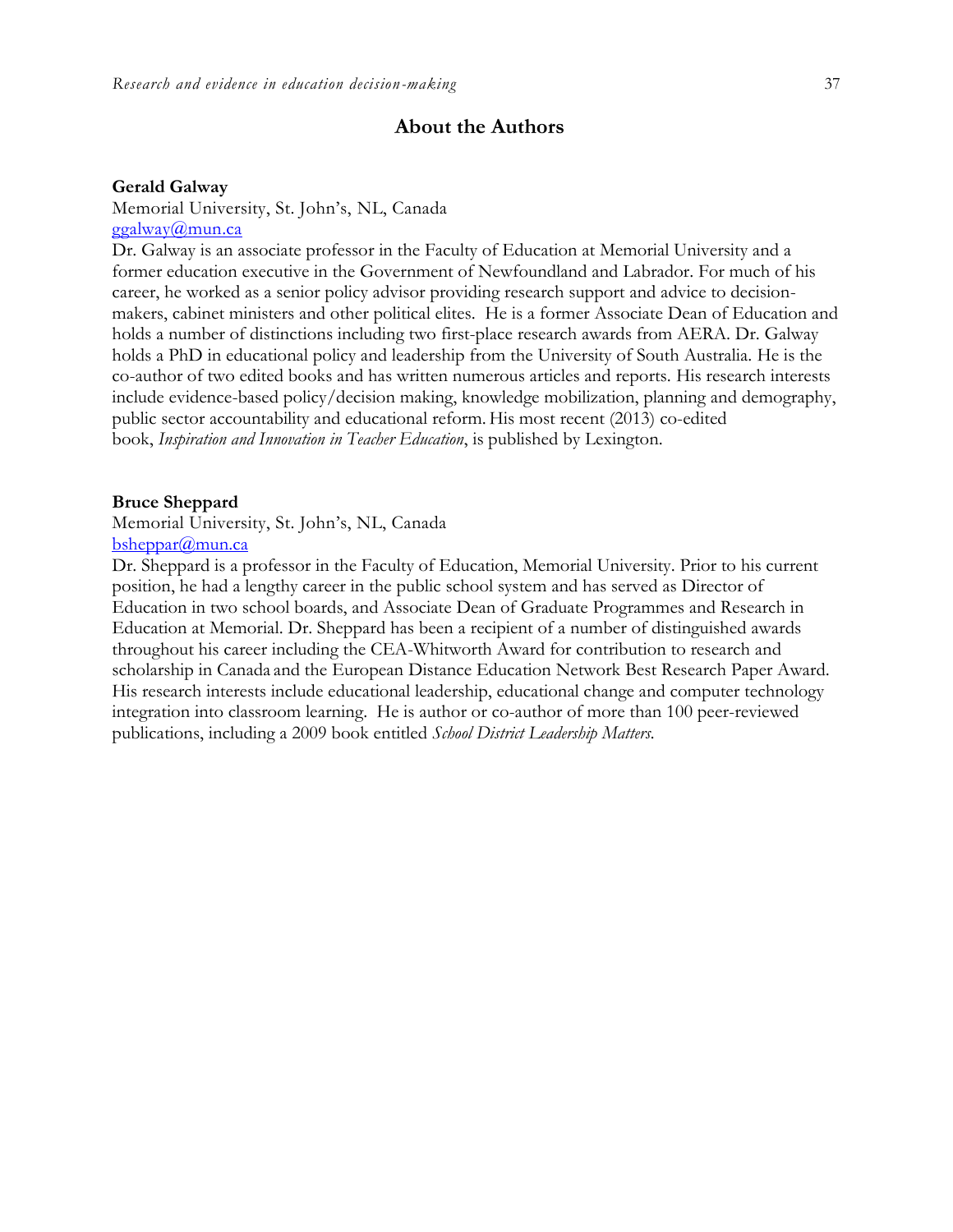## About the Authors

**Gerald Galway**
Memorial University, St. John's, NL, Canada
ggalway@mun.ca
Dr. Galway is an associate professor in the Faculty of Education at Memorial University and a former education executive in the Government of Newfoundland and Labrador. For much of his career, he worked as a senior policy advisor providing research support and advice to decision-makers, cabinet ministers and other political elites. He is a former Associate Dean of Education and holds a number of distinctions including two first-place research awards from AERA. Dr. Galway holds a PhD in educational policy and leadership from the University of South Australia. He is the co-author of two edited books and has written numerous articles and reports. His research interests include evidence-based policy/decision making, knowledge mobilization, planning and demography, public sector accountability and educational reform. His most recent (2013) co-edited book, *Inspiration and Innovation in Teacher Education*, is published by Lexington.

**Bruce Sheppard**
Memorial University, St. John's, NL, Canada
bsheppar@mun.ca
Dr. Sheppard is a professor in the Faculty of Education, Memorial University. Prior to his current position, he had a lengthy career in the public school system and has served as Director of Education in two school boards, and Associate Dean of Graduate Programmes and Research in Education at Memorial. Dr. Sheppard has been a recipient of a number of distinguished awards throughout his career including the CEA-Whitworth Award for contribution to research and scholarship in Canada and the European Distance Education Network Best Research Paper Award. His research interests include educational leadership, educational change and computer technology integration into classroom learning. He is author or co-author of more than 100 peer-reviewed publications, including a 2009 book entitled *School District Leadership Matters.*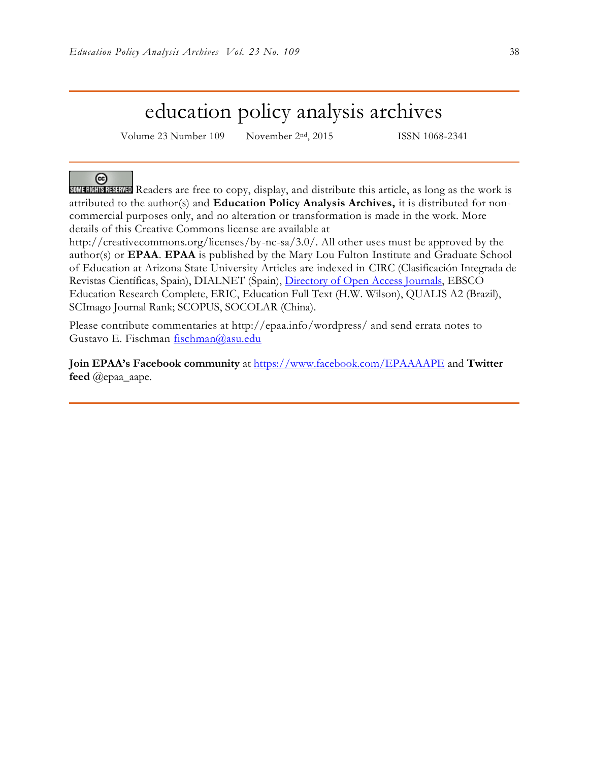# education policy analysis archives

Volume 23 Number 109 November 2nd, 2015 ISSN 1068-2341

SOME RIGHTS RESERVED Readers are free to copy, display, and distribute this article, as long as the work is attributed to the author(s) and **Education Policy Analysis Archives,** it is distributed for non-commercial purposes only, and no alteration or transformation is made in the work. More details of this Creative Commons license are available at http://creativecommons.org/licenses/by-nc-sa/3.0/. All other uses must be approved by the author(s) or **EPAA**. **EPAA** is published by the Mary Lou Fulton Institute and Graduate School of Education at Arizona State University Articles are indexed in CIRC (Clasificación Integrada de Revistas Científicas, Spain), DIALNET (Spain), [Directory of Open Access Journals](), EBSCO Education Research Complete, ERIC, Education Full Text (H.W. Wilson), QUALIS A2 (Brazil), SCImago Journal Rank; SCOPUS, SOCOLAR (China).

Please contribute commentaries at http://epaa.info/wordpress/ and send errata notes to Gustavo E. Fischman fischman@asu.edu

**Join EPAA's Facebook community** at https://www.facebook.com/EPAAAAPE and **Twitter feed** @epaa_aape.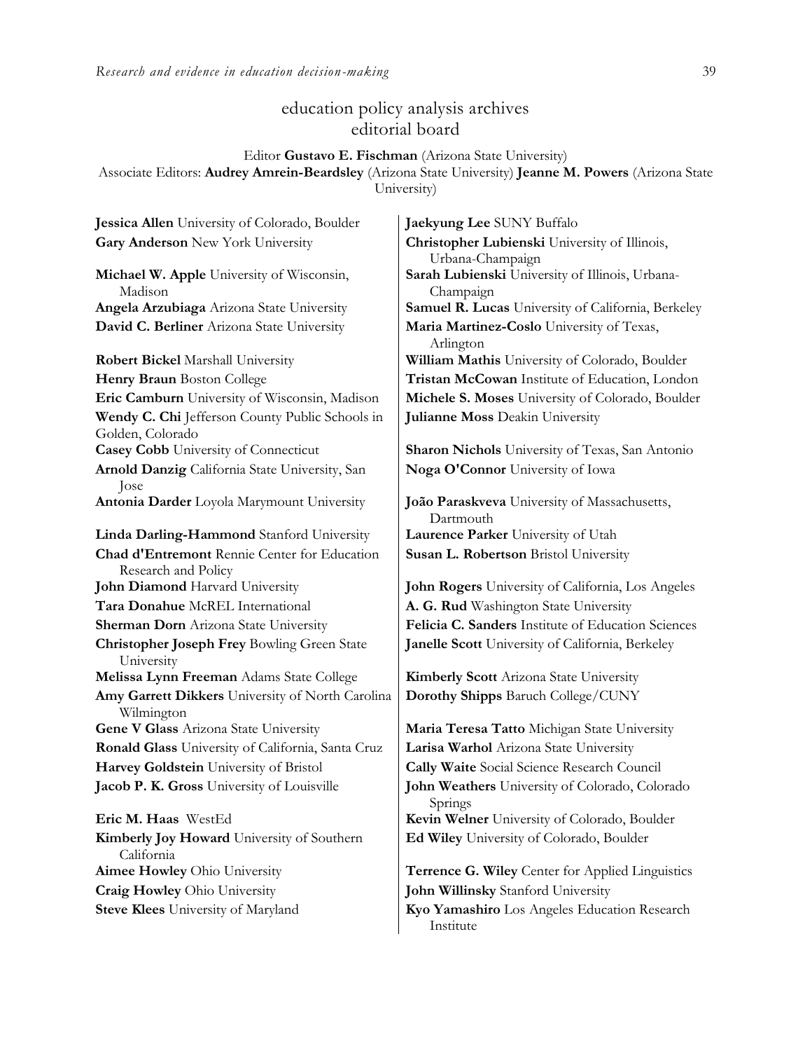# education policy analysis archives
## editorial board

Editor **Gustavo E. Fischman** (Arizona State University)
Associate Editors: **Audrey Amrein-Beardsley** (Arizona State University) **Jeanne M. Powers** (Arizona State University)

**Jessica Allen** University of Colorado, Boulder
**Gary Anderson** New York University
**Michael W. Apple** University of Wisconsin, Madison
**Angela Arzubiaga** Arizona State University
**David C. Berliner** Arizona State University
**Robert Bickel** Marshall University
**Henry Braun** Boston College
**Eric Camburn** University of Wisconsin, Madison
**Wendy C. Chi** Jefferson County Public Schools in Golden, Colorado
**Casey Cobb** University of Connecticut
**Arnold Danzig** California State University, San Jose
**Antonia Darder** Loyola Marymount University
**Linda Darling-Hammond** Stanford University
**Chad d'Entremont** Rennie Center for Education Research and Policy
**John Diamond** Harvard University
**Tara Donahue** McREL International
**Sherman Dorn** Arizona State University
**Christopher Joseph Frey** Bowling Green State University
**Melissa Lynn Freeman** Adams State College
**Amy Garrett Dikkers** University of North Carolina Wilmington
**Gene V Glass** Arizona State University
**Ronald Glass** University of California, Santa Cruz
**Harvey Goldstein** University of Bristol
**Jacob P. K. Gross** University of Louisville
**Eric M. Haas** WestEd
**Kimberly Joy Howard** University of Southern California
**Aimee Howley** Ohio University
**Craig Howley** Ohio University
**Steve Klees** University of Maryland
**Jaekyung Lee** SUNY Buffalo
**Christopher Lubienski** University of Illinois, Urbana-Champaign
**Sarah Lubienski** University of Illinois, Urbana-Champaign
**Samuel R. Lucas** University of California, Berkeley
**Maria Martinez-Coslo** University of Texas, Arlington
**William Mathis** University of Colorado, Boulder
**Tristan McCowan** Institute of Education, London
**Michele S. Moses** University of Colorado, Boulder
**Julianne Moss** Deakin University
**Sharon Nichols** University of Texas, San Antonio
**Noga O'Connor** University of Iowa
**João Paraskveva** University of Massachusetts, Dartmouth
**Laurence Parker** University of Utah
**Susan L. Robertson** Bristol University
**John Rogers** University of California, Los Angeles
**A. G. Rud** Washington State University
**Felicia C. Sanders** Institute of Education Sciences
**Janelle Scott** University of California, Berkeley
**Kimberly Scott** Arizona State University
**Dorothy Shipps** Baruch College/CUNY
**Maria Teresa Tatto** Michigan State University
**Larisa Warhol** Arizona State University
**Cally Waite** Social Science Research Council
**John Weathers** University of Colorado, Colorado Springs
**Kevin Welner** University of Colorado, Boulder
**Ed Wiley** University of Colorado, Boulder
**Terrence G. Wiley** Center for Applied Linguistics
**John Willinsky** Stanford University
**Kyo Yamashiro** Los Angeles Education Research Institute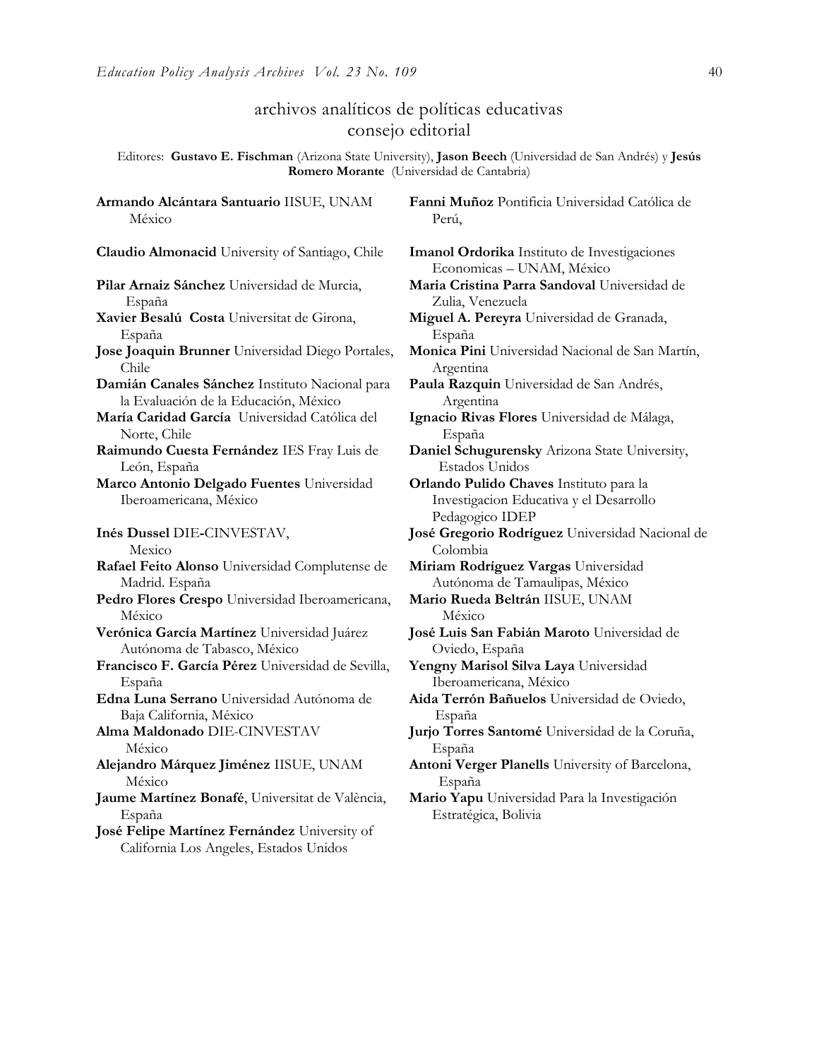# archivos analíticos de políticas educativas
## consejo editorial

Editores: **Gustavo E. Fischman** (Arizona State University), **Jason Beech** (Universidad de San Andrés) y **Jesús Romero Morante** (Universidad de Cantabria)

**Armando Alcántara Santuario** IISUE, UNAM México

**Claudio Almonacid** University of Santiago, Chile

**Pilar Arnaiz Sánchez** Universidad de Murcia, España

**Xavier Besalú Costa** Universitat de Girona, España

**Jose Joaquin Brunner** Universidad Diego Portales, Chile

**Damián Canales Sánchez** Instituto Nacional para la Evaluación de la Educación, México

**María Caridad García** Universidad Católica del Norte, Chile

**Raimundo Cuesta Fernández** IES Fray Luis de León, España

**Marco Antonio Delgado Fuentes** Universidad Iberoamericana, México

**Inés Dussel** DIE-CINVESTAV, Mexico

**Rafael Feito Alonso** Universidad Complutense de Madrid. España

**Pedro Flores Crespo** Universidad Iberoamericana, México

**Verónica García Martínez** Universidad Juárez Autónoma de Tabasco, México

**Francisco F. García Pérez** Universidad de Sevilla, España

**Edna Luna Serrano** Universidad Autónoma de Baja California, México

**Alma Maldonado** DIE-CINVESTAV México

**Alejandro Márquez Jiménez** IISUE, UNAM México

**Jaume Martínez Bonafé**, Universitat de València, España

**José Felipe Martínez Fernández** University of California Los Angeles, Estados Unidos

**Fanni Muñoz** Pontificia Universidad Católica de Perú,

**Imanol Ordorika** Instituto de Investigaciones Economicas – UNAM, México

**Maria Cristina Parra Sandoval** Universidad de Zulia, Venezuela

**Miguel A. Pereyra** Universidad de Granada, España

**Monica Pini** Universidad Nacional de San Martín, Argentina

**Paula Razquin** Universidad de San Andrés, Argentina

**Ignacio Rivas Flores** Universidad de Málaga, España

**Daniel Schugurensky** Arizona State University, Estados Unidos

**Orlando Pulido Chaves** Instituto para la Investigacion Educativa y el Desarrollo Pedagogico IDEP

**José Gregorio Rodríguez** Universidad Nacional de Colombia

**Miriam Rodríguez Vargas** Universidad Autónoma de Tamaulipas, México

**Mario Rueda Beltrán** IISUE, UNAM México

**José Luis San Fabián Maroto** Universidad de Oviedo, España

**Yengny Marisol Silva Laya** Universidad Iberoamericana, México

**Aida Terrón Bañuelos** Universidad de Oviedo, España

**Jurjo Torres Santomé** Universidad de la Coruña, España

**Antoni Verger Planells** University of Barcelona, España

**Mario Yapu** Universidad Para la Investigación Estratégica, Bolivia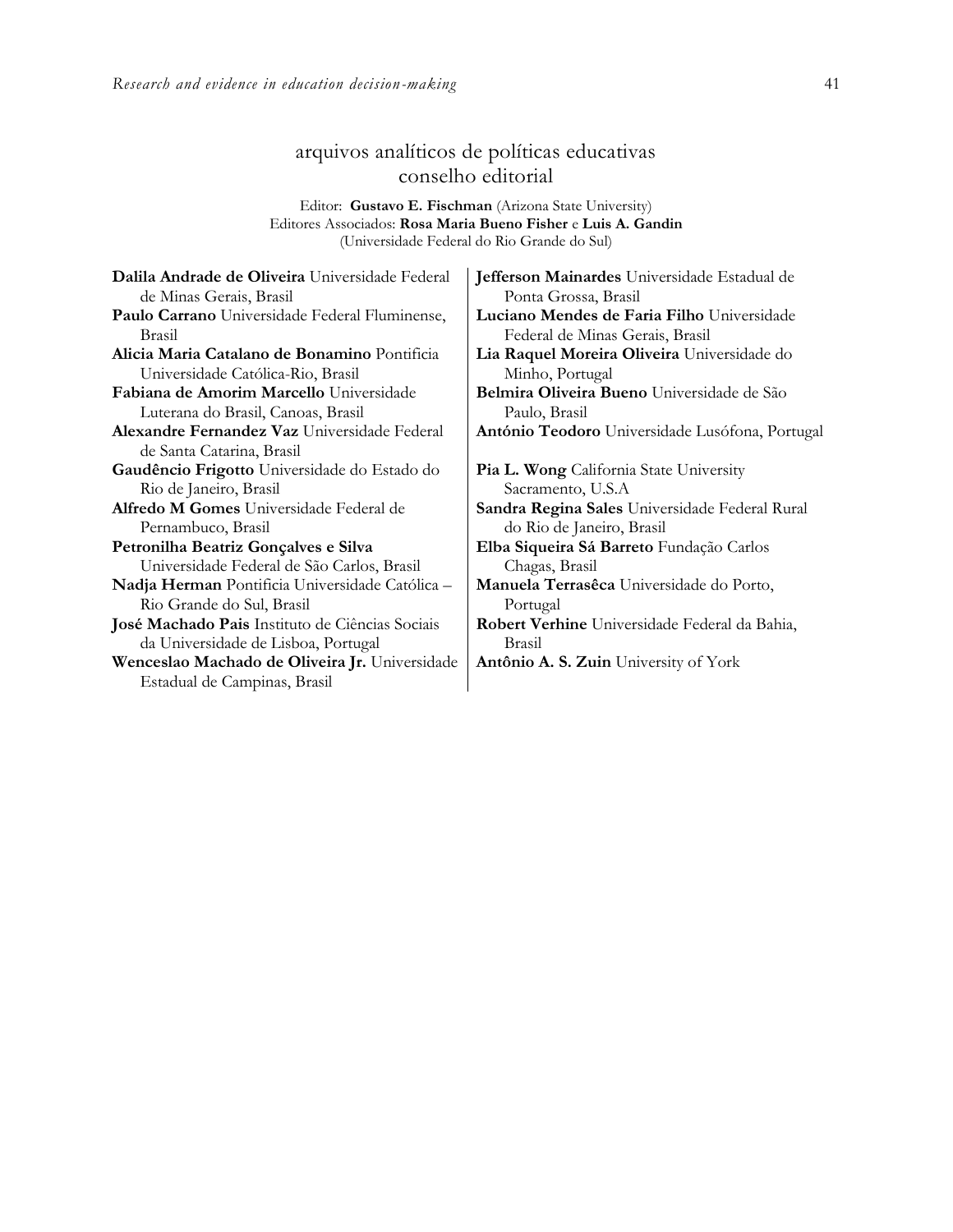## arquivos analíticos de políticas educativas
## conselho editorial

Editor: **Gustavo E. Fischman** (Arizona State University)
Editores Associados: **Rosa Maria Bueno Fisher** e **Luis A. Gandin**
(Universidade Federal do Rio Grande do Sul)

**Dalila Andrade de Oliveira** Universidade Federal de Minas Gerais, Brasil

**Paulo Carrano** Universidade Federal Fluminense, Brasil

**Alicia Maria Catalano de Bonamino** Pontificia Universidade Católica-Rio, Brasil

**Fabiana de Amorim Marcello** Universidade Luterana do Brasil, Canoas, Brasil

**Alexandre Fernandez Vaz** Universidade Federal de Santa Catarina, Brasil

**Gaudêncio Frigotto** Universidade do Estado do Rio de Janeiro, Brasil

**Alfredo M Gomes** Universidade Federal de Pernambuco, Brasil

**Petronilha Beatriz Gonçalves e Silva** Universidade Federal de São Carlos, Brasil

**Nadja Herman** Pontificia Universidade Católica – Rio Grande do Sul, Brasil

**José Machado Pais** Instituto de Ciências Sociais da Universidade de Lisboa, Portugal

**Wenceslao Machado de Oliveira Jr.** Universidade Estadual de Campinas, Brasil

**Jefferson Mainardes** Universidade Estadual de Ponta Grossa, Brasil

**Luciano Mendes de Faria Filho** Universidade Federal de Minas Gerais, Brasil

**Lia Raquel Moreira Oliveira** Universidade do Minho, Portugal

**Belmira Oliveira Bueno** Universidade de São Paulo, Brasil

**António Teodoro** Universidade Lusófona, Portugal

**Pia L. Wong** California State University Sacramento, U.S.A

**Sandra Regina Sales** Universidade Federal Rural do Rio de Janeiro, Brasil

**Elba Siqueira Sá Barreto** Fundação Carlos Chagas, Brasil

**Manuela Terrasêca** Universidade do Porto, Portugal

**Robert Verhine** Universidade Federal da Bahia, Brasil

**Antônio A. S. Zuin** University of York